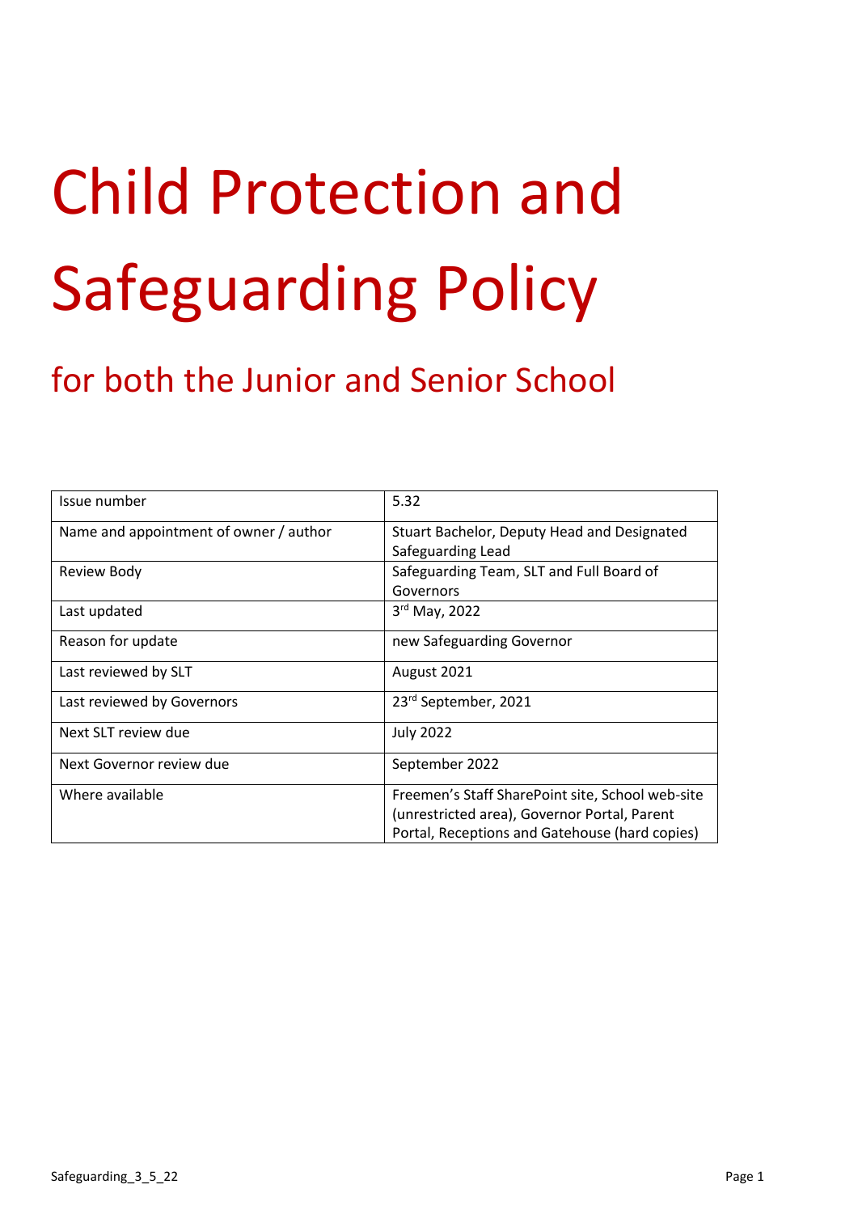# Child Protection and Safeguarding Policy

## for both the Junior and Senior School

| Issue number | 5.32 |
| --- | --- |
| Name and appointment of owner / author | Stuart Bachelor, Deputy Head and Designated Safeguarding Lead |
| Review Body | Safeguarding Team, SLT and Full Board of Governors |
| Last updated | 3rd May, 2022 |
| Reason for update | new Safeguarding Governor |
| Last reviewed by SLT | August 2021 |
| Last reviewed by Governors | 23rd September, 2021 |
| Next SLT review due | July 2022 |
| Next Governor review due | September 2022 |
| Where available | Freemen's Staff SharePoint site, School web-site (unrestricted area), Governor Portal, Parent Portal, Receptions and Gatehouse (hard copies) |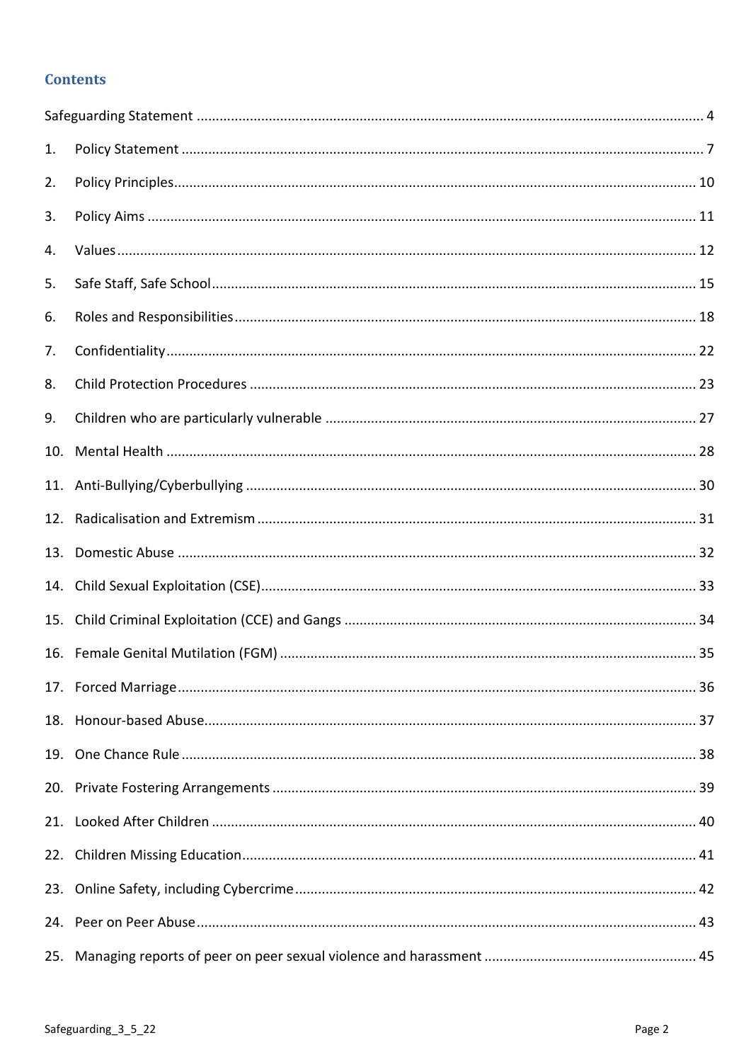## Contents

Safeguarding Statement ..................................................................................................................................... 4

1. Policy Statement ........................................................................................................................................ 7
2. Policy Principles......................................................................................................................................... 10
3. Policy Aims ................................................................................................................................................ 11
4. Values ........................................................................................................................................................ 12
5. Safe Staff, Safe School ................................................................................................................................ 15
6. Roles and Responsibilities .......................................................................................................................... 18
7. Confidentiality ........................................................................................................................................... 22
8. Child Protection Procedures ..................................................................................................................... 23
9. Children who are particularly vulnerable ................................................................................................. 27
10. Mental Health .......................................................................................................................................... 28
11. Anti-Bullying/Cyberbullying ..................................................................................................................... 30
12. Radicalisation and Extremism .................................................................................................................. 31
13. Domestic Abuse ....................................................................................................................................... 32
14. Child Sexual Exploitation (CSE) ................................................................................................................. 33
15. Child Criminal Exploitation (CCE) and Gangs ............................................................................................ 34
16. Female Genital Mutilation (FGM) ............................................................................................................. 35
17. Forced Marriage ....................................................................................................................................... 36
18. Honour-based Abuse ................................................................................................................................. 37
19. One Chance Rule ...................................................................................................................................... 38
20. Private Fostering Arrangements ............................................................................................................... 39
21. Looked After Children .............................................................................................................................. 40
22. Children Missing Education ....................................................................................................................... 41
23. Online Safety, including Cybercrime ......................................................................................................... 42
24. Peer on Peer Abuse .................................................................................................................................. 43
25. Managing reports of peer on peer sexual violence and harassment ........................................................ 45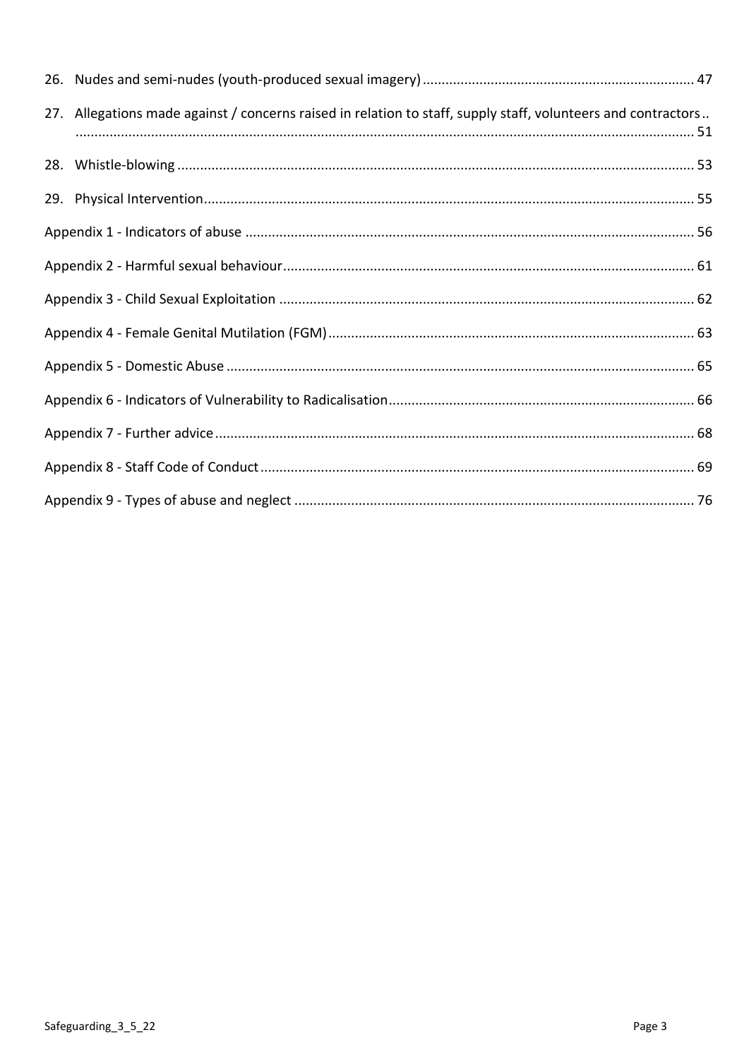26. Nudes and semi-nudes (youth-produced sexual imagery) ........................................................................ 47

27. Allegations made against / concerns raised in relation to staff, supply staff, volunteers and contractors .. ............................................................................................................................................................ 51

28. Whistle-blowing ........................................................................................................................................ 53

29. Physical Intervention ................................................................................................................................. 55

Appendix 1 - Indicators of abuse ........................................................................................................................ 56

Appendix 2 - Harmful sexual behaviour ............................................................................................................. 61

Appendix 3 - Child Sexual Exploitation ............................................................................................................... 62

Appendix 4 - Female Genital Mutilation (FGM) ................................................................................................. 63

Appendix 5 - Domestic Abuse ............................................................................................................................. 65

Appendix 6 - Indicators of Vulnerability to Radicalisation ................................................................................. 66

Appendix 7 - Further advice ............................................................................................................................... 68

Appendix 8 - Staff Code of Conduct ................................................................................................................... 69

Appendix 9 - Types of abuse and neglect ........................................................................................................... 76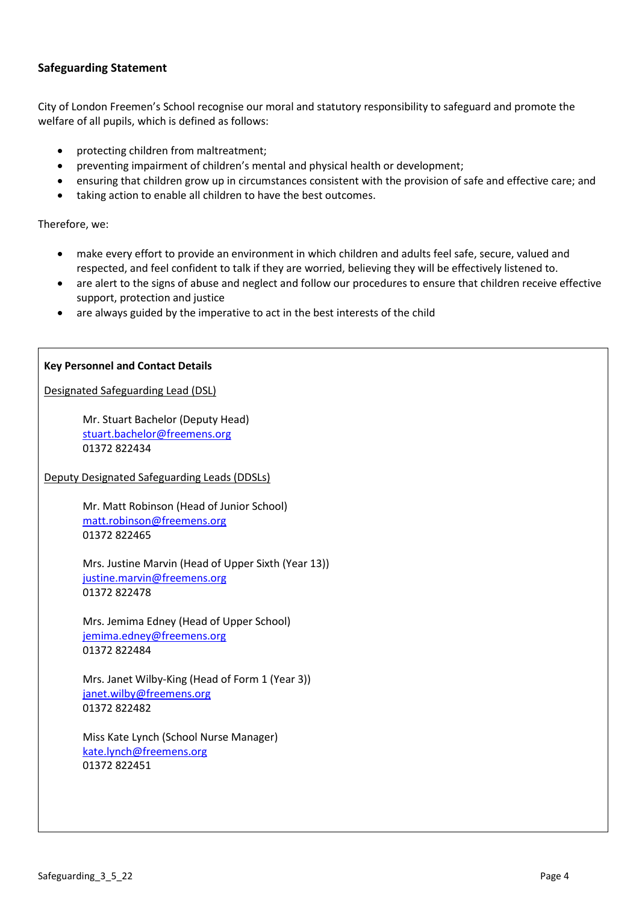## Safeguarding Statement

City of London Freemen's School recognise our moral and statutory responsibility to safeguard and promote the welfare of all pupils, which is defined as follows:

- protecting children from maltreatment;
- preventing impairment of children's mental and physical health or development;
- ensuring that children grow up in circumstances consistent with the provision of safe and effective care; and
- taking action to enable all children to have the best outcomes.

Therefore, we:

- make every effort to provide an environment in which children and adults feel safe, secure, valued and respected, and feel confident to talk if they are worried, believing they will be effectively listened to.
- are alert to the signs of abuse and neglect and follow our procedures to ensure that children receive effective support, protection and justice
- are always guided by the imperative to act in the best interests of the child

**Key Personnel and Contact Details**

Designated Safeguarding Lead (DSL)

Mr. Stuart Bachelor (Deputy Head)
stuart.bachelor@freemens.org
01372 822434

Deputy Designated Safeguarding Leads (DDSLs)

Mr. Matt Robinson (Head of Junior School)
matt.robinson@freemens.org
01372 822465

Mrs. Justine Marvin (Head of Upper Sixth (Year 13))
justine.marvin@freemens.org
01372 822478

Mrs. Jemima Edney (Head of Upper School)
jemima.edney@freemens.org
01372 822484

Mrs. Janet Wilby-King (Head of Form 1 (Year 3))
janet.wilby@freemens.org
01372 822482

Miss Kate Lynch (School Nurse Manager)
kate.lynch@freemens.org
01372 822451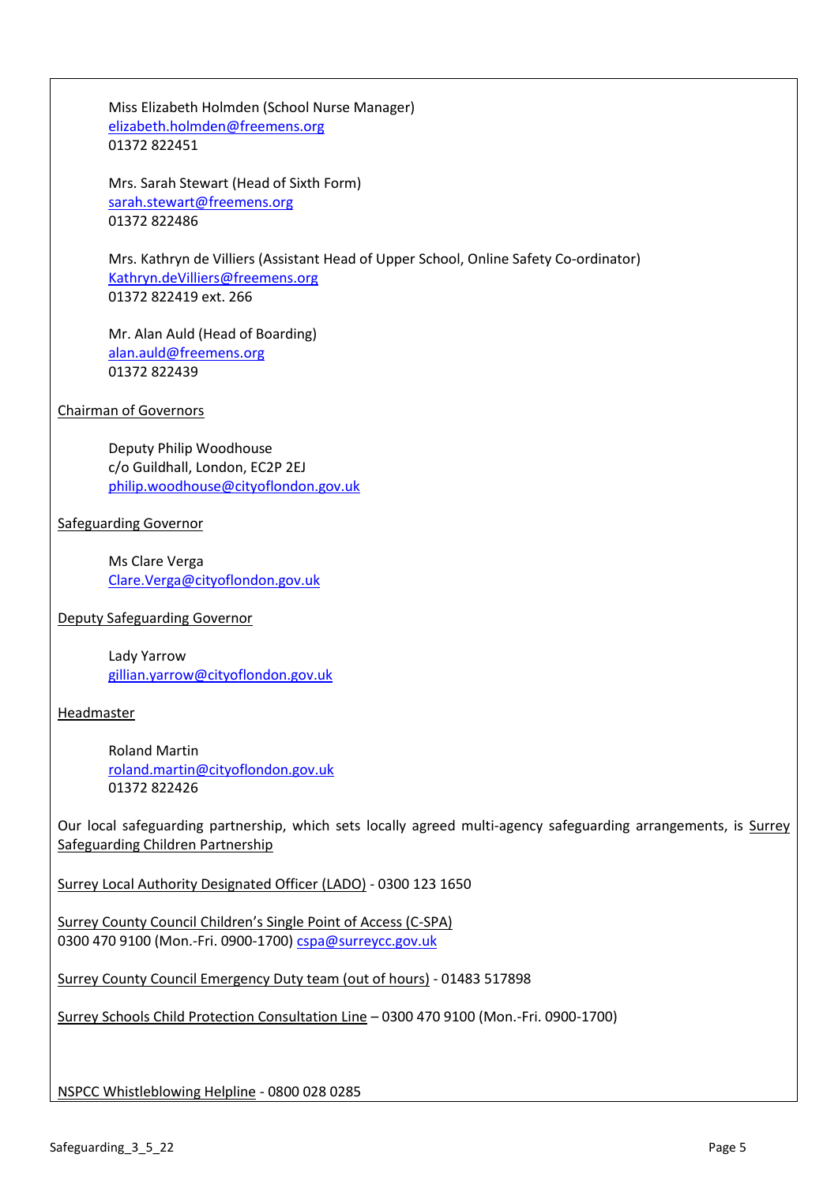Miss Elizabeth Holmden (School Nurse Manager)
elizabeth.holmden@freemens.org
01372 822451

Mrs. Sarah Stewart (Head of Sixth Form)
sarah.stewart@freemens.org
01372 822486

Mrs. Kathryn de Villiers (Assistant Head of Upper School, Online Safety Co-ordinator)
Kathryn.deVilliers@freemens.org
01372 822419 ext. 266

Mr. Alan Auld (Head of Boarding)
alan.auld@freemens.org
01372 822439

Chairman of Governors

Deputy Philip Woodhouse
c/o Guildhall, London, EC2P 2EJ
philip.woodhouse@cityoflondon.gov.uk

Safeguarding Governor

Ms Clare Verga
Clare.Verga@cityoflondon.gov.uk

Deputy Safeguarding Governor

Lady Yarrow
gillian.yarrow@cityoflondon.gov.uk

Headmaster

Roland Martin
roland.martin@cityoflondon.gov.uk
01372 822426

Our local safeguarding partnership, which sets locally agreed multi-agency safeguarding arrangements, is Surrey Safeguarding Children Partnership

Surrey Local Authority Designated Officer (LADO) - 0300 123 1650

Surrey County Council Children's Single Point of Access (C-SPA)
0300 470 9100 (Mon.-Fri. 0900-1700) cspa@surreycc.gov.uk

Surrey County Council Emergency Duty team (out of hours) - 01483 517898

Surrey Schools Child Protection Consultation Line – 0300 470 9100 (Mon.-Fri. 0900-1700)

NSPCC Whistleblowing Helpline - 0800 028 0285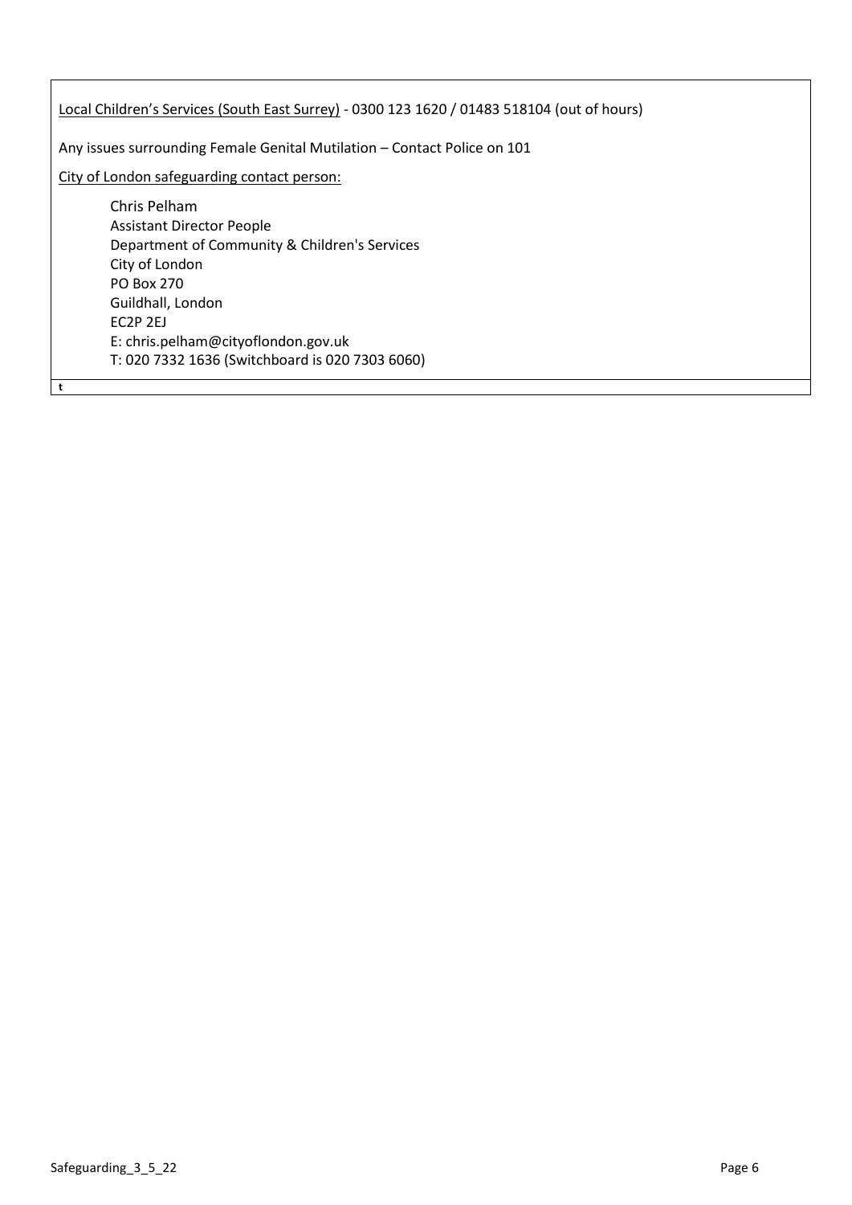Local Children's Services (South East Surrey) - 0300 123 1620 / 01483 518104 (out of hours)

Any issues surrounding Female Genital Mutilation – Contact Police on 101

City of London safeguarding contact person:

Chris Pelham
Assistant Director People
Department of Community & Children's Services
City of London
PO Box 270
Guildhall, London
EC2P 2EJ
E: chris.pelham@cityoflondon.gov.uk
T: 020 7332 1636 (Switchboard is 020 7303 6060)

t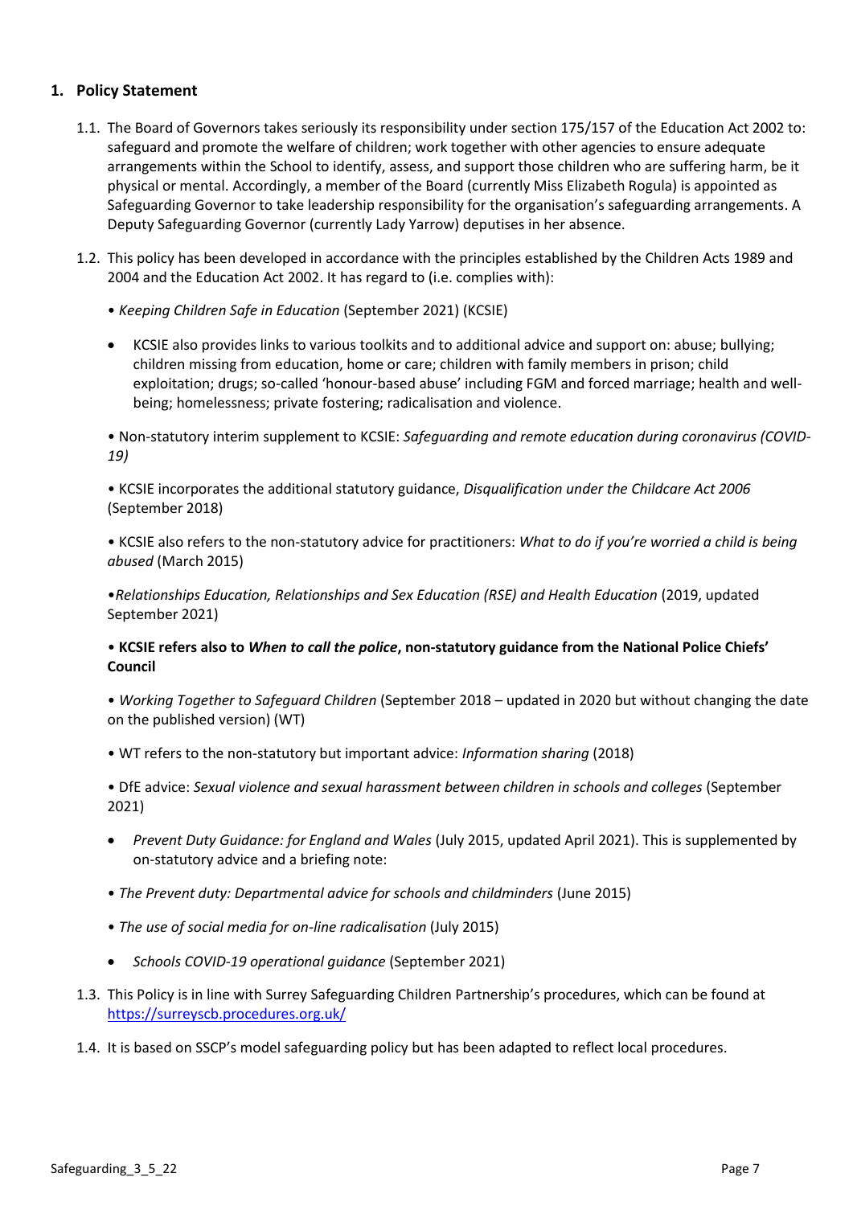## 1. Policy Statement

1.1. The Board of Governors takes seriously its responsibility under section 175/157 of the Education Act 2002 to: safeguard and promote the welfare of children; work together with other agencies to ensure adequate arrangements within the School to identify, assess, and support those children who are suffering harm, be it physical or mental. Accordingly, a member of the Board (currently Miss Elizabeth Rogula) is appointed as Safeguarding Governor to take leadership responsibility for the organisation's safeguarding arrangements. A Deputy Safeguarding Governor (currently Lady Yarrow) deputises in her absence.

1.2. This policy has been developed in accordance with the principles established by the Children Acts 1989 and 2004 and the Education Act 2002. It has regard to (i.e. complies with):

• *Keeping Children Safe in Education* (September 2021) (KCSIE)

- KCSIE also provides links to various toolkits and to additional advice and support on: abuse; bullying; children missing from education, home or care; children with family members in prison; child exploitation; drugs; so-called 'honour-based abuse' including FGM and forced marriage; health and well-being; homelessness; private fostering; radicalisation and violence.

• Non-statutory interim supplement to KCSIE: *Safeguarding and remote education during coronavirus (COVID-19)*

• KCSIE incorporates the additional statutory guidance, *Disqualification under the Childcare Act 2006* (September 2018)

• KCSIE also refers to the non-statutory advice for practitioners: *What to do if you're worried a child is being abused* (March 2015)

•*Relationships Education, Relationships and Sex Education (RSE) and Health Education* (2019, updated September 2021)

**• KCSIE refers also to *When to call the police*, non-statutory guidance from the National Police Chiefs' Council**

• *Working Together to Safeguard Children* (September 2018 – updated in 2020 but without changing the date on the published version) (WT)

• WT refers to the non-statutory but important advice: *Information sharing* (2018)

• DfE advice: *Sexual violence and sexual harassment between children in schools and colleges* (September 2021)

- *Prevent Duty Guidance: for England and Wales* (July 2015, updated April 2021). This is supplemented by on-statutory advice and a briefing note:

• *The Prevent duty: Departmental advice for schools and childminders* (June 2015)

• *The use of social media for on-line radicalisation* (July 2015)

- *Schools COVID-19 operational guidance* (September 2021)

1.3. This Policy is in line with Surrey Safeguarding Children Partnership's procedures, which can be found at https://surreyscb.procedures.org.uk/

1.4. It is based on SSCP's model safeguarding policy but has been adapted to reflect local procedures.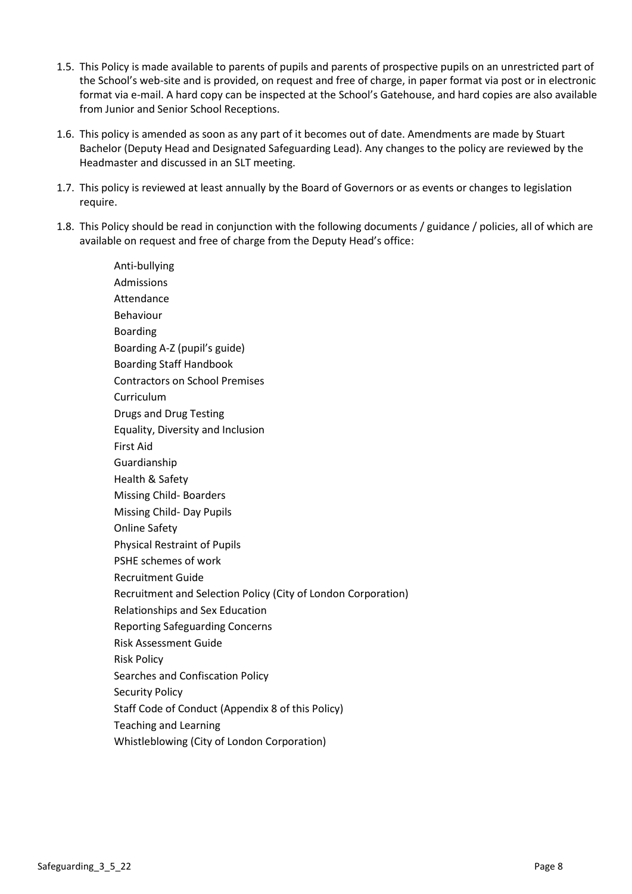1.5. This Policy is made available to parents of pupils and parents of prospective pupils on an unrestricted part of the School's web-site and is provided, on request and free of charge, in paper format via post or in electronic format via e-mail. A hard copy can be inspected at the School's Gatehouse, and hard copies are also available from Junior and Senior School Receptions.

1.6. This policy is amended as soon as any part of it becomes out of date. Amendments are made by Stuart Bachelor (Deputy Head and Designated Safeguarding Lead). Any changes to the policy are reviewed by the Headmaster and discussed in an SLT meeting.

1.7. This policy is reviewed at least annually by the Board of Governors or as events or changes to legislation require.

1.8. This Policy should be read in conjunction with the following documents / guidance / policies, all of which are available on request and free of charge from the Deputy Head's office:

Anti-bullying
Admissions
Attendance
Behaviour
Boarding
Boarding A-Z (pupil's guide)
Boarding Staff Handbook
Contractors on School Premises
Curriculum
Drugs and Drug Testing
Equality, Diversity and Inclusion
First Aid
Guardianship
Health & Safety
Missing Child- Boarders
Missing Child- Day Pupils
Online Safety
Physical Restraint of Pupils
PSHE schemes of work
Recruitment Guide
Recruitment and Selection Policy (City of London Corporation)
Relationships and Sex Education
Reporting Safeguarding Concerns
Risk Assessment Guide
Risk Policy
Searches and Confiscation Policy
Security Policy
Staff Code of Conduct (Appendix 8 of this Policy)
Teaching and Learning
Whistleblowing (City of London Corporation)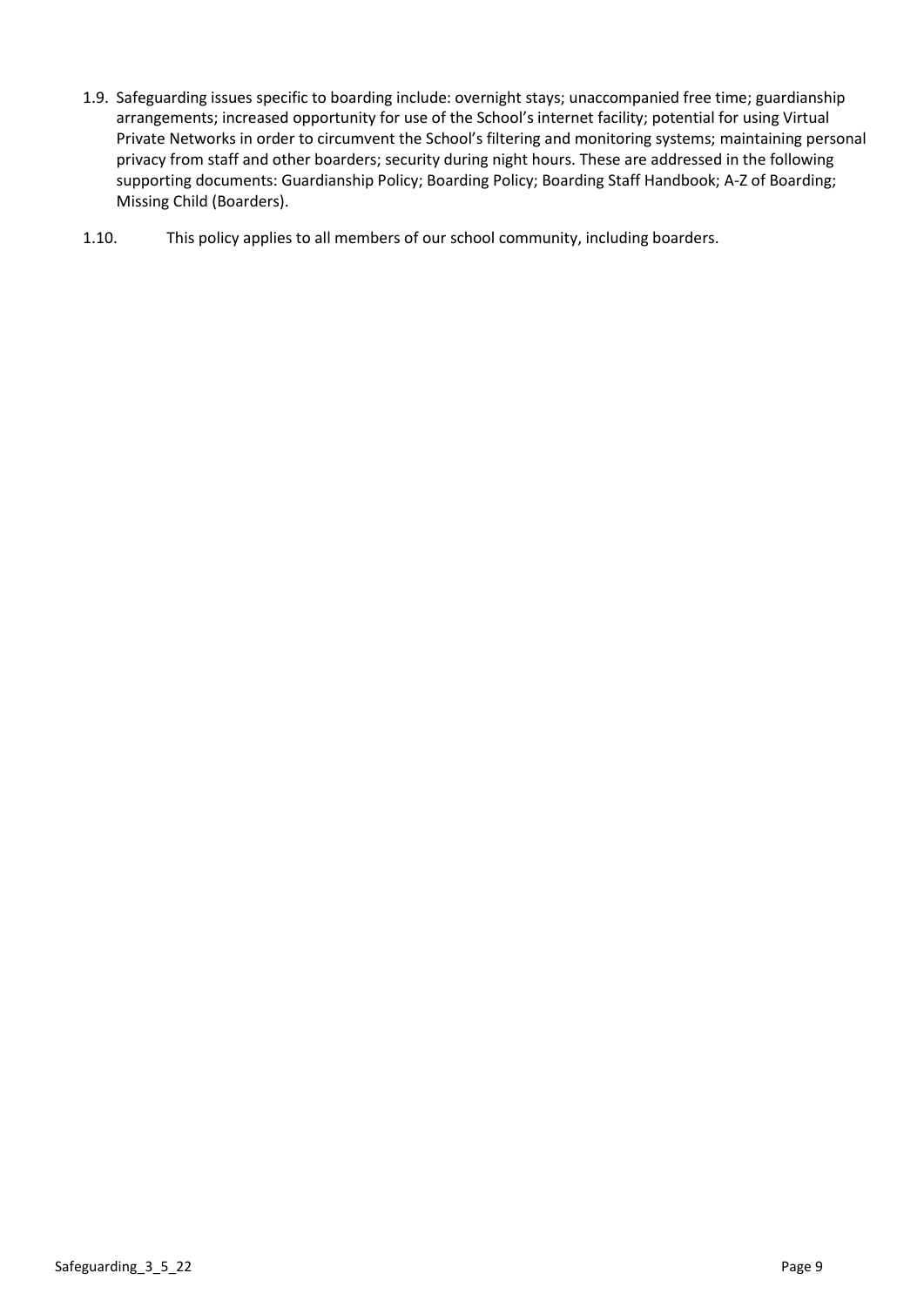1.9. Safeguarding issues specific to boarding include: overnight stays; unaccompanied free time; guardianship arrangements; increased opportunity for use of the School's internet facility; potential for using Virtual Private Networks in order to circumvent the School's filtering and monitoring systems; maintaining personal privacy from staff and other boarders; security during night hours. These are addressed in the following supporting documents: Guardianship Policy; Boarding Policy; Boarding Staff Handbook; A-Z of Boarding; Missing Child (Boarders).

1.10. This policy applies to all members of our school community, including boarders.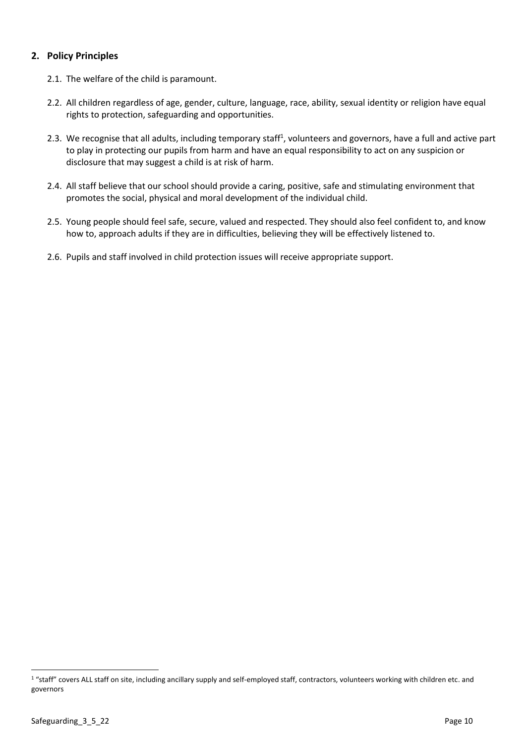## 2. Policy Principles

2.1. The welfare of the child is paramount.

2.2. All children regardless of age, gender, culture, language, race, ability, sexual identity or religion have equal rights to protection, safeguarding and opportunities.

2.3. We recognise that all adults, including temporary staff[1], volunteers and governors, have a full and active part to play in protecting our pupils from harm and have an equal responsibility to act on any suspicion or disclosure that may suggest a child is at risk of harm.

2.4. All staff believe that our school should provide a caring, positive, safe and stimulating environment that promotes the social, physical and moral development of the individual child.

2.5. Young people should feel safe, secure, valued and respected. They should also feel confident to, and know how to, approach adults if they are in difficulties, believing they will be effectively listened to.

2.6. Pupils and staff involved in child protection issues will receive appropriate support.

[1] "staff" covers ALL staff on site, including ancillary supply and self-employed staff, contractors, volunteers working with children etc. and governors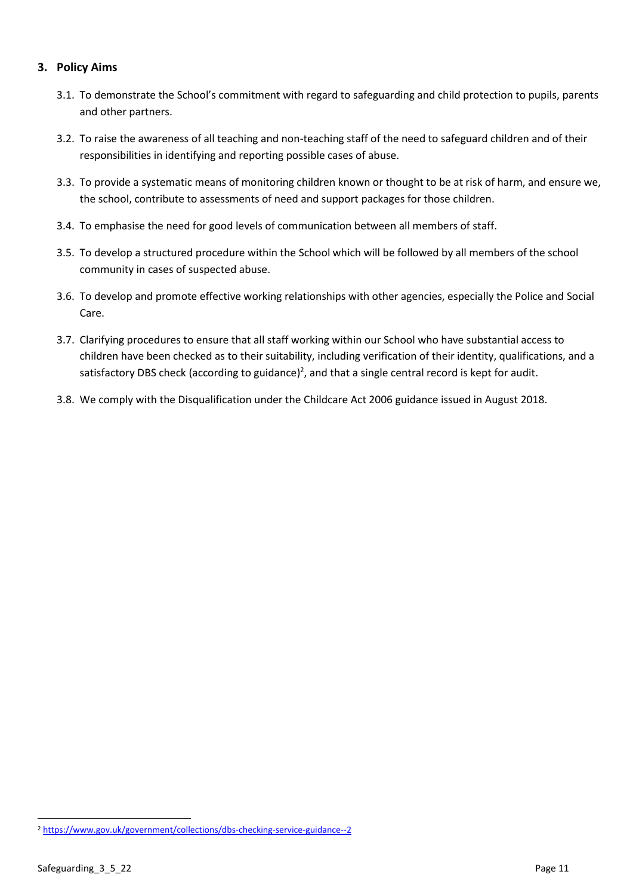## 3. Policy Aims

3.1. To demonstrate the School's commitment with regard to safeguarding and child protection to pupils, parents and other partners.

3.2. To raise the awareness of all teaching and non-teaching staff of the need to safeguard children and of their responsibilities in identifying and reporting possible cases of abuse.

3.3. To provide a systematic means of monitoring children known or thought to be at risk of harm, and ensure we, the school, contribute to assessments of need and support packages for those children.

3.4. To emphasise the need for good levels of communication between all members of staff.

3.5. To develop a structured procedure within the School which will be followed by all members of the school community in cases of suspected abuse.

3.6. To develop and promote effective working relationships with other agencies, especially the Police and Social Care.

3.7. Clarifying procedures to ensure that all staff working within our School who have substantial access to children have been checked as to their suitability, including verification of their identity, qualifications, and a satisfactory DBS check (according to guidance)[2], and that a single central record is kept for audit.

3.8. We comply with the Disqualification under the Childcare Act 2006 guidance issued in August 2018.

[2] https://www.gov.uk/government/collections/dbs-checking-service-guidance--2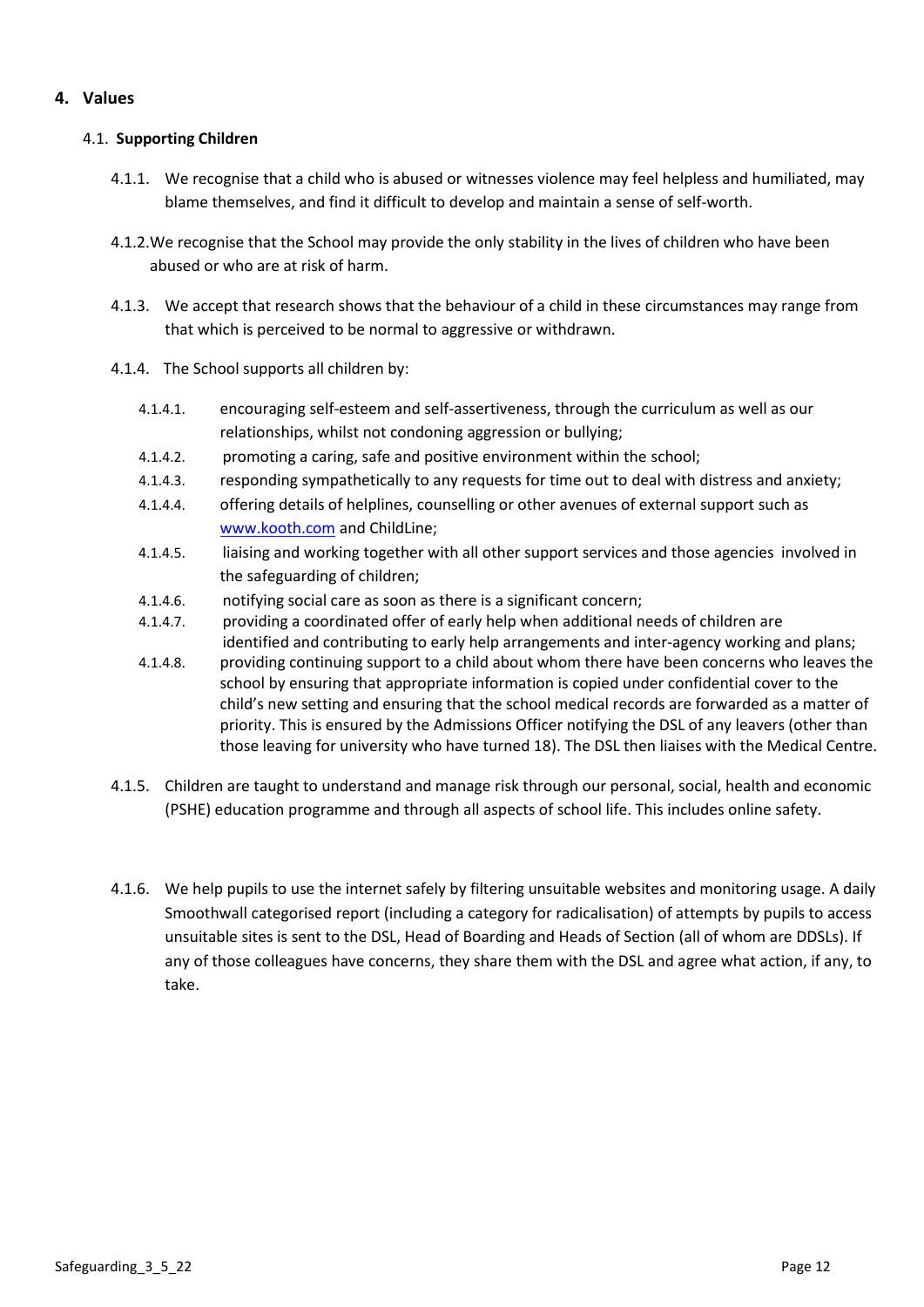## 4. Values

### 4.1. Supporting Children

4.1.1. We recognise that a child who is abused or witnesses violence may feel helpless and humiliated, may blame themselves, and find it difficult to develop and maintain a sense of self-worth.

4.1.2. We recognise that the School may provide the only stability in the lives of children who have been abused or who are at risk of harm.

4.1.3. We accept that research shows that the behaviour of a child in these circumstances may range from that which is perceived to be normal to aggressive or withdrawn.

4.1.4. The School supports all children by:

- 4.1.4.1. encouraging self-esteem and self-assertiveness, through the curriculum as well as our relationships, whilst not condoning aggression or bullying;
- 4.1.4.2. promoting a caring, safe and positive environment within the school;
- 4.1.4.3. responding sympathetically to any requests for time out to deal with distress and anxiety;
- 4.1.4.4. offering details of helplines, counselling or other avenues of external support such as [www.kooth.com](www.kooth.com) and ChildLine;
- 4.1.4.5. liaising and working together with all other support services and those agencies involved in the safeguarding of children;
- 4.1.4.6. notifying social care as soon as there is a significant concern;
- 4.1.4.7. providing a coordinated offer of early help when additional needs of children are identified and contributing to early help arrangements and inter-agency working and plans;
- 4.1.4.8. providing continuing support to a child about whom there have been concerns who leaves the school by ensuring that appropriate information is copied under confidential cover to the child's new setting and ensuring that the school medical records are forwarded as a matter of priority. This is ensured by the Admissions Officer notifying the DSL of any leavers (other than those leaving for university who have turned 18). The DSL then liaises with the Medical Centre.

4.1.5. Children are taught to understand and manage risk through our personal, social, health and economic (PSHE) education programme and through all aspects of school life. This includes online safety.

4.1.6. We help pupils to use the internet safely by filtering unsuitable websites and monitoring usage. A daily Smoothwall categorised report (including a category for radicalisation) of attempts by pupils to access unsuitable sites is sent to the DSL, Head of Boarding and Heads of Section (all of whom are DDSLs). If any of those colleagues have concerns, they share them with the DSL and agree what action, if any, to take.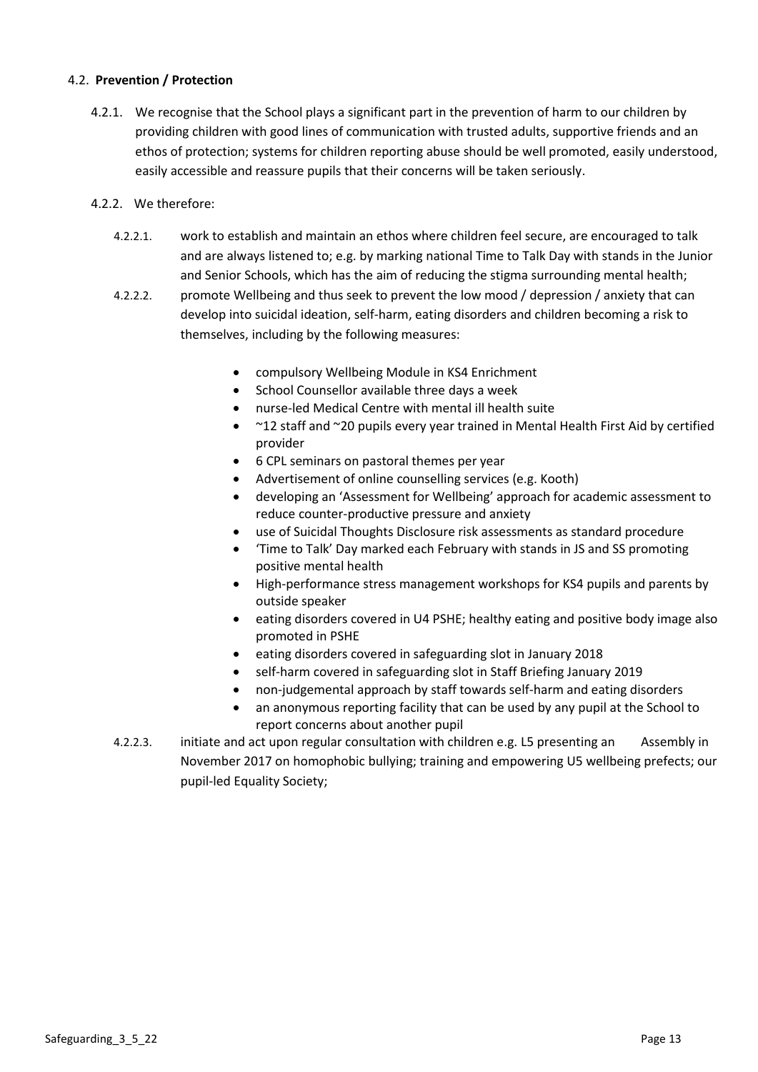## 4.2. **Prevention / Protection**

4.2.1. We recognise that the School plays a significant part in the prevention of harm to our children by providing children with good lines of communication with trusted adults, supportive friends and an ethos of protection; systems for children reporting abuse should be well promoted, easily understood, easily accessible and reassure pupils that their concerns will be taken seriously.

4.2.2. We therefore:

4.2.2.1. work to establish and maintain an ethos where children feel secure, are encouraged to talk and are always listened to; e.g. by marking national Time to Talk Day with stands in the Junior and Senior Schools, which has the aim of reducing the stigma surrounding mental health;

4.2.2.2. promote Wellbeing and thus seek to prevent the low mood / depression / anxiety that can develop into suicidal ideation, self-harm, eating disorders and children becoming a risk to themselves, including by the following measures:

- compulsory Wellbeing Module in KS4 Enrichment
- School Counsellor available three days a week
- nurse-led Medical Centre with mental ill health suite
- ~12 staff and ~20 pupils every year trained in Mental Health First Aid by certified provider
- 6 CPL seminars on pastoral themes per year
- Advertisement of online counselling services (e.g. Kooth)
- developing an 'Assessment for Wellbeing' approach for academic assessment to reduce counter-productive pressure and anxiety
- use of Suicidal Thoughts Disclosure risk assessments as standard procedure
- 'Time to Talk' Day marked each February with stands in JS and SS promoting positive mental health
- High-performance stress management workshops for KS4 pupils and parents by outside speaker
- eating disorders covered in U4 PSHE; healthy eating and positive body image also promoted in PSHE
- eating disorders covered in safeguarding slot in January 2018
- self-harm covered in safeguarding slot in Staff Briefing January 2019
- non-judgemental approach by staff towards self-harm and eating disorders
- an anonymous reporting facility that can be used by any pupil at the School to report concerns about another pupil

4.2.2.3. initiate and act upon regular consultation with children e.g. L5 presenting an Assembly in November 2017 on homophobic bullying; training and empowering U5 wellbeing prefects; our pupil-led Equality Society;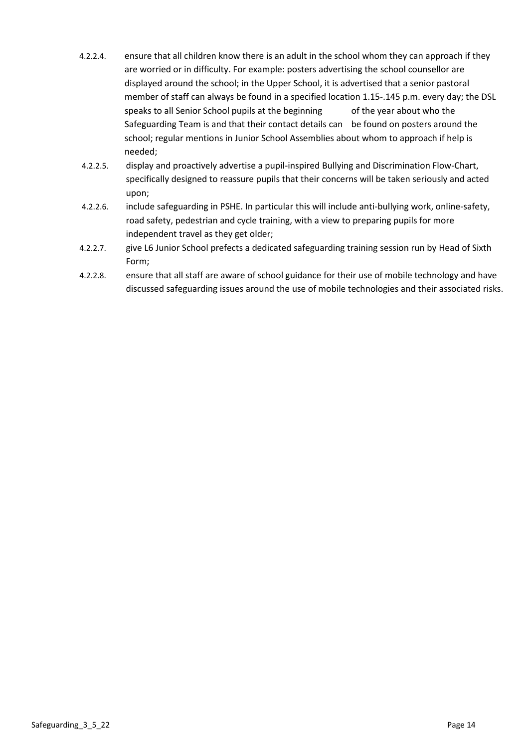4.2.2.4. ensure that all children know there is an adult in the school whom they can approach if they are worried or in difficulty. For example: posters advertising the school counsellor are displayed around the school; in the Upper School, it is advertised that a senior pastoral member of staff can always be found in a specified location 1.15-.145 p.m. every day; the DSL speaks to all Senior School pupils at the beginning of the year about who the Safeguarding Team is and that their contact details can be found on posters around the school; regular mentions in Junior School Assemblies about whom to approach if help is needed;

4.2.2.5. display and proactively advertise a pupil-inspired Bullying and Discrimination Flow-Chart, specifically designed to reassure pupils that their concerns will be taken seriously and acted upon;

4.2.2.6. include safeguarding in PSHE. In particular this will include anti-bullying work, online-safety, road safety, pedestrian and cycle training, with a view to preparing pupils for more independent travel as they get older;

4.2.2.7. give L6 Junior School prefects a dedicated safeguarding training session run by Head of Sixth Form;

4.2.2.8. ensure that all staff are aware of school guidance for their use of mobile technology and have discussed safeguarding issues around the use of mobile technologies and their associated risks.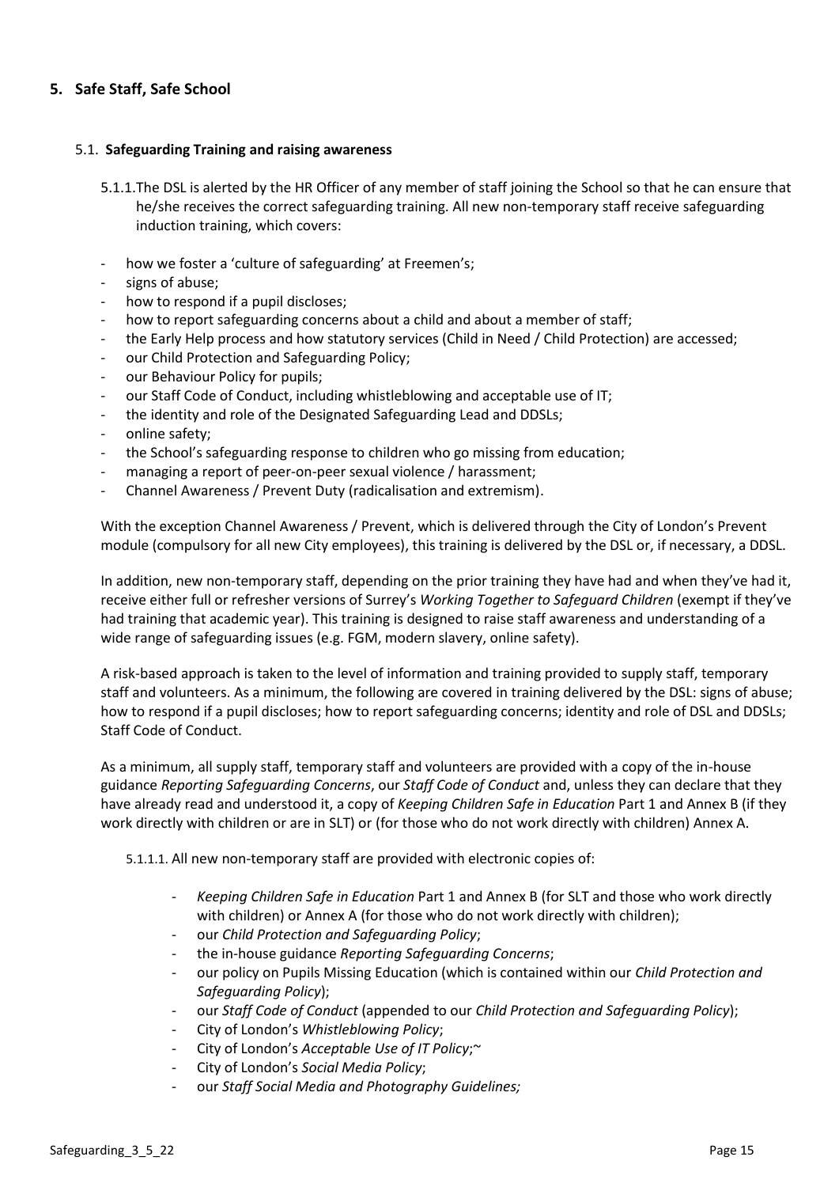## 5. Safe Staff, Safe School

### 5.1. Safeguarding Training and raising awareness

5.1.1. The DSL is alerted by the HR Officer of any member of staff joining the School so that he can ensure that he/she receives the correct safeguarding training. All new non-temporary staff receive safeguarding induction training, which covers:

- how we foster a 'culture of safeguarding' at Freemen's;
- signs of abuse;
- how to respond if a pupil discloses;
- how to report safeguarding concerns about a child and about a member of staff;
- the Early Help process and how statutory services (Child in Need / Child Protection) are accessed;
- our Child Protection and Safeguarding Policy;
- our Behaviour Policy for pupils;
- our Staff Code of Conduct, including whistleblowing and acceptable use of IT;
- the identity and role of the Designated Safeguarding Lead and DDSLs;
- online safety;
- the School's safeguarding response to children who go missing from education;
- managing a report of peer-on-peer sexual violence / harassment;
- Channel Awareness / Prevent Duty (radicalisation and extremism).

With the exception Channel Awareness / Prevent, which is delivered through the City of London's Prevent module (compulsory for all new City employees), this training is delivered by the DSL or, if necessary, a DDSL.

In addition, new non-temporary staff, depending on the prior training they have had and when they've had it, receive either full or refresher versions of Surrey's *Working Together to Safeguard Children* (exempt if they've had training that academic year). This training is designed to raise staff awareness and understanding of a wide range of safeguarding issues (e.g. FGM, modern slavery, online safety).

A risk-based approach is taken to the level of information and training provided to supply staff, temporary staff and volunteers. As a minimum, the following are covered in training delivered by the DSL: signs of abuse; how to respond if a pupil discloses; how to report safeguarding concerns; identity and role of DSL and DDSLs; Staff Code of Conduct.

As a minimum, all supply staff, temporary staff and volunteers are provided with a copy of the in-house guidance *Reporting Safeguarding Concerns*, our *Staff Code of Conduct* and, unless they can declare that they have already read and understood it, a copy of *Keeping Children Safe in Education* Part 1 and Annex B (if they work directly with children or are in SLT) or (for those who do not work directly with children) Annex A.

5.1.1.1. All new non-temporary staff are provided with electronic copies of:

- *Keeping Children Safe in Education* Part 1 and Annex B (for SLT and those who work directly with children) or Annex A (for those who do not work directly with children);
- our *Child Protection and Safeguarding Policy*;
- the in-house guidance *Reporting Safeguarding Concerns*;
- our policy on Pupils Missing Education (which is contained within our *Child Protection and Safeguarding Policy*);
- our *Staff Code of Conduct* (appended to our *Child Protection and Safeguarding Policy*);
- City of London's *Whistleblowing Policy*;
- City of London's *Acceptable Use of IT Policy*;~
- City of London's *Social Media Policy*;
- our *Staff Social Media and Photography Guidelines;*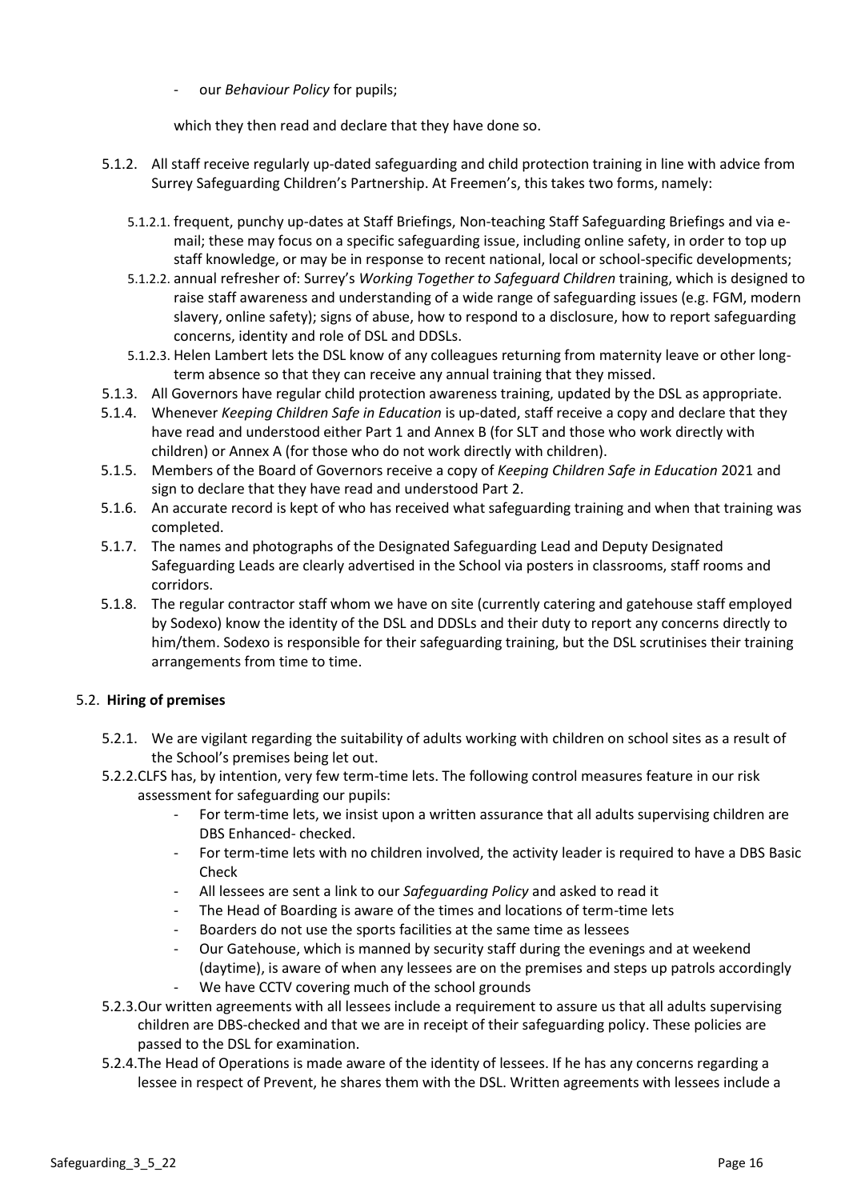- our *Behaviour Policy* for pupils;

which they then read and declare that they have done so.

- 5.1.2. All staff receive regularly up-dated safeguarding and child protection training in line with advice from Surrey Safeguarding Children's Partnership. At Freemen's, this takes two forms, namely:
  - 5.1.2.1. frequent, punchy up-dates at Staff Briefings, Non-teaching Staff Safeguarding Briefings and via e-mail; these may focus on a specific safeguarding issue, including online safety, in order to top up staff knowledge, or may be in response to recent national, local or school-specific developments;
  - 5.1.2.2. annual refresher of: Surrey's *Working Together to Safeguard Children* training, which is designed to raise staff awareness and understanding of a wide range of safeguarding issues (e.g. FGM, modern slavery, online safety); signs of abuse, how to respond to a disclosure, how to report safeguarding concerns, identity and role of DSL and DDSLs.
  - 5.1.2.3. Helen Lambert lets the DSL know of any colleagues returning from maternity leave or other long-term absence so that they can receive any annual training that they missed.
- 5.1.3. All Governors have regular child protection awareness training, updated by the DSL as appropriate.
- 5.1.4. Whenever *Keeping Children Safe in Education* is up-dated, staff receive a copy and declare that they have read and understood either Part 1 and Annex B (for SLT and those who work directly with children) or Annex A (for those who do not work directly with children).
- 5.1.5. Members of the Board of Governors receive a copy of *Keeping Children Safe in Education* 2021 and sign to declare that they have read and understood Part 2.
- 5.1.6. An accurate record is kept of who has received what safeguarding training and when that training was completed.
- 5.1.7. The names and photographs of the Designated Safeguarding Lead and Deputy Designated Safeguarding Leads are clearly advertised in the School via posters in classrooms, staff rooms and corridors.
- 5.1.8. The regular contractor staff whom we have on site (currently catering and gatehouse staff employed by Sodexo) know the identity of the DSL and DDSLs and their duty to report any concerns directly to him/them. Sodexo is responsible for their safeguarding training, but the DSL scrutinises their training arrangements from time to time.

## 5.2. **Hiring of premises**

- 5.2.1. We are vigilant regarding the suitability of adults working with children on school sites as a result of the School's premises being let out.
- 5.2.2. CLFS has, by intention, very few term-time lets. The following control measures feature in our risk assessment for safeguarding our pupils:
  - For term-time lets, we insist upon a written assurance that all adults supervising children are DBS Enhanced- checked.
  - For term-time lets with no children involved, the activity leader is required to have a DBS Basic Check
  - All lessees are sent a link to our *Safeguarding Policy* and asked to read it
  - The Head of Boarding is aware of the times and locations of term-time lets
  - Boarders do not use the sports facilities at the same time as lessees
  - Our Gatehouse, which is manned by security staff during the evenings and at weekend (daytime), is aware of when any lessees are on the premises and steps up patrols accordingly
  - We have CCTV covering much of the school grounds
- 5.2.3. Our written agreements with all lessees include a requirement to assure us that all adults supervising children are DBS-checked and that we are in receipt of their safeguarding policy. These policies are passed to the DSL for examination.
- 5.2.4. The Head of Operations is made aware of the identity of lessees. If he has any concerns regarding a lessee in respect of Prevent, he shares them with the DSL. Written agreements with lessees include a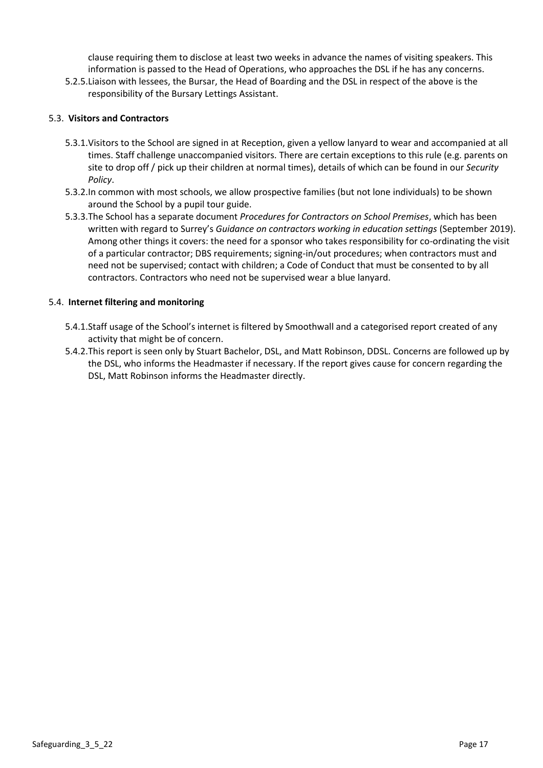clause requiring them to disclose at least two weeks in advance the names of visiting speakers. This information is passed to the Head of Operations, who approaches the DSL if he has any concerns.

5.2.5. Liaison with lessees, the Bursar, the Head of Boarding and the DSL in respect of the above is the responsibility of the Bursary Lettings Assistant.

### 5.3. Visitors and Contractors

5.3.1. Visitors to the School are signed in at Reception, given a yellow lanyard to wear and accompanied at all times. Staff challenge unaccompanied visitors. There are certain exceptions to this rule (e.g. parents on site to drop off / pick up their children at normal times), details of which can be found in our *Security Policy*.

5.3.2. In common with most schools, we allow prospective families (but not lone individuals) to be shown around the School by a pupil tour guide.

5.3.3. The School has a separate document *Procedures for Contractors on School Premises*, which has been written with regard to Surrey's *Guidance on contractors working in education settings* (September 2019). Among other things it covers: the need for a sponsor who takes responsibility for co-ordinating the visit of a particular contractor; DBS requirements; signing-in/out procedures; when contractors must and need not be supervised; contact with children; a Code of Conduct that must be consented to by all contractors. Contractors who need not be supervised wear a blue lanyard.

### 5.4. Internet filtering and monitoring

5.4.1. Staff usage of the School's internet is filtered by Smoothwall and a categorised report created of any activity that might be of concern.

5.4.2. This report is seen only by Stuart Bachelor, DSL, and Matt Robinson, DDSL. Concerns are followed up by the DSL, who informs the Headmaster if necessary. If the report gives cause for concern regarding the DSL, Matt Robinson informs the Headmaster directly.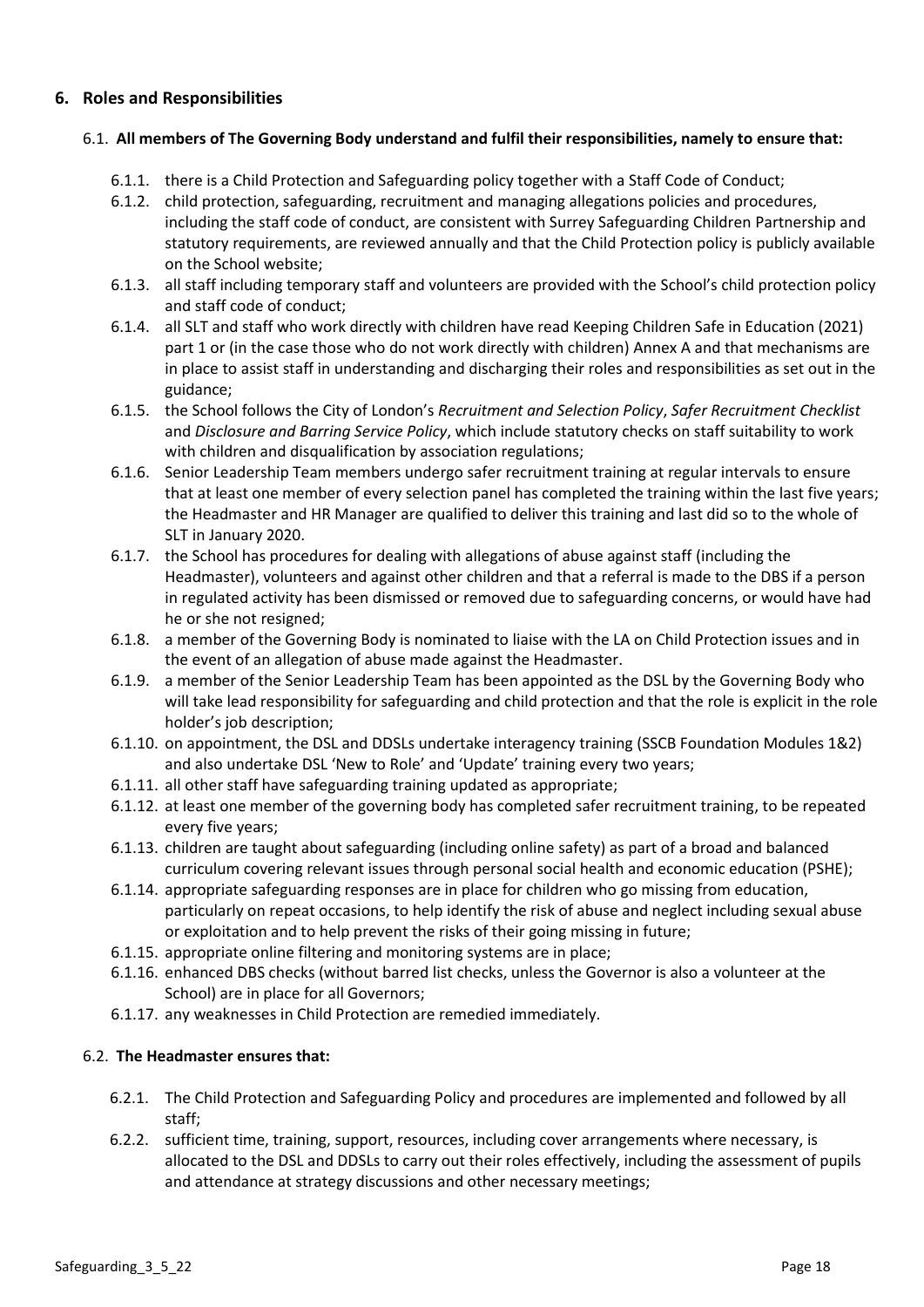## 6. Roles and Responsibilities

6.1. **All members of The Governing Body understand and fulfil their responsibilities, namely to ensure that:**

- 6.1.1. there is a Child Protection and Safeguarding policy together with a Staff Code of Conduct;
- 6.1.2. child protection, safeguarding, recruitment and managing allegations policies and procedures, including the staff code of conduct, are consistent with Surrey Safeguarding Children Partnership and statutory requirements, are reviewed annually and that the Child Protection policy is publicly available on the School website;
- 6.1.3. all staff including temporary staff and volunteers are provided with the School's child protection policy and staff code of conduct;
- 6.1.4. all SLT and staff who work directly with children have read Keeping Children Safe in Education (2021) part 1 or (in the case those who do not work directly with children) Annex A and that mechanisms are in place to assist staff in understanding and discharging their roles and responsibilities as set out in the guidance;
- 6.1.5. the School follows the City of London's *Recruitment and Selection Policy*, *Safer Recruitment Checklist* and *Disclosure and Barring Service Policy*, which include statutory checks on staff suitability to work with children and disqualification by association regulations;
- 6.1.6. Senior Leadership Team members undergo safer recruitment training at regular intervals to ensure that at least one member of every selection panel has completed the training within the last five years; the Headmaster and HR Manager are qualified to deliver this training and last did so to the whole of SLT in January 2020.
- 6.1.7. the School has procedures for dealing with allegations of abuse against staff (including the Headmaster), volunteers and against other children and that a referral is made to the DBS if a person in regulated activity has been dismissed or removed due to safeguarding concerns, or would have had he or she not resigned;
- 6.1.8. a member of the Governing Body is nominated to liaise with the LA on Child Protection issues and in the event of an allegation of abuse made against the Headmaster.
- 6.1.9. a member of the Senior Leadership Team has been appointed as the DSL by the Governing Body who will take lead responsibility for safeguarding and child protection and that the role is explicit in the role holder's job description;
- 6.1.10. on appointment, the DSL and DDSLs undertake interagency training (SSCB Foundation Modules 1&2) and also undertake DSL 'New to Role' and 'Update' training every two years;
- 6.1.11. all other staff have safeguarding training updated as appropriate;
- 6.1.12. at least one member of the governing body has completed safer recruitment training, to be repeated every five years;
- 6.1.13. children are taught about safeguarding (including online safety) as part of a broad and balanced curriculum covering relevant issues through personal social health and economic education (PSHE);
- 6.1.14. appropriate safeguarding responses are in place for children who go missing from education, particularly on repeat occasions, to help identify the risk of abuse and neglect including sexual abuse or exploitation and to help prevent the risks of their going missing in future;
- 6.1.15. appropriate online filtering and monitoring systems are in place;
- 6.1.16. enhanced DBS checks (without barred list checks, unless the Governor is also a volunteer at the School) are in place for all Governors;
- 6.1.17. any weaknesses in Child Protection are remedied immediately.

6.2. **The Headmaster ensures that:**

- 6.2.1. The Child Protection and Safeguarding Policy and procedures are implemented and followed by all staff;
- 6.2.2. sufficient time, training, support, resources, including cover arrangements where necessary, is allocated to the DSL and DDSLs to carry out their roles effectively, including the assessment of pupils and attendance at strategy discussions and other necessary meetings;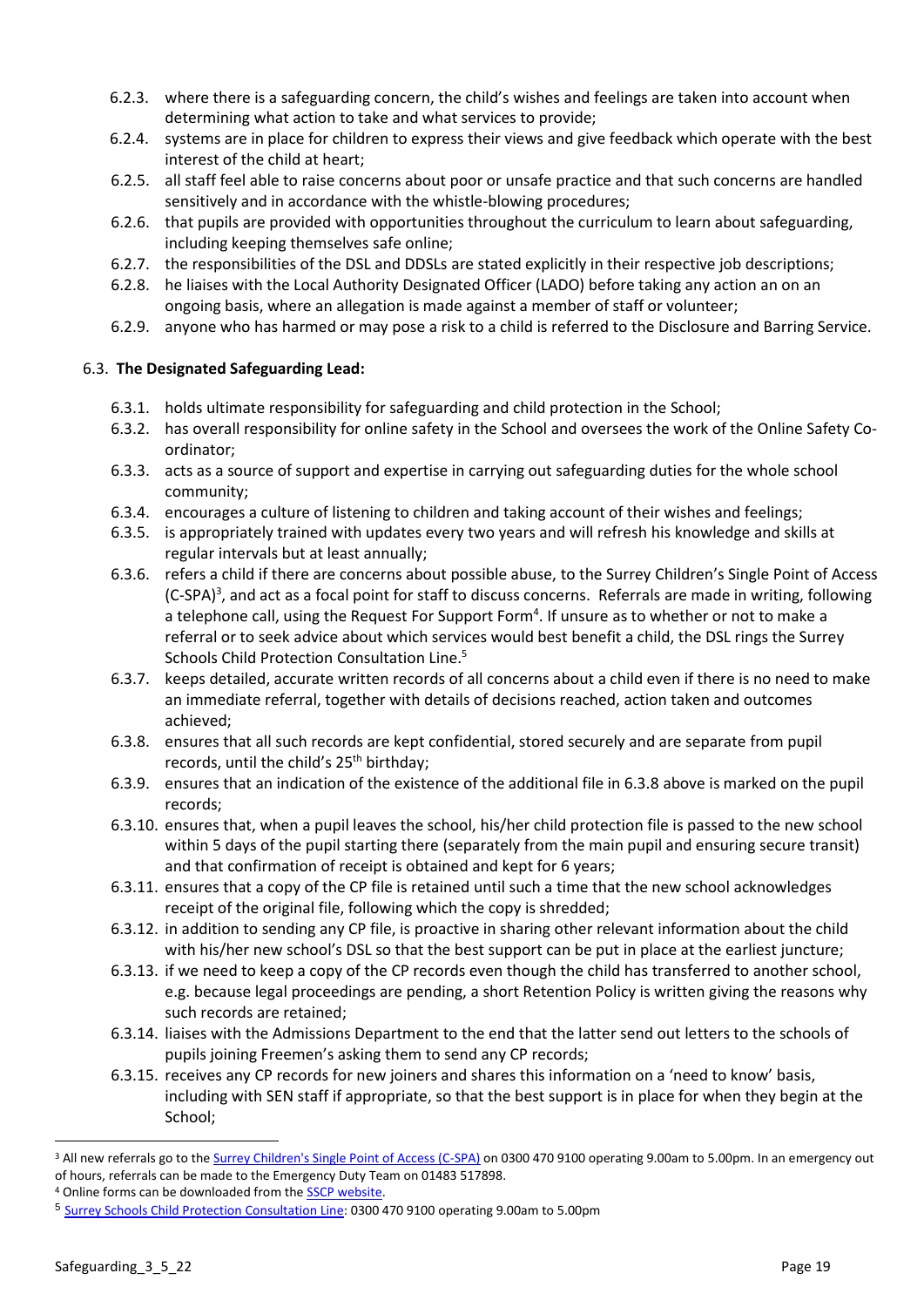6.2.3. where there is a safeguarding concern, the child's wishes and feelings are taken into account when determining what action to take and what services to provide;

6.2.4. systems are in place for children to express their views and give feedback which operate with the best interest of the child at heart;

6.2.5. all staff feel able to raise concerns about poor or unsafe practice and that such concerns are handled sensitively and in accordance with the whistle-blowing procedures;

6.2.6. that pupils are provided with opportunities throughout the curriculum to learn about safeguarding, including keeping themselves safe online;

6.2.7. the responsibilities of the DSL and DDSLs are stated explicitly in their respective job descriptions;

6.2.8. he liaises with the Local Authority Designated Officer (LADO) before taking any action an on an ongoing basis, where an allegation is made against a member of staff or volunteer;

6.2.9. anyone who has harmed or may pose a risk to a child is referred to the Disclosure and Barring Service.

6.3. **The Designated Safeguarding Lead:**

6.3.1. holds ultimate responsibility for safeguarding and child protection in the School;

6.3.2. has overall responsibility for online safety in the School and oversees the work of the Online Safety Co-ordinator;

6.3.3. acts as a source of support and expertise in carrying out safeguarding duties for the whole school community;

6.3.4. encourages a culture of listening to children and taking account of their wishes and feelings;

6.3.5. is appropriately trained with updates every two years and will refresh his knowledge and skills at regular intervals but at least annually;

6.3.6. refers a child if there are concerns about possible abuse, to the Surrey Children's Single Point of Access (C-SPA)[3], and act as a focal point for staff to discuss concerns. Referrals are made in writing, following a telephone call, using the Request For Support Form[4]. If unsure as to whether or not to make a referral or to seek advice about which services would best benefit a child, the DSL rings the Surrey Schools Child Protection Consultation Line.[5]

6.3.7. keeps detailed, accurate written records of all concerns about a child even if there is no need to make an immediate referral, together with details of decisions reached, action taken and outcomes achieved;

6.3.8. ensures that all such records are kept confidential, stored securely and are separate from pupil records, until the child's 25th birthday;

6.3.9. ensures that an indication of the existence of the additional file in 6.3.8 above is marked on the pupil records;

6.3.10. ensures that, when a pupil leaves the school, his/her child protection file is passed to the new school within 5 days of the pupil starting there (separately from the main pupil and ensuring secure transit) and that confirmation of receipt is obtained and kept for 6 years;

6.3.11. ensures that a copy of the CP file is retained until such a time that the new school acknowledges receipt of the original file, following which the copy is shredded;

6.3.12. in addition to sending any CP file, is proactive in sharing other relevant information about the child with his/her new school's DSL so that the best support can be put in place at the earliest juncture;

6.3.13. if we need to keep a copy of the CP records even though the child has transferred to another school, e.g. because legal proceedings are pending, a short Retention Policy is written giving the reasons why such records are retained;

6.3.14. liaises with the Admissions Department to the end that the latter send out letters to the schools of pupils joining Freemen's asking them to send any CP records;

6.3.15. receives any CP records for new joiners and shares this information on a 'need to know' basis, including with SEN staff if appropriate, so that the best support is in place for when they begin at the School;

---

[3] All new referrals go to the Surrey Children's Single Point of Access (C-SPA) on 0300 470 9100 operating 9.00am to 5.00pm. In an emergency out of hours, referrals can be made to the Emergency Duty Team on 01483 517898.

[4] Online forms can be downloaded from the SSCP website.

[5] Surrey Schools Child Protection Consultation Line: 0300 470 9100 operating 9.00am to 5.00pm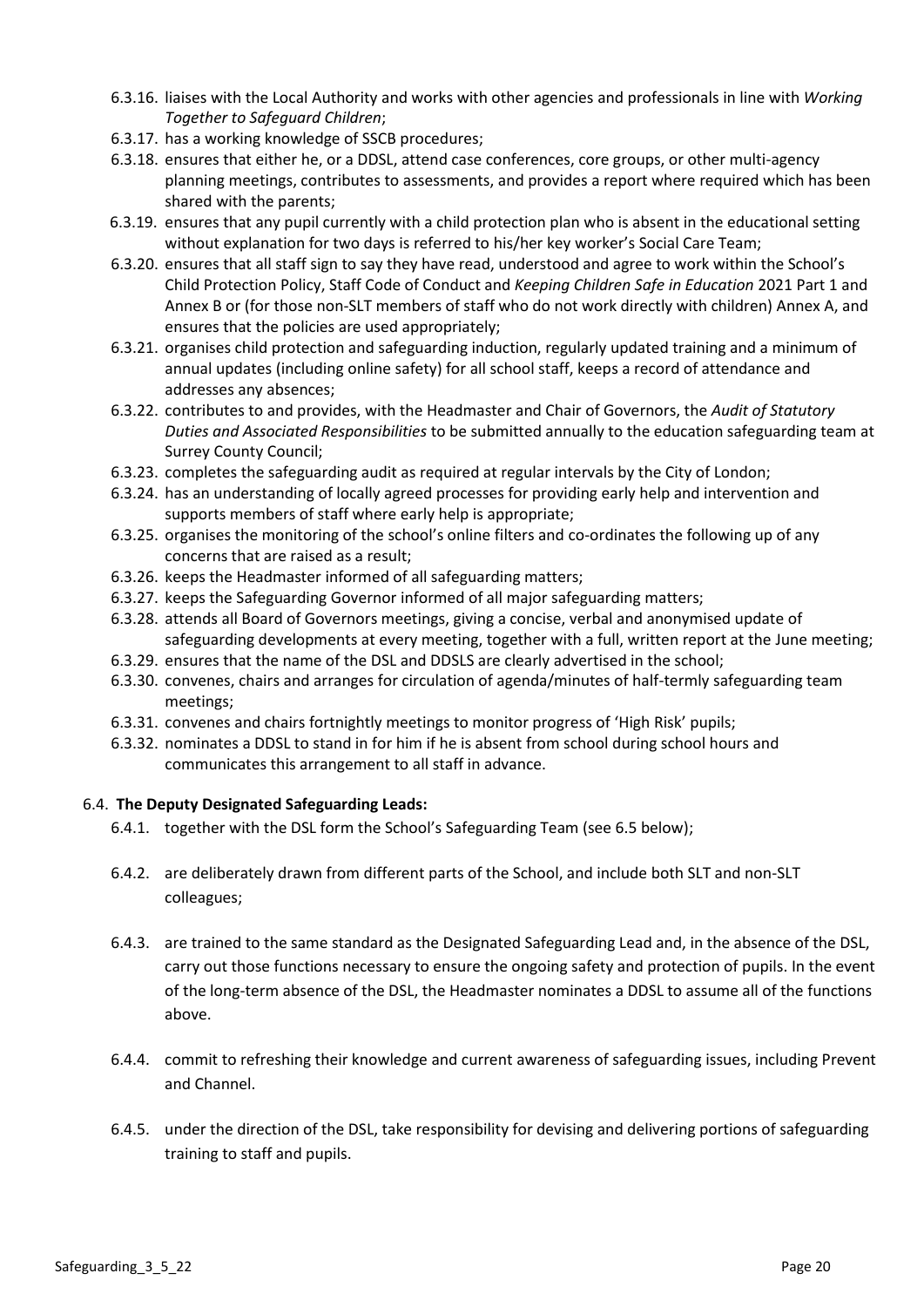6.3.16. liaises with the Local Authority and works with other agencies and professionals in line with *Working Together to Safeguard Children*;

6.3.17. has a working knowledge of SSCB procedures;

6.3.18. ensures that either he, or a DDSL, attend case conferences, core groups, or other multi-agency planning meetings, contributes to assessments, and provides a report where required which has been shared with the parents;

6.3.19. ensures that any pupil currently with a child protection plan who is absent in the educational setting without explanation for two days is referred to his/her key worker's Social Care Team;

6.3.20. ensures that all staff sign to say they have read, understood and agree to work within the School's Child Protection Policy, Staff Code of Conduct and *Keeping Children Safe in Education* 2021 Part 1 and Annex B or (for those non-SLT members of staff who do not work directly with children) Annex A, and ensures that the policies are used appropriately;

6.3.21. organises child protection and safeguarding induction, regularly updated training and a minimum of annual updates (including online safety) for all school staff, keeps a record of attendance and addresses any absences;

6.3.22. contributes to and provides, with the Headmaster and Chair of Governors, the *Audit of Statutory Duties and Associated Responsibilities* to be submitted annually to the education safeguarding team at Surrey County Council;

6.3.23. completes the safeguarding audit as required at regular intervals by the City of London;

6.3.24. has an understanding of locally agreed processes for providing early help and intervention and supports members of staff where early help is appropriate;

6.3.25. organises the monitoring of the school's online filters and co-ordinates the following up of any concerns that are raised as a result;

6.3.26. keeps the Headmaster informed of all safeguarding matters;

6.3.27. keeps the Safeguarding Governor informed of all major safeguarding matters;

6.3.28. attends all Board of Governors meetings, giving a concise, verbal and anonymised update of safeguarding developments at every meeting, together with a full, written report at the June meeting;

6.3.29. ensures that the name of the DSL and DDSLS are clearly advertised in the school;

6.3.30. convenes, chairs and arranges for circulation of agenda/minutes of half-termly safeguarding team meetings;

6.3.31. convenes and chairs fortnightly meetings to monitor progress of 'High Risk' pupils;

6.3.32. nominates a DDSL to stand in for him if he is absent from school during school hours and communicates this arrangement to all staff in advance.

6.4. **The Deputy Designated Safeguarding Leads:**

6.4.1. together with the DSL form the School's Safeguarding Team (see 6.5 below);

6.4.2. are deliberately drawn from different parts of the School, and include both SLT and non-SLT colleagues;

6.4.3. are trained to the same standard as the Designated Safeguarding Lead and, in the absence of the DSL, carry out those functions necessary to ensure the ongoing safety and protection of pupils. In the event of the long-term absence of the DSL, the Headmaster nominates a DDSL to assume all of the functions above.

6.4.4. commit to refreshing their knowledge and current awareness of safeguarding issues, including Prevent and Channel.

6.4.5. under the direction of the DSL, take responsibility for devising and delivering portions of safeguarding training to staff and pupils.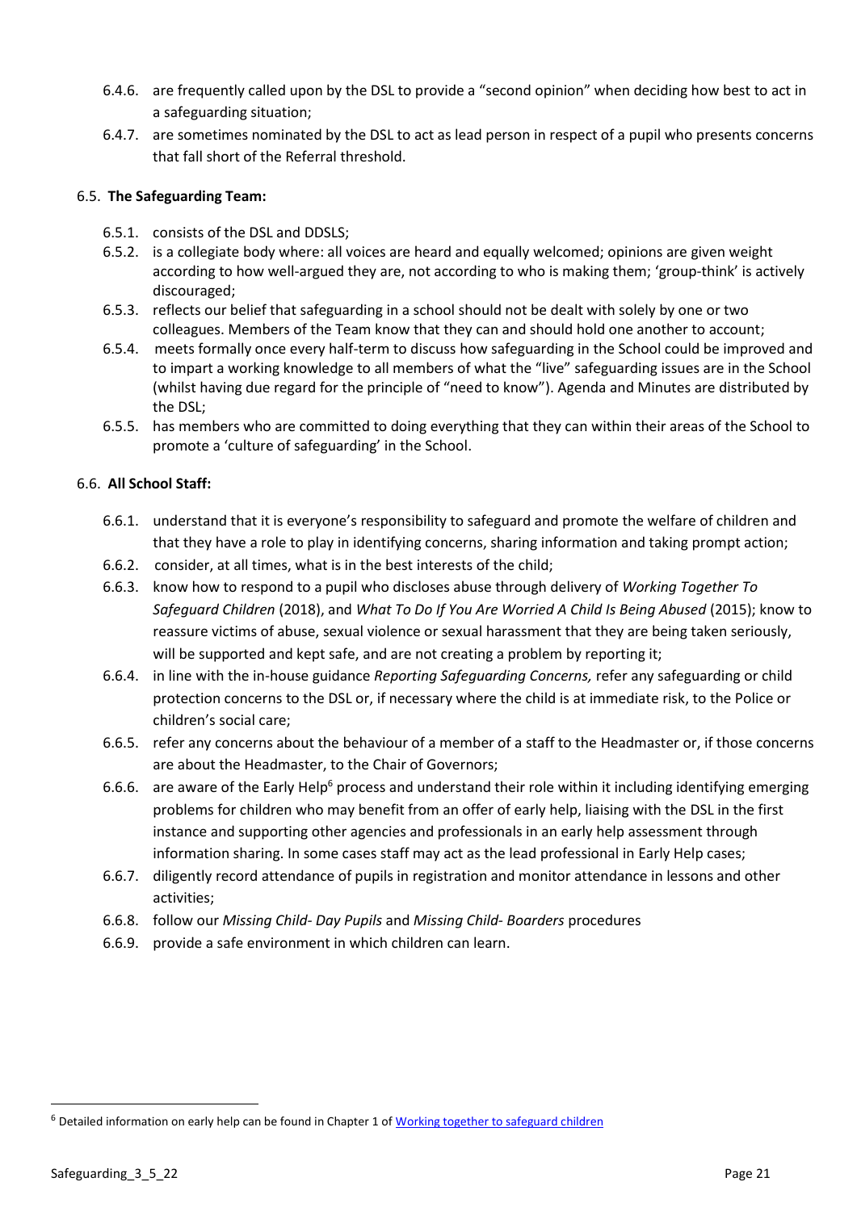6.4.6. are frequently called upon by the DSL to provide a "second opinion" when deciding how best to act in a safeguarding situation;

6.4.7. are sometimes nominated by the DSL to act as lead person in respect of a pupil who presents concerns that fall short of the Referral threshold.

6.5. **The Safeguarding Team:**

6.5.1. consists of the DSL and DDSLS;

6.5.2. is a collegiate body where: all voices are heard and equally welcomed; opinions are given weight according to how well-argued they are, not according to who is making them; 'group-think' is actively discouraged;

6.5.3. reflects our belief that safeguarding in a school should not be dealt with solely by one or two colleagues. Members of the Team know that they can and should hold one another to account;

6.5.4. meets formally once every half-term to discuss how safeguarding in the School could be improved and to impart a working knowledge to all members of what the "live" safeguarding issues are in the School (whilst having due regard for the principle of "need to know"). Agenda and Minutes are distributed by the DSL;

6.5.5. has members who are committed to doing everything that they can within their areas of the School to promote a 'culture of safeguarding' in the School.

6.6. **All School Staff:**

6.6.1. understand that it is everyone's responsibility to safeguard and promote the welfare of children and that they have a role to play in identifying concerns, sharing information and taking prompt action;

6.6.2. consider, at all times, what is in the best interests of the child;

6.6.3. know how to respond to a pupil who discloses abuse through delivery of *Working Together To Safeguard Children* (2018), and *What To Do If You Are Worried A Child Is Being Abused* (2015); know to reassure victims of abuse, sexual violence or sexual harassment that they are being taken seriously, will be supported and kept safe, and are not creating a problem by reporting it;

6.6.4. in line with the in-house guidance *Reporting Safeguarding Concerns,* refer any safeguarding or child protection concerns to the DSL or, if necessary where the child is at immediate risk, to the Police or children's social care;

6.6.5. refer any concerns about the behaviour of a member of a staff to the Headmaster or, if those concerns are about the Headmaster, to the Chair of Governors;

6.6.6. are aware of the Early Help[6] process and understand their role within it including identifying emerging problems for children who may benefit from an offer of early help, liaising with the DSL in the first instance and supporting other agencies and professionals in an early help assessment through information sharing. In some cases staff may act as the lead professional in Early Help cases;

6.6.7. diligently record attendance of pupils in registration and monitor attendance in lessons and other activities;

6.6.8. follow our *Missing Child- Day Pupils* and *Missing Child- Boarders* procedures

6.6.9. provide a safe environment in which children can learn.

---

[6] Detailed information on early help can be found in Chapter 1 of [Working together to safeguard children](Working together to safeguard children)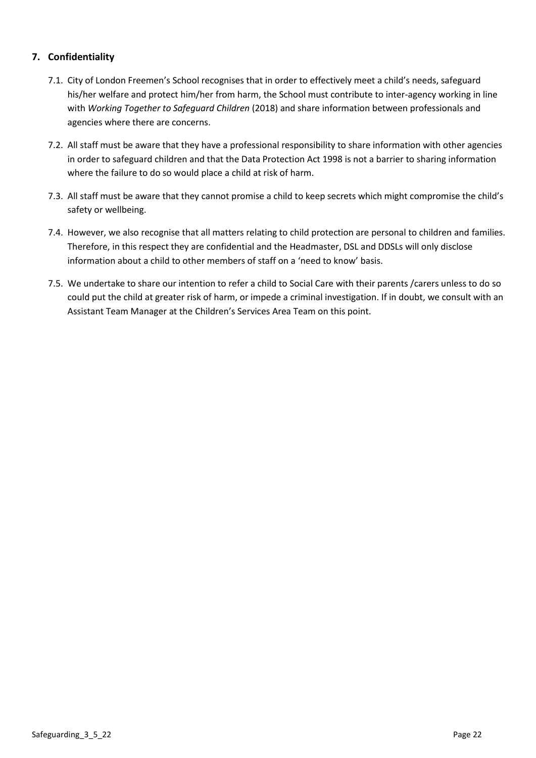## 7. Confidentiality

7.1. City of London Freemen's School recognises that in order to effectively meet a child's needs, safeguard his/her welfare and protect him/her from harm, the School must contribute to inter-agency working in line with *Working Together to Safeguard Children* (2018) and share information between professionals and agencies where there are concerns.

7.2. All staff must be aware that they have a professional responsibility to share information with other agencies in order to safeguard children and that the Data Protection Act 1998 is not a barrier to sharing information where the failure to do so would place a child at risk of harm.

7.3. All staff must be aware that they cannot promise a child to keep secrets which might compromise the child's safety or wellbeing.

7.4. However, we also recognise that all matters relating to child protection are personal to children and families. Therefore, in this respect they are confidential and the Headmaster, DSL and DDSLs will only disclose information about a child to other members of staff on a 'need to know' basis.

7.5. We undertake to share our intention to refer a child to Social Care with their parents /carers unless to do so could put the child at greater risk of harm, or impede a criminal investigation. If in doubt, we consult with an Assistant Team Manager at the Children's Services Area Team on this point.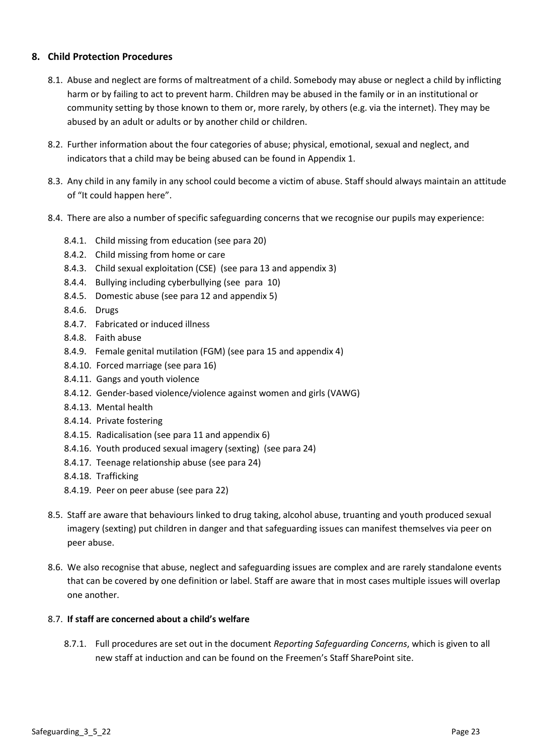## 8. Child Protection Procedures

8.1. Abuse and neglect are forms of maltreatment of a child. Somebody may abuse or neglect a child by inflicting harm or by failing to act to prevent harm. Children may be abused in the family or in an institutional or community setting by those known to them or, more rarely, by others (e.g. via the internet). They may be abused by an adult or adults or by another child or children.

8.2. Further information about the four categories of abuse; physical, emotional, sexual and neglect, and indicators that a child may be being abused can be found in Appendix 1.

8.3. Any child in any family in any school could become a victim of abuse. Staff should always maintain an attitude of "It could happen here".

8.4. There are also a number of specific safeguarding concerns that we recognise our pupils may experience:

- 8.4.1. Child missing from education (see para 20)
- 8.4.2. Child missing from home or care
- 8.4.3. Child sexual exploitation (CSE) (see para 13 and appendix 3)
- 8.4.4. Bullying including cyberbullying (see para 10)
- 8.4.5. Domestic abuse (see para 12 and appendix 5)
- 8.4.6. Drugs
- 8.4.7. Fabricated or induced illness
- 8.4.8. Faith abuse
- 8.4.9. Female genital mutilation (FGM) (see para 15 and appendix 4)
- 8.4.10. Forced marriage (see para 16)
- 8.4.11. Gangs and youth violence
- 8.4.12. Gender-based violence/violence against women and girls (VAWG)
- 8.4.13. Mental health
- 8.4.14. Private fostering
- 8.4.15. Radicalisation (see para 11 and appendix 6)
- 8.4.16. Youth produced sexual imagery (sexting) (see para 24)
- 8.4.17. Teenage relationship abuse (see para 24)
- 8.4.18. Trafficking
- 8.4.19. Peer on peer abuse (see para 22)

8.5. Staff are aware that behaviours linked to drug taking, alcohol abuse, truanting and youth produced sexual imagery (sexting) put children in danger and that safeguarding issues can manifest themselves via peer on peer abuse.

8.6. We also recognise that abuse, neglect and safeguarding issues are complex and are rarely standalone events that can be covered by one definition or label. Staff are aware that in most cases multiple issues will overlap one another.

8.7. **If staff are concerned about a child's welfare**

8.7.1. Full procedures are set out in the document *Reporting Safeguarding Concerns*, which is given to all new staff at induction and can be found on the Freemen's Staff SharePoint site.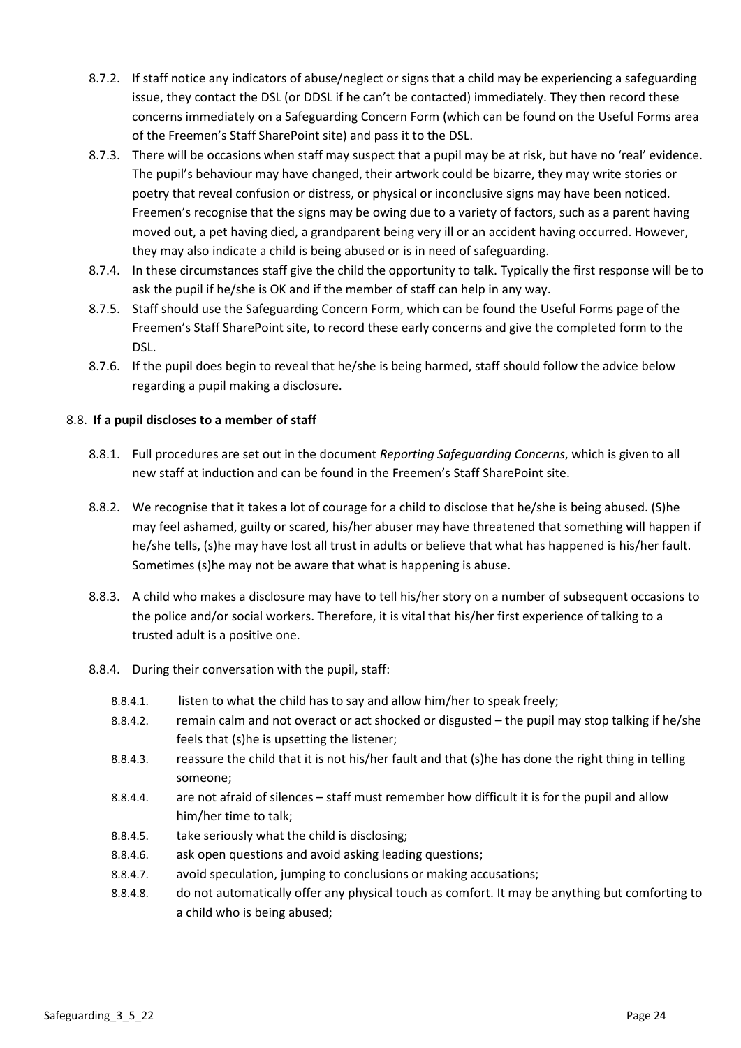8.7.2. If staff notice any indicators of abuse/neglect or signs that a child may be experiencing a safeguarding issue, they contact the DSL (or DDSL if he can't be contacted) immediately. They then record these concerns immediately on a Safeguarding Concern Form (which can be found on the Useful Forms area of the Freemen's Staff SharePoint site) and pass it to the DSL.

8.7.3. There will be occasions when staff may suspect that a pupil may be at risk, but have no 'real' evidence. The pupil's behaviour may have changed, their artwork could be bizarre, they may write stories or poetry that reveal confusion or distress, or physical or inconclusive signs may have been noticed. Freemen's recognise that the signs may be owing due to a variety of factors, such as a parent having moved out, a pet having died, a grandparent being very ill or an accident having occurred. However, they may also indicate a child is being abused or is in need of safeguarding.

8.7.4. In these circumstances staff give the child the opportunity to talk. Typically the first response will be to ask the pupil if he/she is OK and if the member of staff can help in any way.

8.7.5. Staff should use the Safeguarding Concern Form, which can be found the Useful Forms page of the Freemen's Staff SharePoint site, to record these early concerns and give the completed form to the DSL.

8.7.6. If the pupil does begin to reveal that he/she is being harmed, staff should follow the advice below regarding a pupil making a disclosure.

8.8. **If a pupil discloses to a member of staff**

8.8.1. Full procedures are set out in the document *Reporting Safeguarding Concerns*, which is given to all new staff at induction and can be found in the Freemen's Staff SharePoint site.

8.8.2. We recognise that it takes a lot of courage for a child to disclose that he/she is being abused. (S)he may feel ashamed, guilty or scared, his/her abuser may have threatened that something will happen if he/she tells, (s)he may have lost all trust in adults or believe that what has happened is his/her fault. Sometimes (s)he may not be aware that what is happening is abuse.

8.8.3. A child who makes a disclosure may have to tell his/her story on a number of subsequent occasions to the police and/or social workers. Therefore, it is vital that his/her first experience of talking to a trusted adult is a positive one.

8.8.4. During their conversation with the pupil, staff:

- 8.8.4.1. listen to what the child has to say and allow him/her to speak freely;
- 8.8.4.2. remain calm and not overact or act shocked or disgusted – the pupil may stop talking if he/she feels that (s)he is upsetting the listener;
- 8.8.4.3. reassure the child that it is not his/her fault and that (s)he has done the right thing in telling someone;
- 8.8.4.4. are not afraid of silences – staff must remember how difficult it is for the pupil and allow him/her time to talk;
- 8.8.4.5. take seriously what the child is disclosing;
- 8.8.4.6. ask open questions and avoid asking leading questions;
- 8.8.4.7. avoid speculation, jumping to conclusions or making accusations;
- 8.8.4.8. do not automatically offer any physical touch as comfort. It may be anything but comforting to a child who is being abused;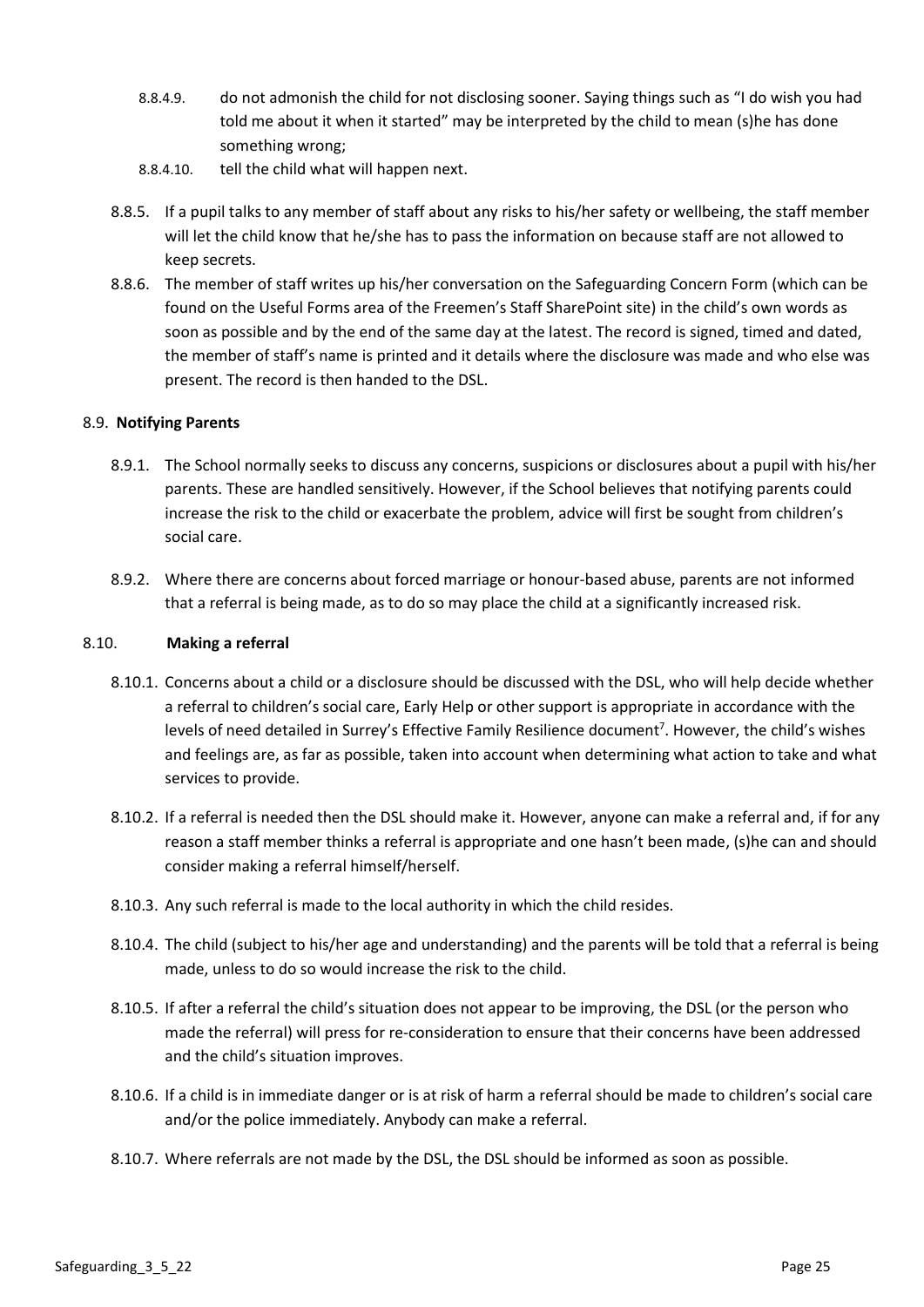8.8.4.9. do not admonish the child for not disclosing sooner. Saying things such as "I do wish you had told me about it when it started" may be interpreted by the child to mean (s)he has done something wrong;

8.8.4.10. tell the child what will happen next.

8.8.5. If a pupil talks to any member of staff about any risks to his/her safety or wellbeing, the staff member will let the child know that he/she has to pass the information on because staff are not allowed to keep secrets.

8.8.6. The member of staff writes up his/her conversation on the Safeguarding Concern Form (which can be found on the Useful Forms area of the Freemen's Staff SharePoint site) in the child's own words as soon as possible and by the end of the same day at the latest. The record is signed, timed and dated, the member of staff's name is printed and it details where the disclosure was made and who else was present. The record is then handed to the DSL.

8.9. **Notifying Parents**

8.9.1. The School normally seeks to discuss any concerns, suspicions or disclosures about a pupil with his/her parents. These are handled sensitively. However, if the School believes that notifying parents could increase the risk to the child or exacerbate the problem, advice will first be sought from children's social care.

8.9.2. Where there are concerns about forced marriage or honour-based abuse, parents are not informed that a referral is being made, as to do so may place the child at a significantly increased risk.

8.10. **Making a referral**

8.10.1. Concerns about a child or a disclosure should be discussed with the DSL, who will help decide whether a referral to children's social care, Early Help or other support is appropriate in accordance with the levels of need detailed in Surrey's Effective Family Resilience document[7]. However, the child's wishes and feelings are, as far as possible, taken into account when determining what action to take and what services to provide.

8.10.2. If a referral is needed then the DSL should make it. However, anyone can make a referral and, if for any reason a staff member thinks a referral is appropriate and one hasn't been made, (s)he can and should consider making a referral himself/herself.

8.10.3. Any such referral is made to the local authority in which the child resides.

8.10.4. The child (subject to his/her age and understanding) and the parents will be told that a referral is being made, unless to do so would increase the risk to the child.

8.10.5. If after a referral the child's situation does not appear to be improving, the DSL (or the person who made the referral) will press for re-consideration to ensure that their concerns have been addressed and the child's situation improves.

8.10.6. If a child is in immediate danger or is at risk of harm a referral should be made to children's social care and/or the police immediately. Anybody can make a referral.

8.10.7. Where referrals are not made by the DSL, the DSL should be informed as soon as possible.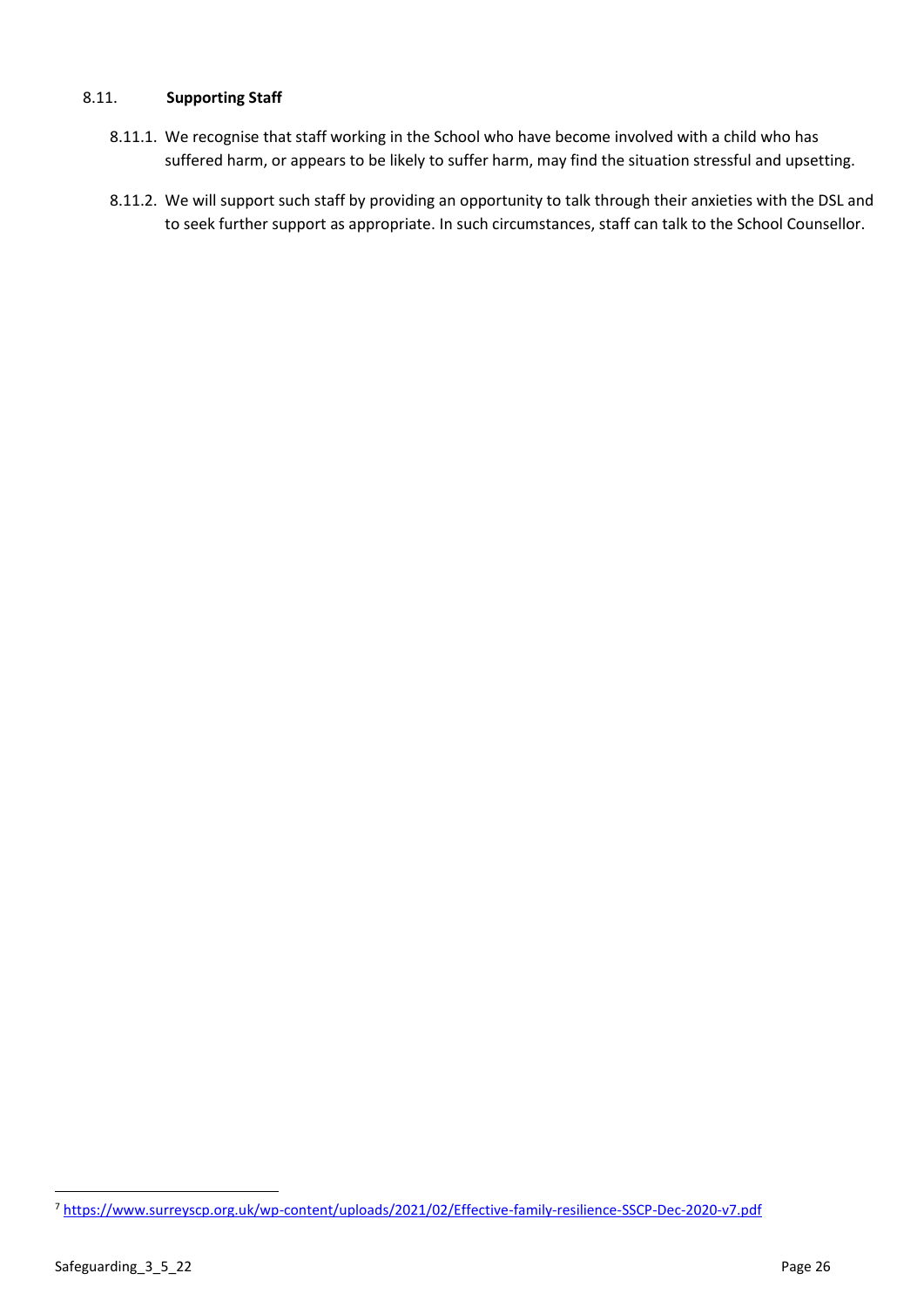### 8.11. **Supporting Staff**

8.11.1. We recognise that staff working in the School who have become involved with a child who has suffered harm, or appears to be likely to suffer harm, may find the situation stressful and upsetting.

8.11.2. We will support such staff by providing an opportunity to talk through their anxieties with the DSL and to seek further support as appropriate. In such circumstances, staff can talk to the School Counsellor.

---

[7] https://www.surreyscp.org.uk/wp-content/uploads/2021/02/Effective-family-resilience-SSCP-Dec-2020-v7.pdf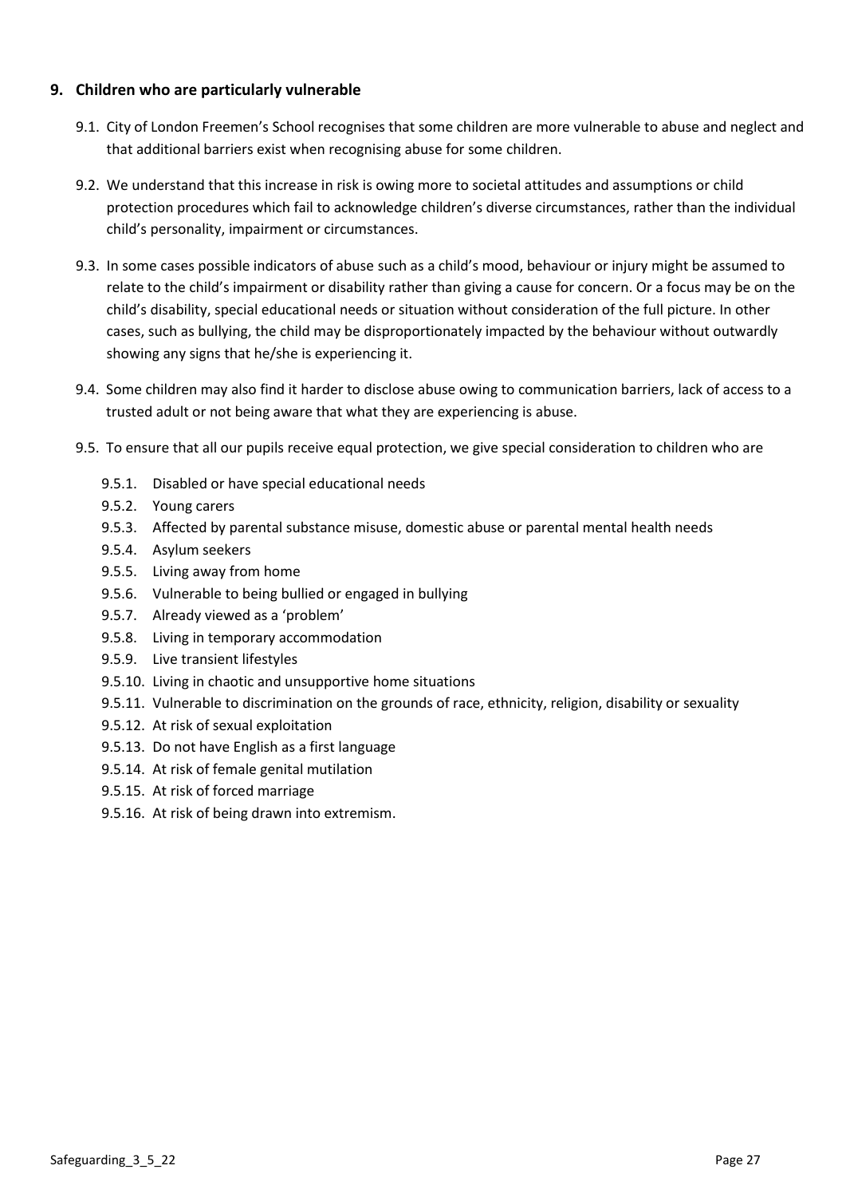## 9. Children who are particularly vulnerable

9.1. City of London Freemen's School recognises that some children are more vulnerable to abuse and neglect and that additional barriers exist when recognising abuse for some children.

9.2. We understand that this increase in risk is owing more to societal attitudes and assumptions or child protection procedures which fail to acknowledge children's diverse circumstances, rather than the individual child's personality, impairment or circumstances.

9.3. In some cases possible indicators of abuse such as a child's mood, behaviour or injury might be assumed to relate to the child's impairment or disability rather than giving a cause for concern. Or a focus may be on the child's disability, special educational needs or situation without consideration of the full picture. In other cases, such as bullying, the child may be disproportionately impacted by the behaviour without outwardly showing any signs that he/she is experiencing it.

9.4. Some children may also find it harder to disclose abuse owing to communication barriers, lack of access to a trusted adult or not being aware that what they are experiencing is abuse.

9.5. To ensure that all our pupils receive equal protection, we give special consideration to children who are

- 9.5.1. Disabled or have special educational needs
- 9.5.2. Young carers
- 9.5.3. Affected by parental substance misuse, domestic abuse or parental mental health needs
- 9.5.4. Asylum seekers
- 9.5.5. Living away from home
- 9.5.6. Vulnerable to being bullied or engaged in bullying
- 9.5.7. Already viewed as a 'problem'
- 9.5.8. Living in temporary accommodation
- 9.5.9. Live transient lifestyles
- 9.5.10. Living in chaotic and unsupportive home situations
- 9.5.11. Vulnerable to discrimination on the grounds of race, ethnicity, religion, disability or sexuality
- 9.5.12. At risk of sexual exploitation
- 9.5.13. Do not have English as a first language
- 9.5.14. At risk of female genital mutilation
- 9.5.15. At risk of forced marriage
- 9.5.16. At risk of being drawn into extremism.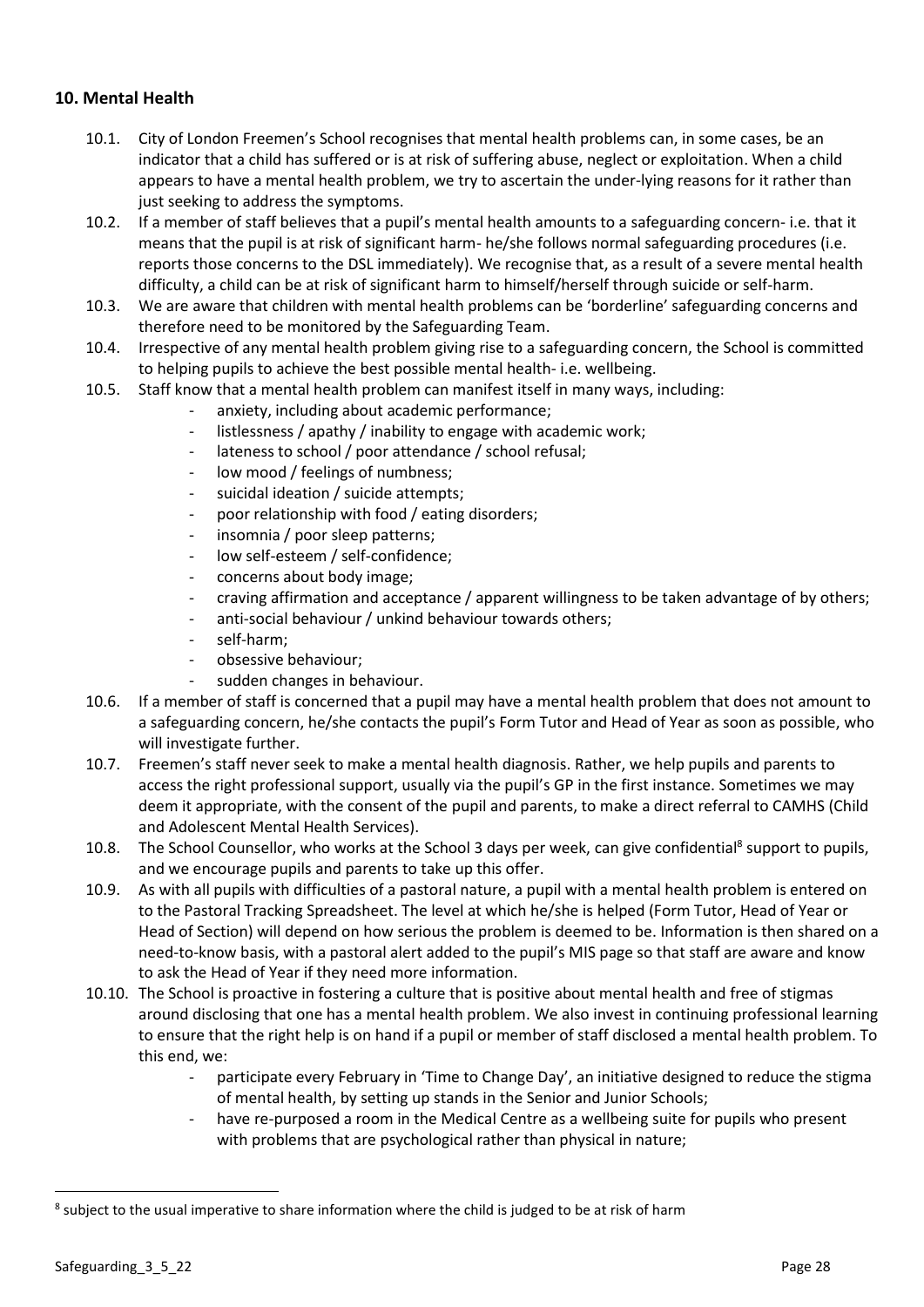## 10. Mental Health

10.1. City of London Freemen's School recognises that mental health problems can, in some cases, be an indicator that a child has suffered or is at risk of suffering abuse, neglect or exploitation. When a child appears to have a mental health problem, we try to ascertain the under-lying reasons for it rather than just seeking to address the symptoms.

10.2. If a member of staff believes that a pupil's mental health amounts to a safeguarding concern- i.e. that it means that the pupil is at risk of significant harm- he/she follows normal safeguarding procedures (i.e. reports those concerns to the DSL immediately). We recognise that, as a result of a severe mental health difficulty, a child can be at risk of significant harm to himself/herself through suicide or self-harm.

10.3. We are aware that children with mental health problems can be 'borderline' safeguarding concerns and therefore need to be monitored by the Safeguarding Team.

10.4. Irrespective of any mental health problem giving rise to a safeguarding concern, the School is committed to helping pupils to achieve the best possible mental health- i.e. wellbeing.

10.5. Staff know that a mental health problem can manifest itself in many ways, including:

- anxiety, including about academic performance;
- listlessness / apathy / inability to engage with academic work;
- lateness to school / poor attendance / school refusal;
- low mood / feelings of numbness;
- suicidal ideation / suicide attempts;
- poor relationship with food / eating disorders;
- insomnia / poor sleep patterns;
- low self-esteem / self-confidence;
- concerns about body image;
- craving affirmation and acceptance / apparent willingness to be taken advantage of by others;
- anti-social behaviour / unkind behaviour towards others;
- self-harm;
- obsessive behaviour;
- sudden changes in behaviour.

10.6. If a member of staff is concerned that a pupil may have a mental health problem that does not amount to a safeguarding concern, he/she contacts the pupil's Form Tutor and Head of Year as soon as possible, who will investigate further.

10.7. Freemen's staff never seek to make a mental health diagnosis. Rather, we help pupils and parents to access the right professional support, usually via the pupil's GP in the first instance. Sometimes we may deem it appropriate, with the consent of the pupil and parents, to make a direct referral to CAMHS (Child and Adolescent Mental Health Services).

10.8. The School Counsellor, who works at the School 3 days per week, can give confidential[8] support to pupils, and we encourage pupils and parents to take up this offer.

10.9. As with all pupils with difficulties of a pastoral nature, a pupil with a mental health problem is entered on to the Pastoral Tracking Spreadsheet. The level at which he/she is helped (Form Tutor, Head of Year or Head of Section) will depend on how serious the problem is deemed to be. Information is then shared on a need-to-know basis, with a pastoral alert added to the pupil's MIS page so that staff are aware and know to ask the Head of Year if they need more information.

10.10. The School is proactive in fostering a culture that is positive about mental health and free of stigmas around disclosing that one has a mental health problem. We also invest in continuing professional learning to ensure that the right help is on hand if a pupil or member of staff disclosed a mental health problem. To this end, we:

- participate every February in 'Time to Change Day', an initiative designed to reduce the stigma of mental health, by setting up stands in the Senior and Junior Schools;
- have re-purposed a room in the Medical Centre as a wellbeing suite for pupils who present with problems that are psychological rather than physical in nature;

---

[8] subject to the usual imperative to share information where the child is judged to be at risk of harm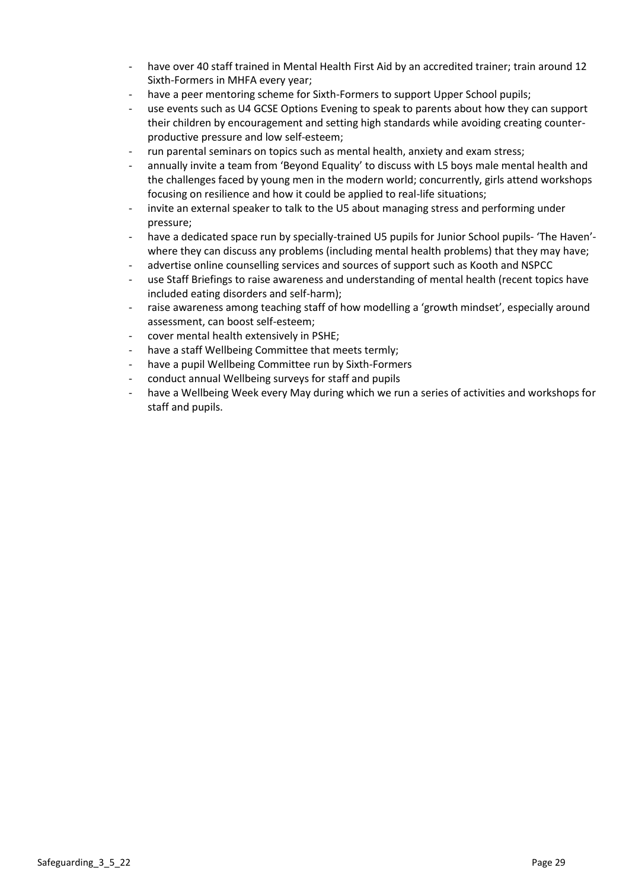- have over 40 staff trained in Mental Health First Aid by an accredited trainer; train around 12 Sixth-Formers in MHFA every year;
- have a peer mentoring scheme for Sixth-Formers to support Upper School pupils;
- use events such as U4 GCSE Options Evening to speak to parents about how they can support their children by encouragement and setting high standards while avoiding creating counter-productive pressure and low self-esteem;
- run parental seminars on topics such as mental health, anxiety and exam stress;
- annually invite a team from 'Beyond Equality' to discuss with L5 boys male mental health and the challenges faced by young men in the modern world; concurrently, girls attend workshops focusing on resilience and how it could be applied to real-life situations;
- invite an external speaker to talk to the U5 about managing stress and performing under pressure;
- have a dedicated space run by specially-trained U5 pupils for Junior School pupils- 'The Haven'- where they can discuss any problems (including mental health problems) that they may have;
- advertise online counselling services and sources of support such as Kooth and NSPCC
- use Staff Briefings to raise awareness and understanding of mental health (recent topics have included eating disorders and self-harm);
- raise awareness among teaching staff of how modelling a 'growth mindset', especially around assessment, can boost self-esteem;
- cover mental health extensively in PSHE;
- have a staff Wellbeing Committee that meets termly;
- have a pupil Wellbeing Committee run by Sixth-Formers
- conduct annual Wellbeing surveys for staff and pupils
- have a Wellbeing Week every May during which we run a series of activities and workshops for staff and pupils.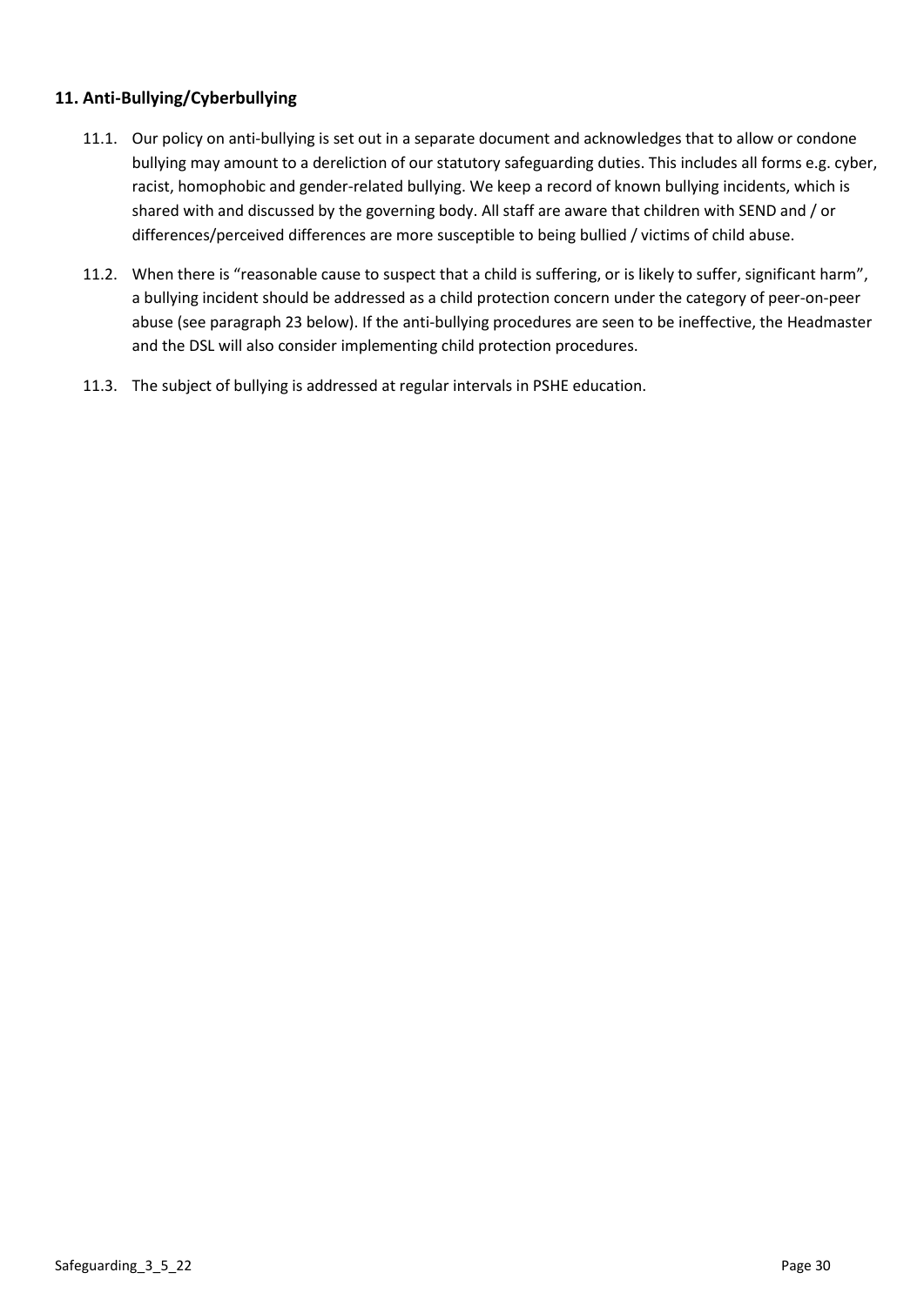## 11. Anti-Bullying/Cyberbullying

11.1. Our policy on anti-bullying is set out in a separate document and acknowledges that to allow or condone bullying may amount to a dereliction of our statutory safeguarding duties. This includes all forms e.g. cyber, racist, homophobic and gender-related bullying. We keep a record of known bullying incidents, which is shared with and discussed by the governing body. All staff are aware that children with SEND and / or differences/perceived differences are more susceptible to being bullied / victims of child abuse.

11.2. When there is "reasonable cause to suspect that a child is suffering, or is likely to suffer, significant harm", a bullying incident should be addressed as a child protection concern under the category of peer-on-peer abuse (see paragraph 23 below). If the anti-bullying procedures are seen to be ineffective, the Headmaster and the DSL will also consider implementing child protection procedures.

11.3. The subject of bullying is addressed at regular intervals in PSHE education.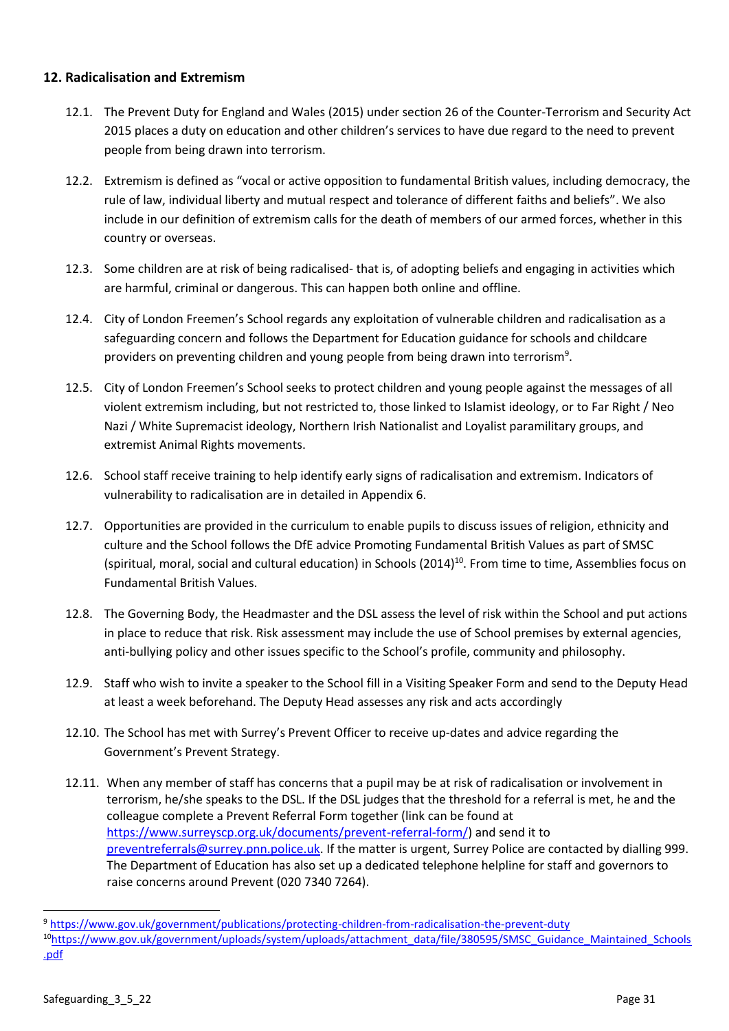### 12. Radicalisation and Extremism

12.1. The Prevent Duty for England and Wales (2015) under section 26 of the Counter-Terrorism and Security Act 2015 places a duty on education and other children's services to have due regard to the need to prevent people from being drawn into terrorism.

12.2. Extremism is defined as "vocal or active opposition to fundamental British values, including democracy, the rule of law, individual liberty and mutual respect and tolerance of different faiths and beliefs". We also include in our definition of extremism calls for the death of members of our armed forces, whether in this country or overseas.

12.3. Some children are at risk of being radicalised- that is, of adopting beliefs and engaging in activities which are harmful, criminal or dangerous. This can happen both online and offline.

12.4. City of London Freemen's School regards any exploitation of vulnerable children and radicalisation as a safeguarding concern and follows the Department for Education guidance for schools and childcare providers on preventing children and young people from being drawn into terrorism[9].

12.5. City of London Freemen's School seeks to protect children and young people against the messages of all violent extremism including, but not restricted to, those linked to Islamist ideology, or to Far Right / Neo Nazi / White Supremacist ideology, Northern Irish Nationalist and Loyalist paramilitary groups, and extremist Animal Rights movements.

12.6. School staff receive training to help identify early signs of radicalisation and extremism. Indicators of vulnerability to radicalisation are in detailed in Appendix 6.

12.7. Opportunities are provided in the curriculum to enable pupils to discuss issues of religion, ethnicity and culture and the School follows the DfE advice Promoting Fundamental British Values as part of SMSC (spiritual, moral, social and cultural education) in Schools (2014)[10]. From time to time, Assemblies focus on Fundamental British Values.

12.8. The Governing Body, the Headmaster and the DSL assess the level of risk within the School and put actions in place to reduce that risk. Risk assessment may include the use of School premises by external agencies, anti-bullying policy and other issues specific to the School's profile, community and philosophy.

12.9. Staff who wish to invite a speaker to the School fill in a Visiting Speaker Form and send to the Deputy Head at least a week beforehand. The Deputy Head assesses any risk and acts accordingly

12.10. The School has met with Surrey's Prevent Officer to receive up-dates and advice regarding the Government's Prevent Strategy.

12.11. When any member of staff has concerns that a pupil may be at risk of radicalisation or involvement in terrorism, he/she speaks to the DSL. If the DSL judges that the threshold for a referral is met, he and the colleague complete a Prevent Referral Form together (link can be found at https://www.surreyscp.org.uk/documents/prevent-referral-form/) and send it to preventreferrals@surrey.pnn.police.uk. If the matter is urgent, Surrey Police are contacted by dialling 999. The Department of Education has also set up a dedicated telephone helpline for staff and governors to raise concerns around Prevent (020 7340 7264).

---

[9] https://www.gov.uk/government/publications/protecting-children-from-radicalisation-the-prevent-duty

[10] https://www.gov.uk/government/uploads/system/uploads/attachment_data/file/380595/SMSC_Guidance_Maintained_Schools.pdf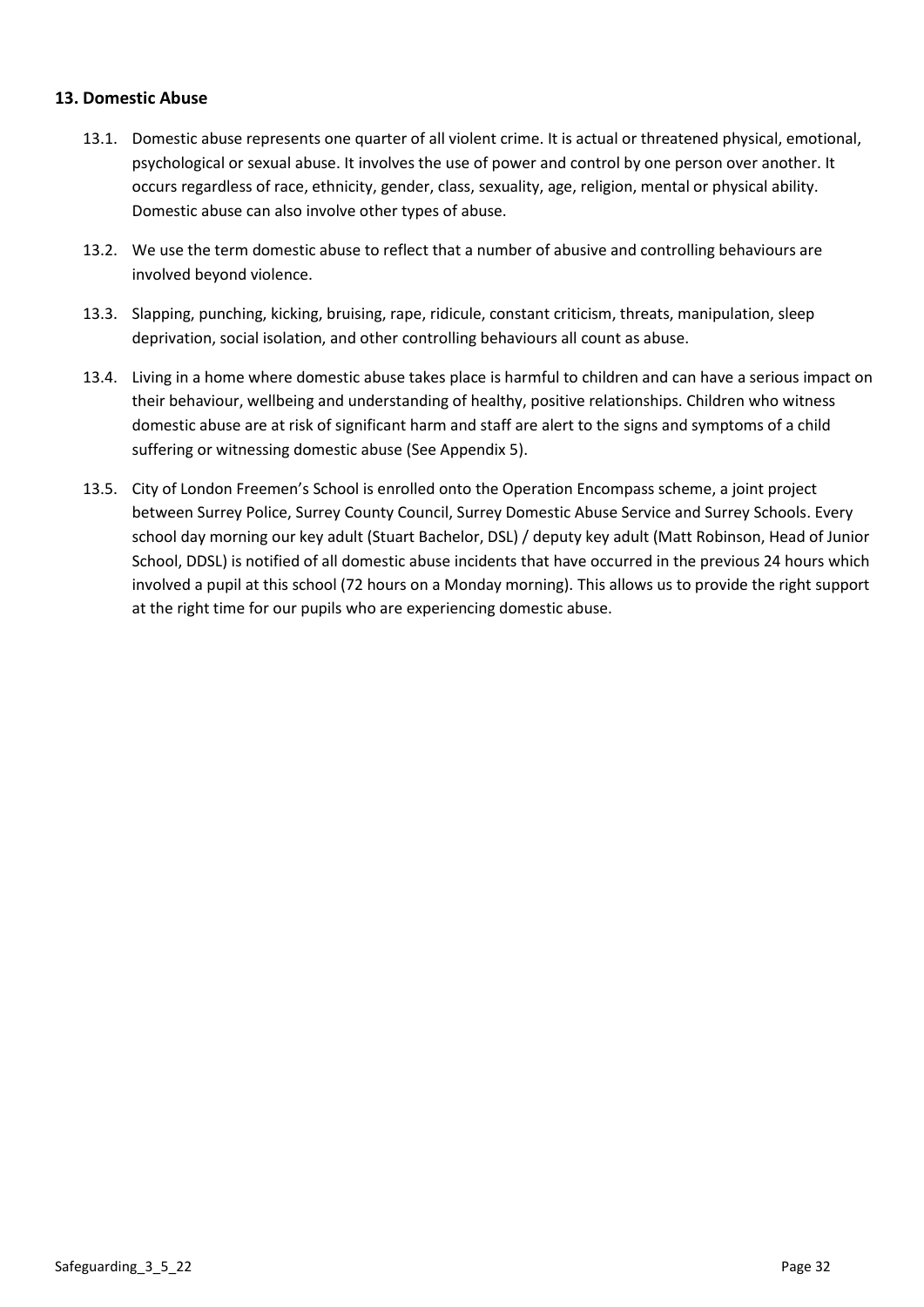## 13. Domestic Abuse

13.1. Domestic abuse represents one quarter of all violent crime. It is actual or threatened physical, emotional, psychological or sexual abuse. It involves the use of power and control by one person over another. It occurs regardless of race, ethnicity, gender, class, sexuality, age, religion, mental or physical ability. Domestic abuse can also involve other types of abuse.

13.2. We use the term domestic abuse to reflect that a number of abusive and controlling behaviours are involved beyond violence.

13.3. Slapping, punching, kicking, bruising, rape, ridicule, constant criticism, threats, manipulation, sleep deprivation, social isolation, and other controlling behaviours all count as abuse.

13.4. Living in a home where domestic abuse takes place is harmful to children and can have a serious impact on their behaviour, wellbeing and understanding of healthy, positive relationships. Children who witness domestic abuse are at risk of significant harm and staff are alert to the signs and symptoms of a child suffering or witnessing domestic abuse (See Appendix 5).

13.5. City of London Freemen's School is enrolled onto the Operation Encompass scheme, a joint project between Surrey Police, Surrey County Council, Surrey Domestic Abuse Service and Surrey Schools. Every school day morning our key adult (Stuart Bachelor, DSL) / deputy key adult (Matt Robinson, Head of Junior School, DDSL) is notified of all domestic abuse incidents that have occurred in the previous 24 hours which involved a pupil at this school (72 hours on a Monday morning). This allows us to provide the right support at the right time for our pupils who are experiencing domestic abuse.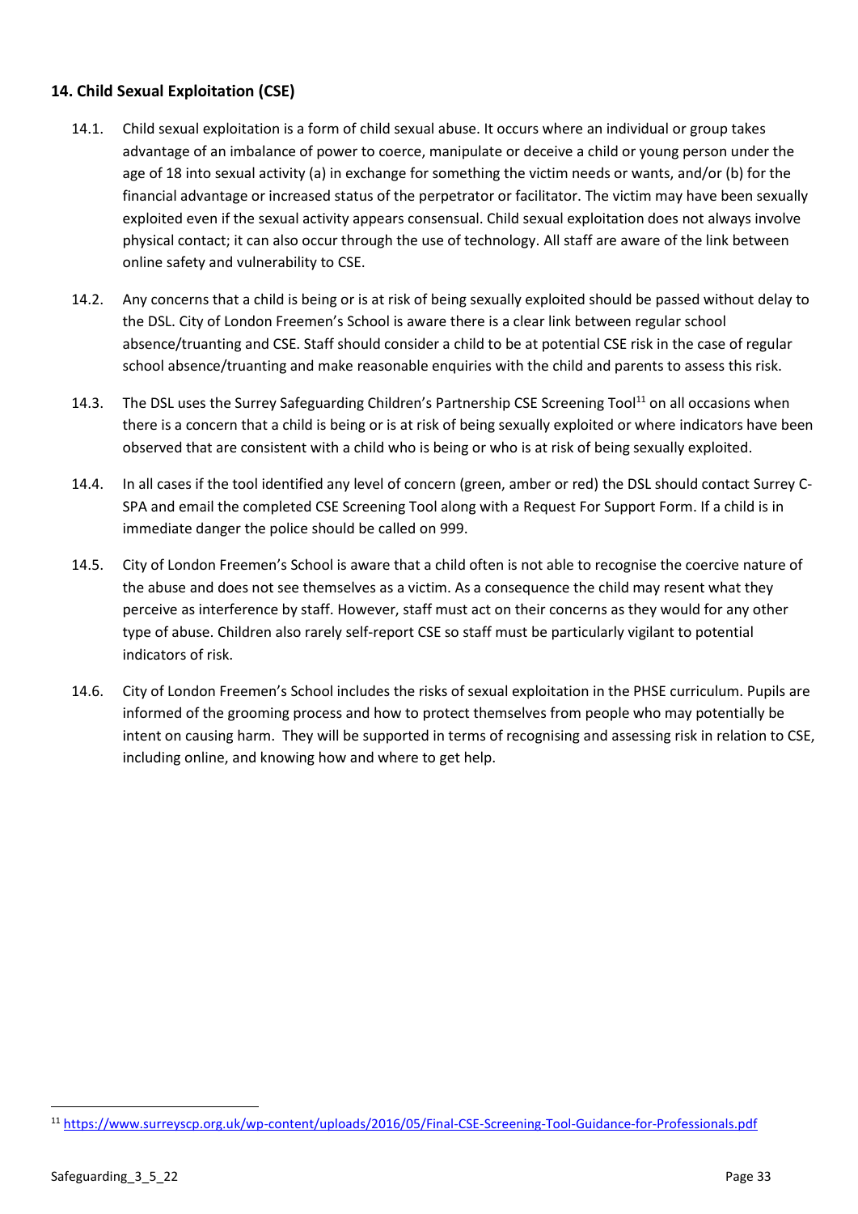## 14. Child Sexual Exploitation (CSE)

14.1. Child sexual exploitation is a form of child sexual abuse. It occurs where an individual or group takes advantage of an imbalance of power to coerce, manipulate or deceive a child or young person under the age of 18 into sexual activity (a) in exchange for something the victim needs or wants, and/or (b) for the financial advantage or increased status of the perpetrator or facilitator. The victim may have been sexually exploited even if the sexual activity appears consensual. Child sexual exploitation does not always involve physical contact; it can also occur through the use of technology. All staff are aware of the link between online safety and vulnerability to CSE.

14.2. Any concerns that a child is being or is at risk of being sexually exploited should be passed without delay to the DSL. City of London Freemen's School is aware there is a clear link between regular school absence/truanting and CSE. Staff should consider a child to be at potential CSE risk in the case of regular school absence/truanting and make reasonable enquiries with the child and parents to assess this risk.

14.3. The DSL uses the Surrey Safeguarding Children's Partnership CSE Screening Tool[11] on all occasions when there is a concern that a child is being or is at risk of being sexually exploited or where indicators have been observed that are consistent with a child who is being or who is at risk of being sexually exploited.

14.4. In all cases if the tool identified any level of concern (green, amber or red) the DSL should contact Surrey C-SPA and email the completed CSE Screening Tool along with a Request For Support Form. If a child is in immediate danger the police should be called on 999.

14.5. City of London Freemen's School is aware that a child often is not able to recognise the coercive nature of the abuse and does not see themselves as a victim. As a consequence the child may resent what they perceive as interference by staff. However, staff must act on their concerns as they would for any other type of abuse. Children also rarely self-report CSE so staff must be particularly vigilant to potential indicators of risk.

14.6. City of London Freemen's School includes the risks of sexual exploitation in the PHSE curriculum. Pupils are informed of the grooming process and how to protect themselves from people who may potentially be intent on causing harm. They will be supported in terms of recognising and assessing risk in relation to CSE, including online, and knowing how and where to get help.

---

[11] https://www.surreyscp.org.uk/wp-content/uploads/2016/05/Final-CSE-Screening-Tool-Guidance-for-Professionals.pdf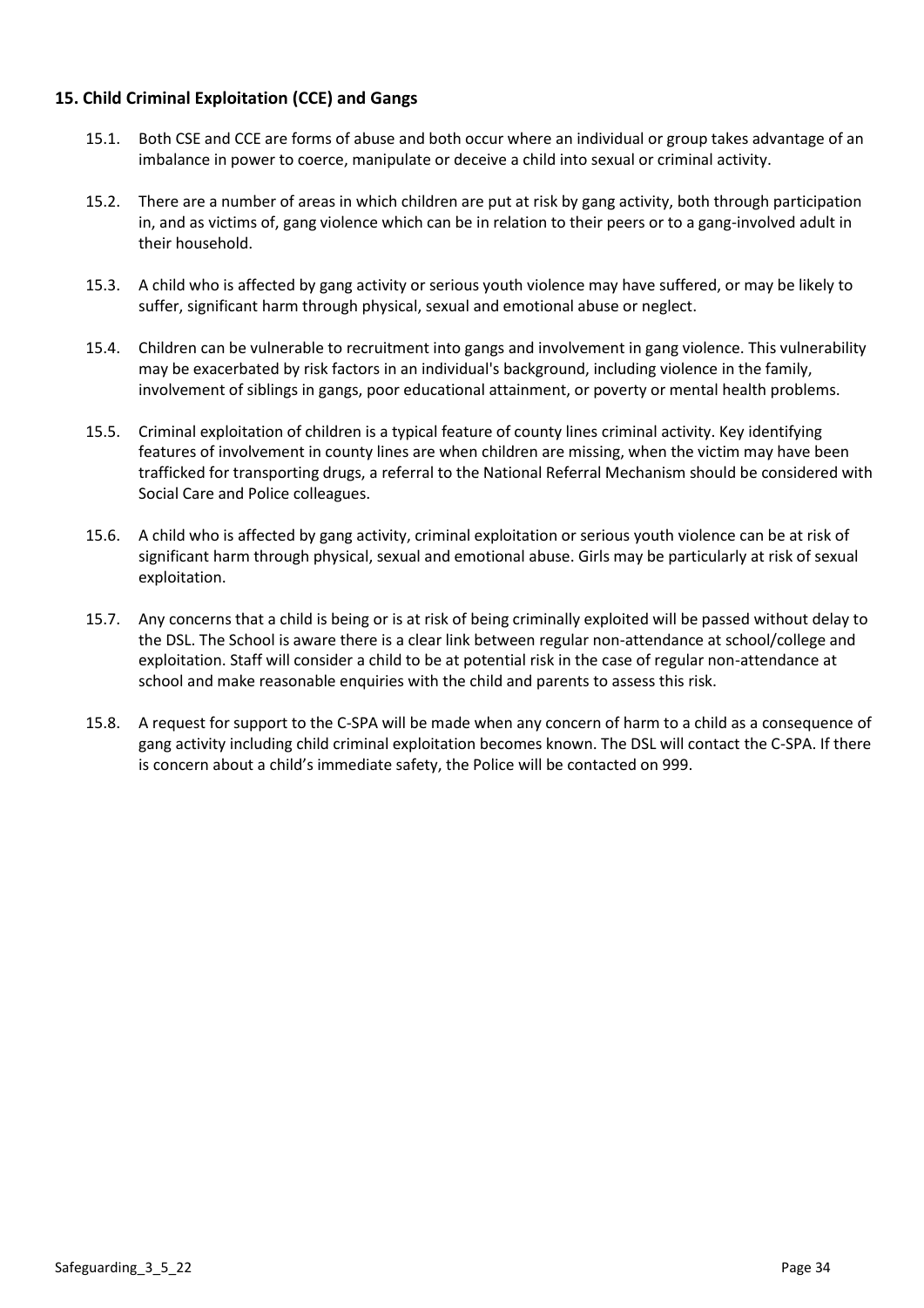## 15. Child Criminal Exploitation (CCE) and Gangs

15.1. Both CSE and CCE are forms of abuse and both occur where an individual or group takes advantage of an imbalance in power to coerce, manipulate or deceive a child into sexual or criminal activity.

15.2. There are a number of areas in which children are put at risk by gang activity, both through participation in, and as victims of, gang violence which can be in relation to their peers or to a gang-involved adult in their household.

15.3. A child who is affected by gang activity or serious youth violence may have suffered, or may be likely to suffer, significant harm through physical, sexual and emotional abuse or neglect.

15.4. Children can be vulnerable to recruitment into gangs and involvement in gang violence. This vulnerability may be exacerbated by risk factors in an individual's background, including violence in the family, involvement of siblings in gangs, poor educational attainment, or poverty or mental health problems.

15.5. Criminal exploitation of children is a typical feature of county lines criminal activity. Key identifying features of involvement in county lines are when children are missing, when the victim may have been trafficked for transporting drugs, a referral to the National Referral Mechanism should be considered with Social Care and Police colleagues.

15.6. A child who is affected by gang activity, criminal exploitation or serious youth violence can be at risk of significant harm through physical, sexual and emotional abuse. Girls may be particularly at risk of sexual exploitation.

15.7. Any concerns that a child is being or is at risk of being criminally exploited will be passed without delay to the DSL. The School is aware there is a clear link between regular non-attendance at school/college and exploitation. Staff will consider a child to be at potential risk in the case of regular non-attendance at school and make reasonable enquiries with the child and parents to assess this risk.

15.8. A request for support to the C-SPA will be made when any concern of harm to a child as a consequence of gang activity including child criminal exploitation becomes known. The DSL will contact the C-SPA. If there is concern about a child's immediate safety, the Police will be contacted on 999.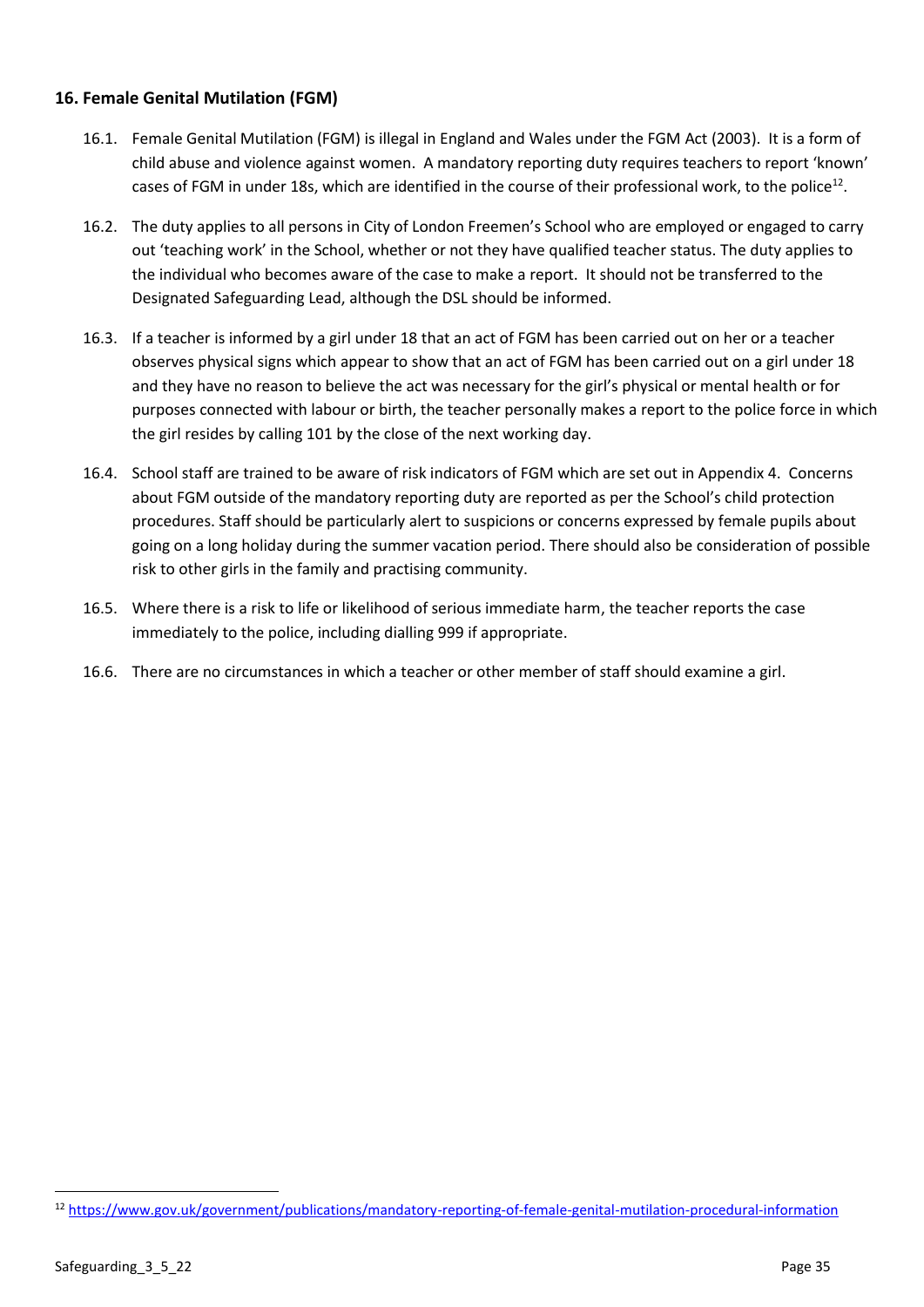## 16. Female Genital Mutilation (FGM)

16.1. Female Genital Mutilation (FGM) is illegal in England and Wales under the FGM Act (2003). It is a form of child abuse and violence against women. A mandatory reporting duty requires teachers to report 'known' cases of FGM in under 18s, which are identified in the course of their professional work, to the police[12].

16.2. The duty applies to all persons in City of London Freemen's School who are employed or engaged to carry out 'teaching work' in the School, whether or not they have qualified teacher status. The duty applies to the individual who becomes aware of the case to make a report. It should not be transferred to the Designated Safeguarding Lead, although the DSL should be informed.

16.3. If a teacher is informed by a girl under 18 that an act of FGM has been carried out on her or a teacher observes physical signs which appear to show that an act of FGM has been carried out on a girl under 18 and they have no reason to believe the act was necessary for the girl's physical or mental health or for purposes connected with labour or birth, the teacher personally makes a report to the police force in which the girl resides by calling 101 by the close of the next working day.

16.4. School staff are trained to be aware of risk indicators of FGM which are set out in Appendix 4. Concerns about FGM outside of the mandatory reporting duty are reported as per the School's child protection procedures. Staff should be particularly alert to suspicions or concerns expressed by female pupils about going on a long holiday during the summer vacation period. There should also be consideration of possible risk to other girls in the family and practising community.

16.5. Where there is a risk to life or likelihood of serious immediate harm, the teacher reports the case immediately to the police, including dialling 999 if appropriate.

16.6. There are no circumstances in which a teacher or other member of staff should examine a girl.

---

[12] https://www.gov.uk/government/publications/mandatory-reporting-of-female-genital-mutilation-procedural-information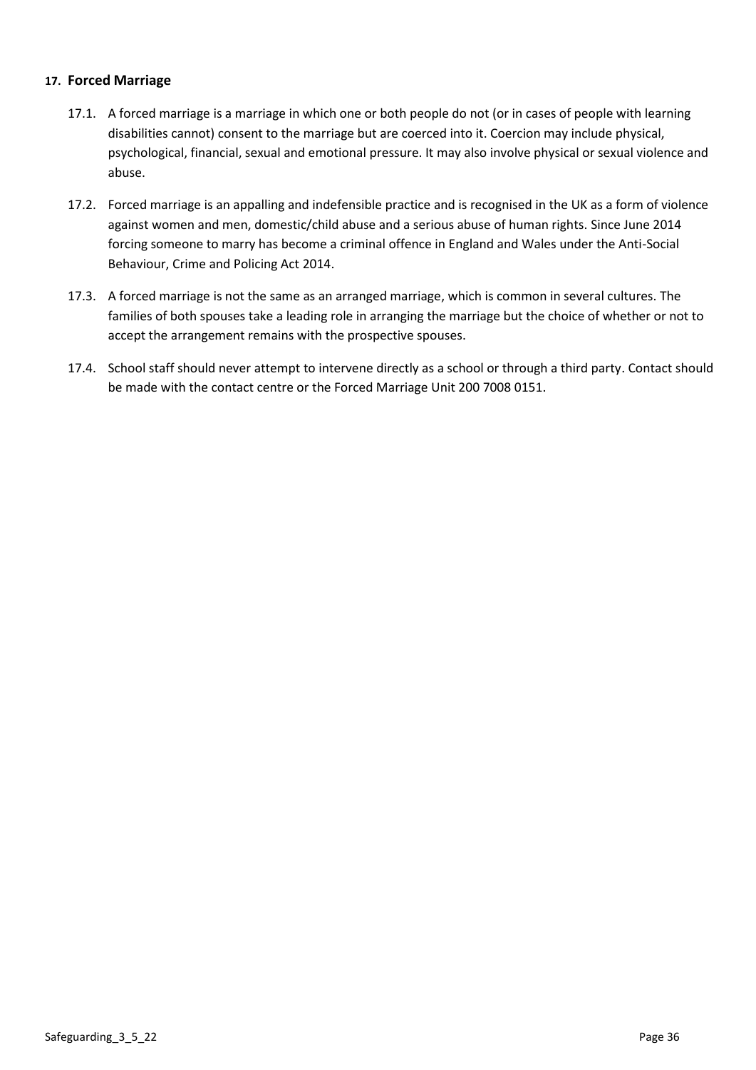## 17. Forced Marriage

17.1. A forced marriage is a marriage in which one or both people do not (or in cases of people with learning disabilities cannot) consent to the marriage but are coerced into it. Coercion may include physical, psychological, financial, sexual and emotional pressure. It may also involve physical or sexual violence and abuse.

17.2. Forced marriage is an appalling and indefensible practice and is recognised in the UK as a form of violence against women and men, domestic/child abuse and a serious abuse of human rights. Since June 2014 forcing someone to marry has become a criminal offence in England and Wales under the Anti-Social Behaviour, Crime and Policing Act 2014.

17.3. A forced marriage is not the same as an arranged marriage, which is common in several cultures. The families of both spouses take a leading role in arranging the marriage but the choice of whether or not to accept the arrangement remains with the prospective spouses.

17.4. School staff should never attempt to intervene directly as a school or through a third party. Contact should be made with the contact centre or the Forced Marriage Unit 200 7008 0151.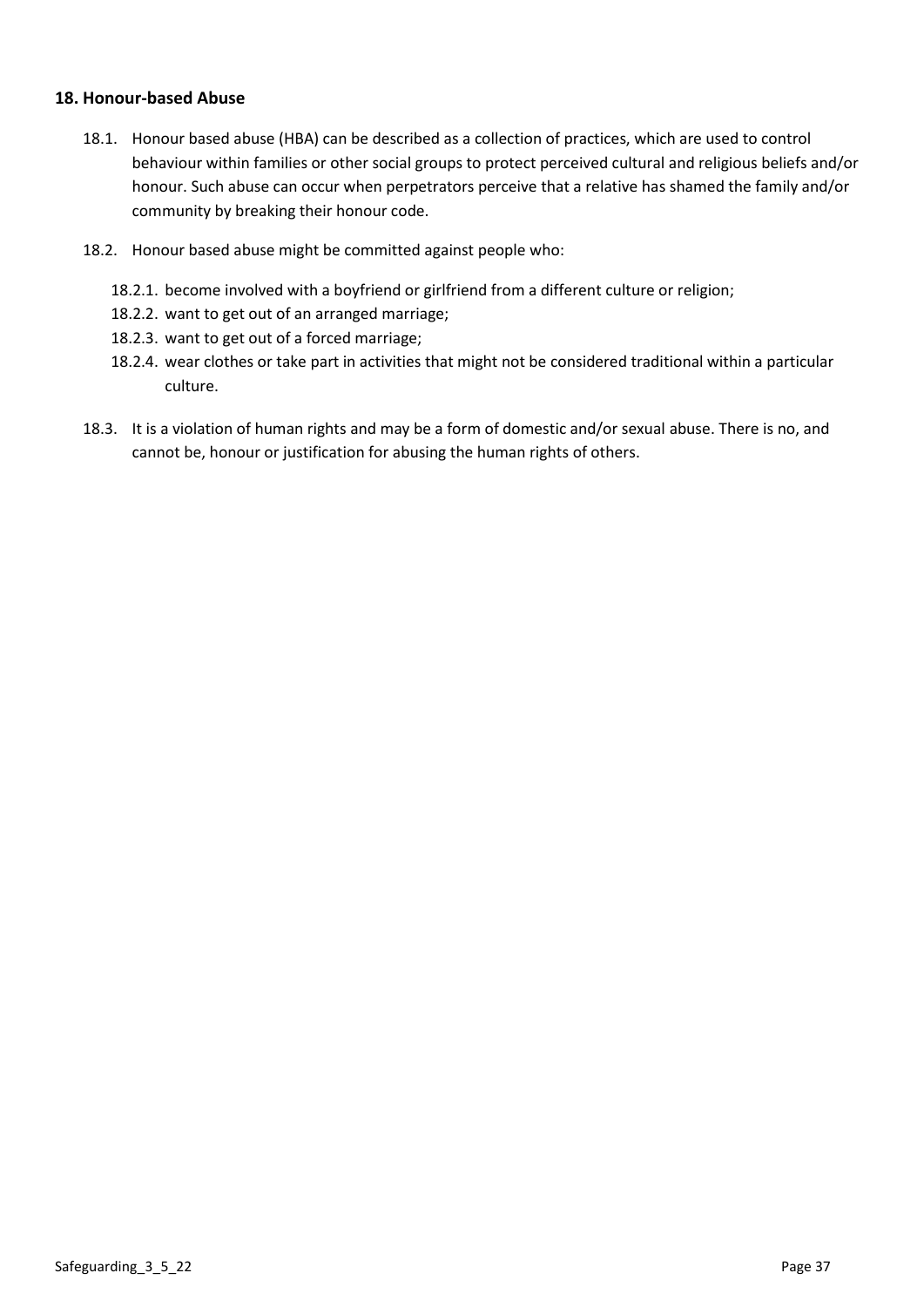## 18. Honour-based Abuse

18.1. Honour based abuse (HBA) can be described as a collection of practices, which are used to control behaviour within families or other social groups to protect perceived cultural and religious beliefs and/or honour. Such abuse can occur when perpetrators perceive that a relative has shamed the family and/or community by breaking their honour code.

18.2. Honour based abuse might be committed against people who:

- 18.2.1. become involved with a boyfriend or girlfriend from a different culture or religion;
- 18.2.2. want to get out of an arranged marriage;
- 18.2.3. want to get out of a forced marriage;
- 18.2.4. wear clothes or take part in activities that might not be considered traditional within a particular culture.

18.3. It is a violation of human rights and may be a form of domestic and/or sexual abuse. There is no, and cannot be, honour or justification for abusing the human rights of others.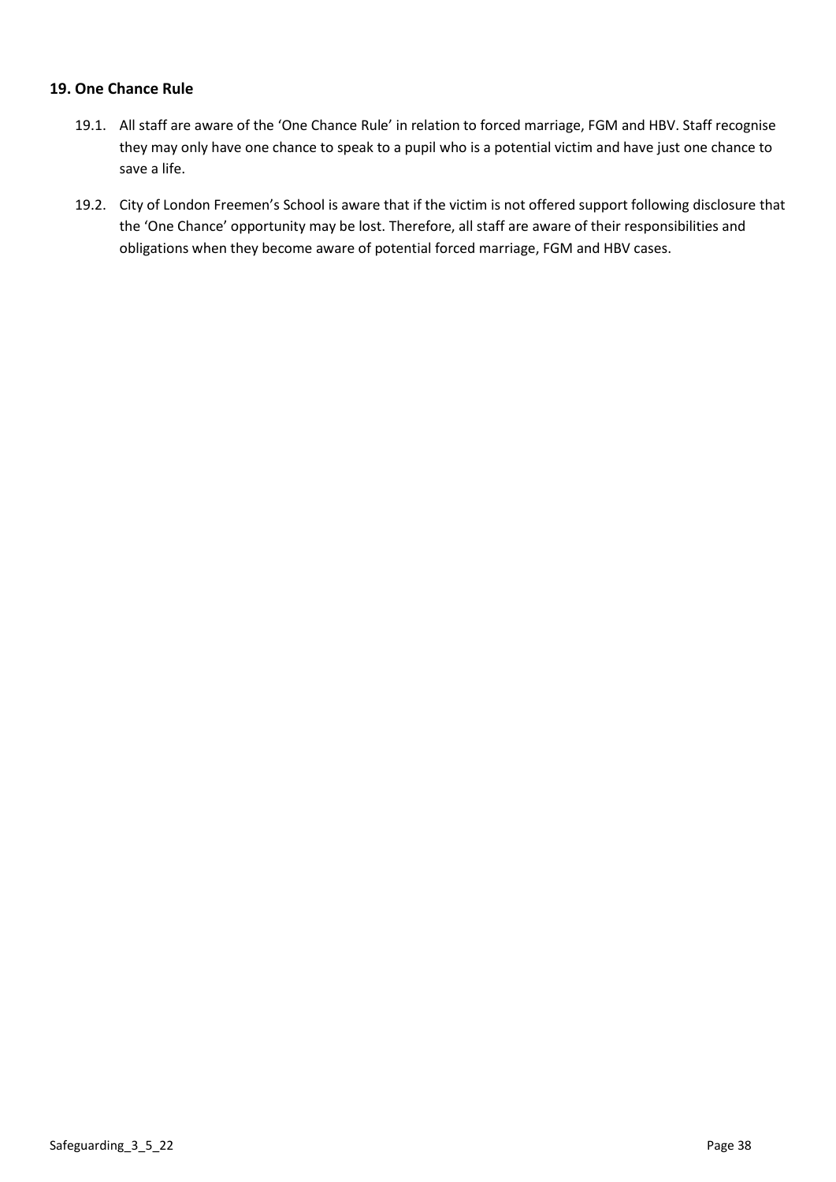## 19. One Chance Rule

19.1. All staff are aware of the 'One Chance Rule' in relation to forced marriage, FGM and HBV. Staff recognise they may only have one chance to speak to a pupil who is a potential victim and have just one chance to save a life.

19.2. City of London Freemen's School is aware that if the victim is not offered support following disclosure that the 'One Chance' opportunity may be lost. Therefore, all staff are aware of their responsibilities and obligations when they become aware of potential forced marriage, FGM and HBV cases.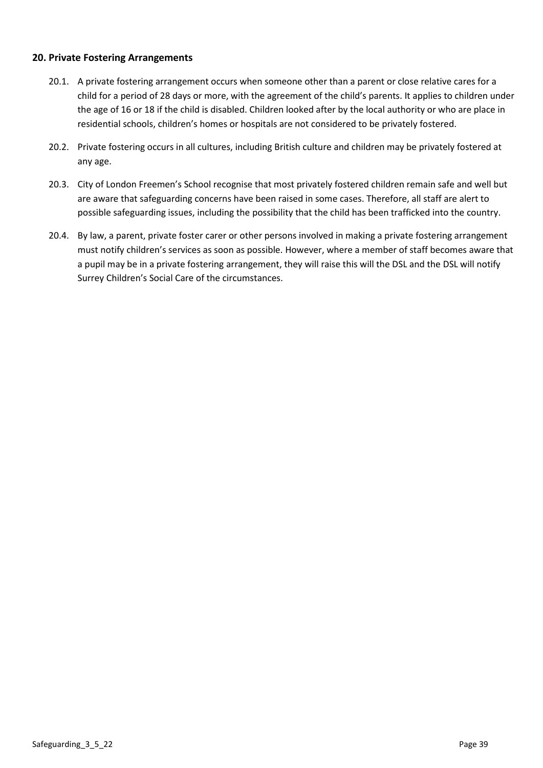## 20. Private Fostering Arrangements

20.1. A private fostering arrangement occurs when someone other than a parent or close relative cares for a child for a period of 28 days or more, with the agreement of the child's parents. It applies to children under the age of 16 or 18 if the child is disabled. Children looked after by the local authority or who are place in residential schools, children's homes or hospitals are not considered to be privately fostered.

20.2. Private fostering occurs in all cultures, including British culture and children may be privately fostered at any age.

20.3. City of London Freemen's School recognise that most privately fostered children remain safe and well but are aware that safeguarding concerns have been raised in some cases. Therefore, all staff are alert to possible safeguarding issues, including the possibility that the child has been trafficked into the country.

20.4. By law, a parent, private foster carer or other persons involved in making a private fostering arrangement must notify children's services as soon as possible. However, where a member of staff becomes aware that a pupil may be in a private fostering arrangement, they will raise this will the DSL and the DSL will notify Surrey Children's Social Care of the circumstances.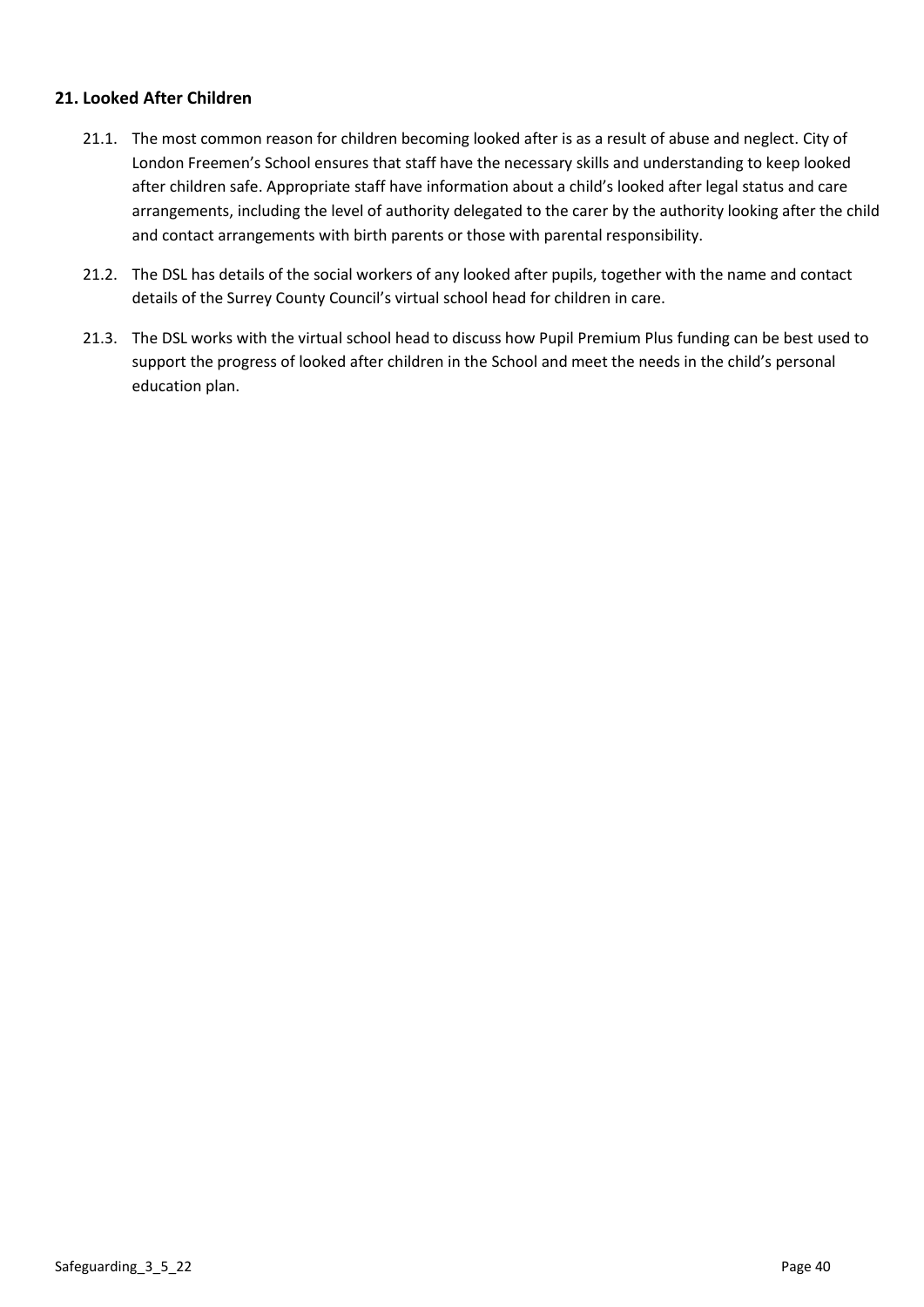## 21. Looked After Children

21.1. The most common reason for children becoming looked after is as a result of abuse and neglect. City of London Freemen's School ensures that staff have the necessary skills and understanding to keep looked after children safe. Appropriate staff have information about a child's looked after legal status and care arrangements, including the level of authority delegated to the carer by the authority looking after the child and contact arrangements with birth parents or those with parental responsibility.

21.2. The DSL has details of the social workers of any looked after pupils, together with the name and contact details of the Surrey County Council's virtual school head for children in care.

21.3. The DSL works with the virtual school head to discuss how Pupil Premium Plus funding can be best used to support the progress of looked after children in the School and meet the needs in the child's personal education plan.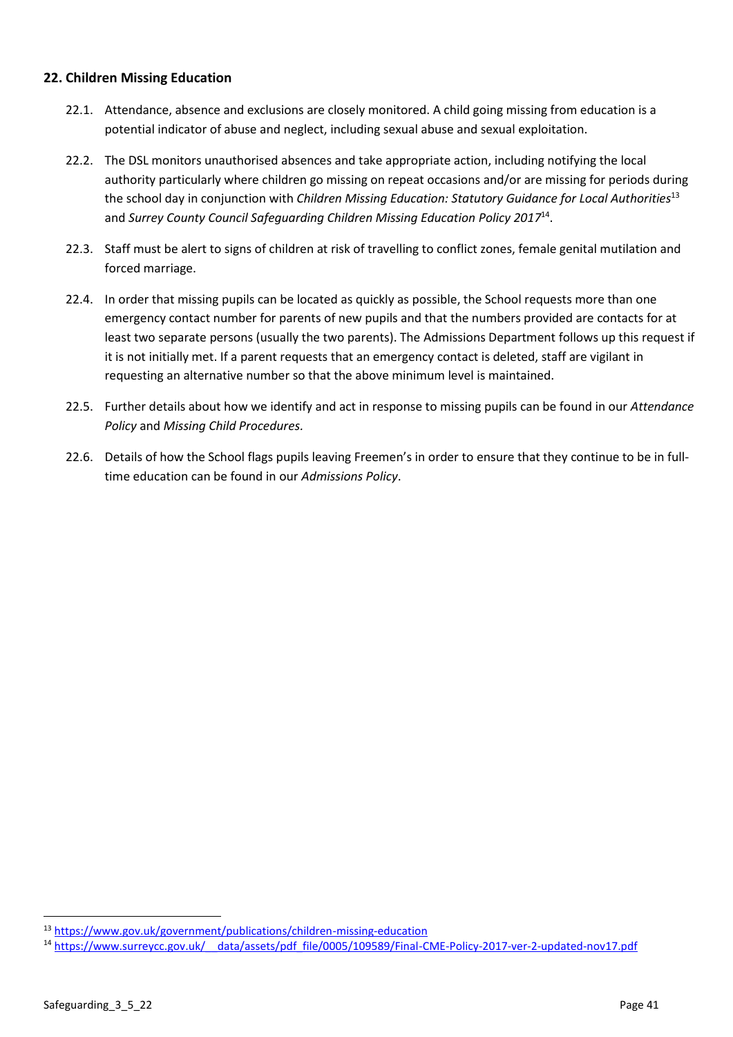## 22. Children Missing Education

22.1. Attendance, absence and exclusions are closely monitored. A child going missing from education is a potential indicator of abuse and neglect, including sexual abuse and sexual exploitation.

22.2. The DSL monitors unauthorised absences and take appropriate action, including notifying the local authority particularly where children go missing on repeat occasions and/or are missing for periods during the school day in conjunction with *Children Missing Education: Statutory Guidance for Local Authorities*[13] and *Surrey County Council Safeguarding Children Missing Education Policy 2017*[14].

22.3. Staff must be alert to signs of children at risk of travelling to conflict zones, female genital mutilation and forced marriage.

22.4. In order that missing pupils can be located as quickly as possible, the School requests more than one emergency contact number for parents of new pupils and that the numbers provided are contacts for at least two separate persons (usually the two parents). The Admissions Department follows up this request if it is not initially met. If a parent requests that an emergency contact is deleted, staff are vigilant in requesting an alternative number so that the above minimum level is maintained.

22.5. Further details about how we identify and act in response to missing pupils can be found in our *Attendance Policy* and *Missing Child Procedures.*

22.6. Details of how the School flags pupils leaving Freemen's in order to ensure that they continue to be in full-time education can be found in our *Admissions Policy*.

---

[13] https://www.gov.uk/government/publications/children-missing-education

[14] https://www.surreycc.gov.uk/__data/assets/pdf_file/0005/109589/Final-CME-Policy-2017-ver-2-updated-nov17.pdf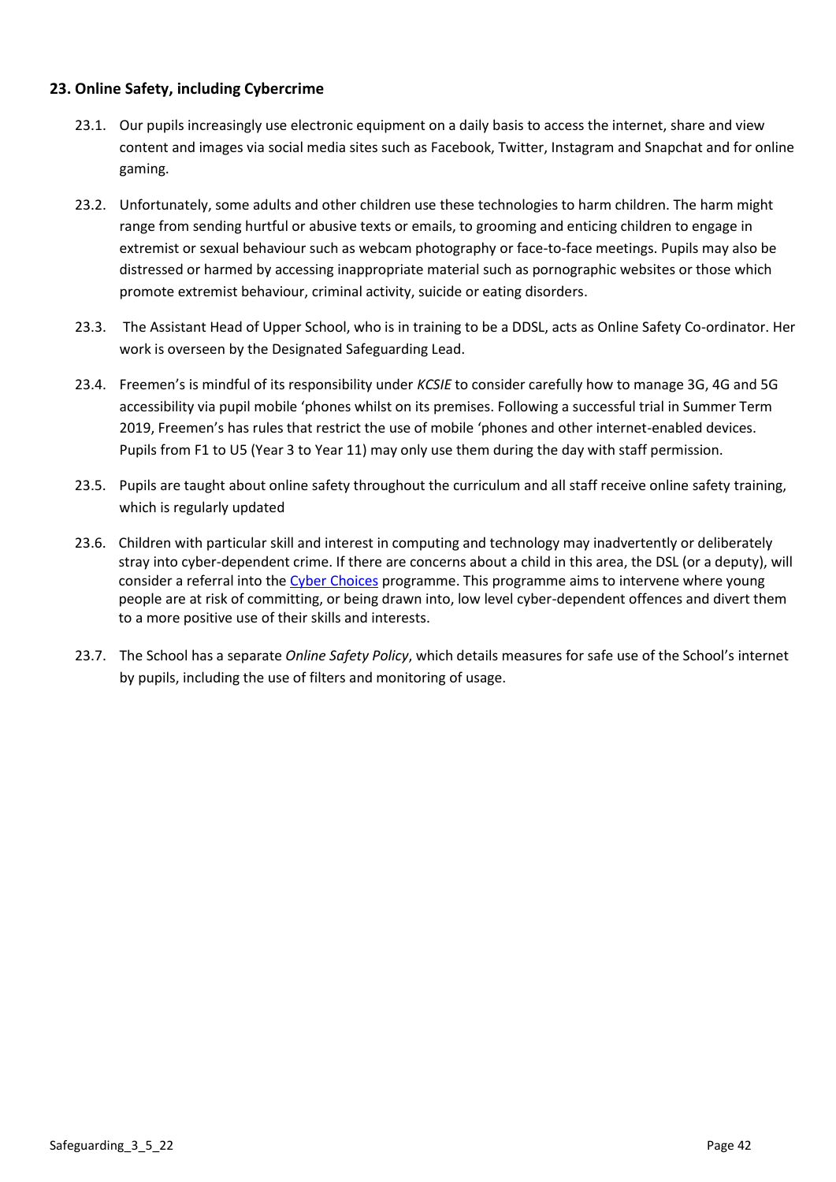## 23. Online Safety, including Cybercrime

23.1. Our pupils increasingly use electronic equipment on a daily basis to access the internet, share and view content and images via social media sites such as Facebook, Twitter, Instagram and Snapchat and for online gaming.

23.2. Unfortunately, some adults and other children use these technologies to harm children. The harm might range from sending hurtful or abusive texts or emails, to grooming and enticing children to engage in extremist or sexual behaviour such as webcam photography or face-to-face meetings. Pupils may also be distressed or harmed by accessing inappropriate material such as pornographic websites or those which promote extremist behaviour, criminal activity, suicide or eating disorders.

23.3. The Assistant Head of Upper School, who is in training to be a DDSL, acts as Online Safety Co-ordinator. Her work is overseen by the Designated Safeguarding Lead.

23.4. Freemen's is mindful of its responsibility under *KCSIE* to consider carefully how to manage 3G, 4G and 5G accessibility via pupil mobile 'phones whilst on its premises. Following a successful trial in Summer Term 2019, Freemen's has rules that restrict the use of mobile 'phones and other internet-enabled devices. Pupils from F1 to U5 (Year 3 to Year 11) may only use them during the day with staff permission.

23.5. Pupils are taught about online safety throughout the curriculum and all staff receive online safety training, which is regularly updated

23.6. Children with particular skill and interest in computing and technology may inadvertently or deliberately stray into cyber-dependent crime. If there are concerns about a child in this area, the DSL (or a deputy), will consider a referral into the Cyber Choices programme. This programme aims to intervene where young people are at risk of committing, or being drawn into, low level cyber-dependent offences and divert them to a more positive use of their skills and interests.

23.7. The School has a separate *Online Safety Policy*, which details measures for safe use of the School's internet by pupils, including the use of filters and monitoring of usage.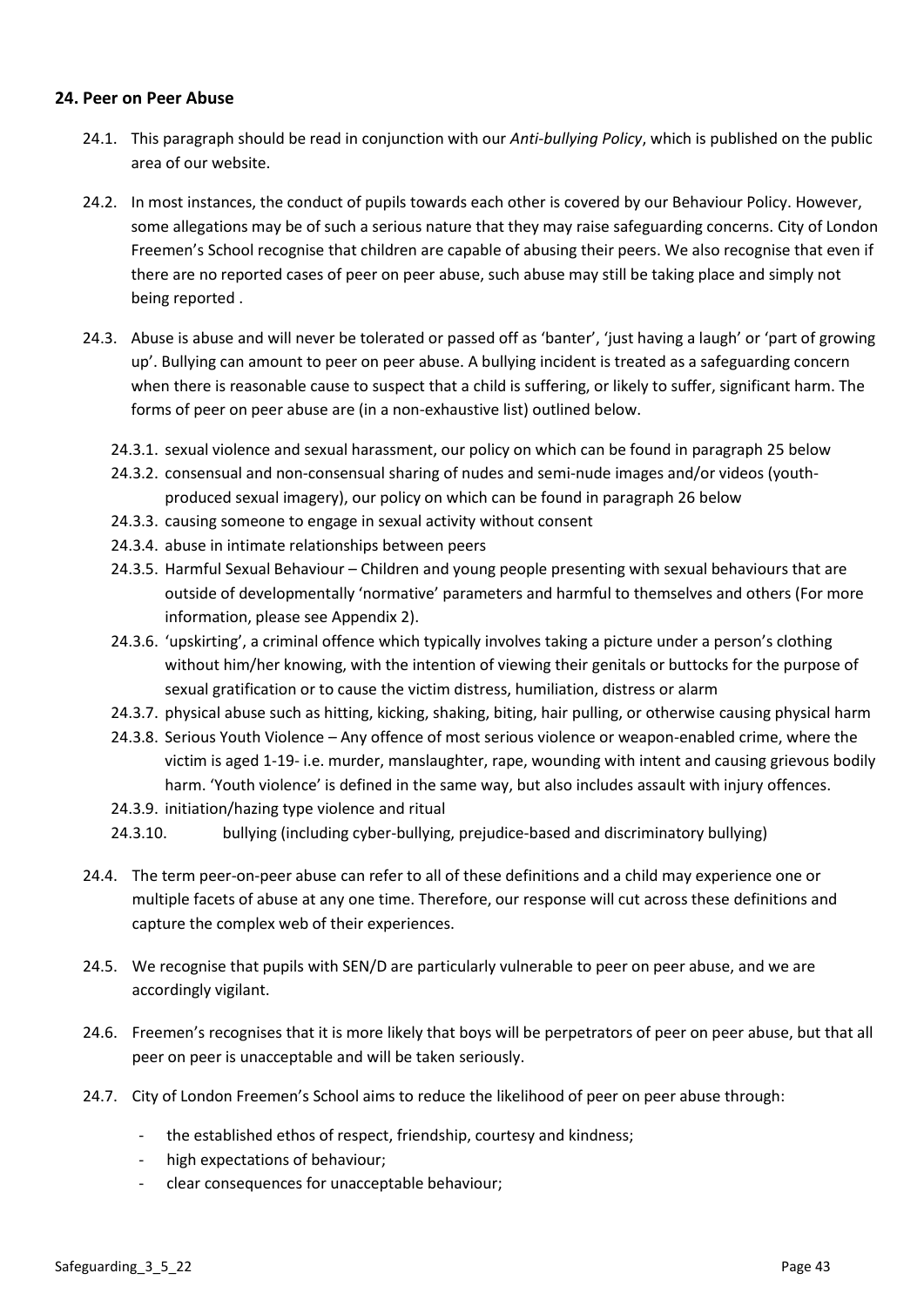## 24. Peer on Peer Abuse

24.1. This paragraph should be read in conjunction with our *Anti-bullying Policy*, which is published on the public area of our website.

24.2. In most instances, the conduct of pupils towards each other is covered by our Behaviour Policy. However, some allegations may be of such a serious nature that they may raise safeguarding concerns. City of London Freemen's School recognise that children are capable of abusing their peers. We also recognise that even if there are no reported cases of peer on peer abuse, such abuse may still be taking place and simply not being reported .

24.3. Abuse is abuse and will never be tolerated or passed off as 'banter', 'just having a laugh' or 'part of growing up'. Bullying can amount to peer on peer abuse. A bullying incident is treated as a safeguarding concern when there is reasonable cause to suspect that a child is suffering, or likely to suffer, significant harm. The forms of peer on peer abuse are (in a non-exhaustive list) outlined below.

- 24.3.1. sexual violence and sexual harassment, our policy on which can be found in paragraph 25 below
- 24.3.2. consensual and non-consensual sharing of nudes and semi-nude images and/or videos (youth-produced sexual imagery), our policy on which can be found in paragraph 26 below
- 24.3.3. causing someone to engage in sexual activity without consent
- 24.3.4. abuse in intimate relationships between peers
- 24.3.5. Harmful Sexual Behaviour – Children and young people presenting with sexual behaviours that are outside of developmentally 'normative' parameters and harmful to themselves and others (For more information, please see Appendix 2).
- 24.3.6. 'upskirting', a criminal offence which typically involves taking a picture under a person's clothing without him/her knowing, with the intention of viewing their genitals or buttocks for the purpose of sexual gratification or to cause the victim distress, humiliation, distress or alarm
- 24.3.7. physical abuse such as hitting, kicking, shaking, biting, hair pulling, or otherwise causing physical harm
- 24.3.8. Serious Youth Violence – Any offence of most serious violence or weapon-enabled crime, where the victim is aged 1-19- i.e. murder, manslaughter, rape, wounding with intent and causing grievous bodily harm. 'Youth violence' is defined in the same way, but also includes assault with injury offences.
- 24.3.9. initiation/hazing type violence and ritual
- 24.3.10. bullying (including cyber-bullying, prejudice-based and discriminatory bullying)

24.4. The term peer-on-peer abuse can refer to all of these definitions and a child may experience one or multiple facets of abuse at any one time. Therefore, our response will cut across these definitions and capture the complex web of their experiences.

24.5. We recognise that pupils with SEN/D are particularly vulnerable to peer on peer abuse, and we are accordingly vigilant.

24.6. Freemen's recognises that it is more likely that boys will be perpetrators of peer on peer abuse, but that all peer on peer is unacceptable and will be taken seriously.

24.7. City of London Freemen's School aims to reduce the likelihood of peer on peer abuse through:

- the established ethos of respect, friendship, courtesy and kindness;
- high expectations of behaviour;
- clear consequences for unacceptable behaviour;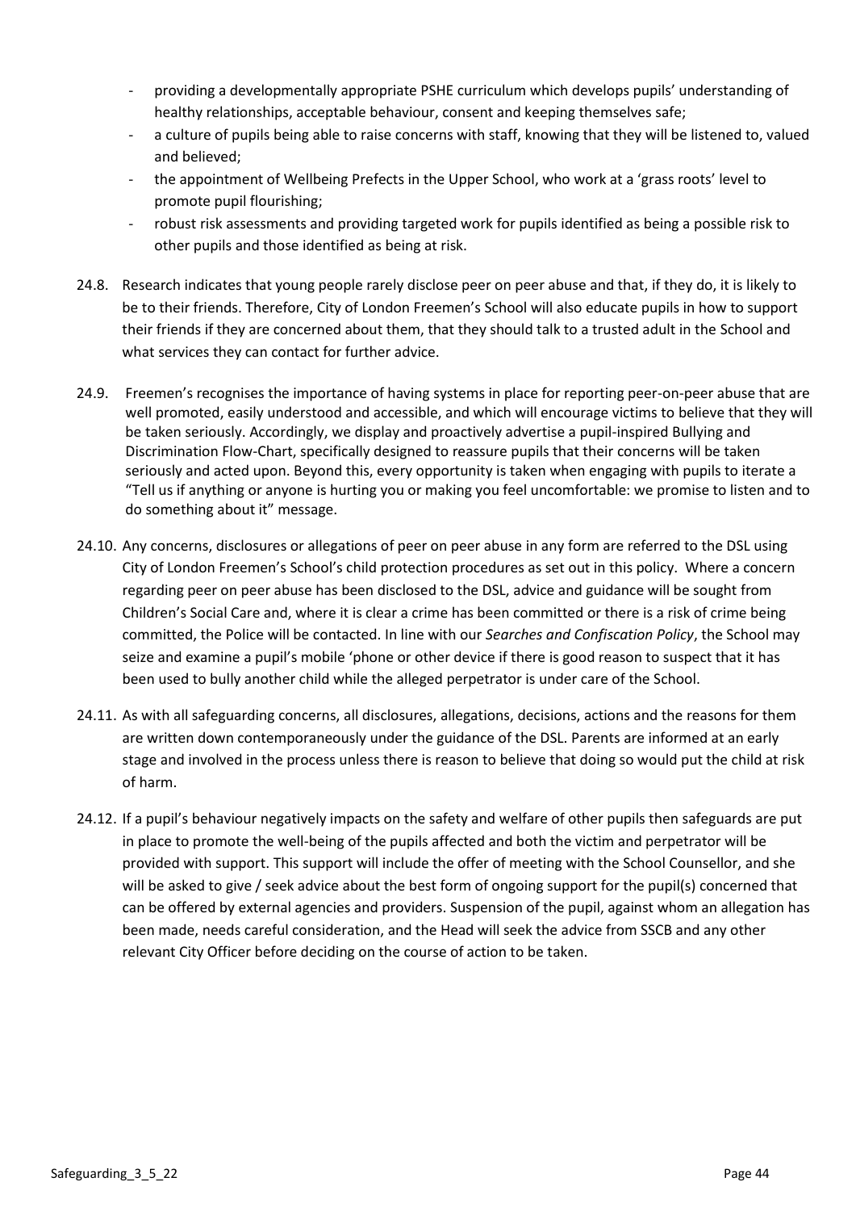- providing a developmentally appropriate PSHE curriculum which develops pupils' understanding of healthy relationships, acceptable behaviour, consent and keeping themselves safe;
- a culture of pupils being able to raise concerns with staff, knowing that they will be listened to, valued and believed;
- the appointment of Wellbeing Prefects in the Upper School, who work at a 'grass roots' level to promote pupil flourishing;
- robust risk assessments and providing targeted work for pupils identified as being a possible risk to other pupils and those identified as being at risk.

24.8. Research indicates that young people rarely disclose peer on peer abuse and that, if they do, it is likely to be to their friends. Therefore, City of London Freemen's School will also educate pupils in how to support their friends if they are concerned about them, that they should talk to a trusted adult in the School and what services they can contact for further advice.

24.9. Freemen's recognises the importance of having systems in place for reporting peer-on-peer abuse that are well promoted, easily understood and accessible, and which will encourage victims to believe that they will be taken seriously. Accordingly, we display and proactively advertise a pupil-inspired Bullying and Discrimination Flow-Chart, specifically designed to reassure pupils that their concerns will be taken seriously and acted upon. Beyond this, every opportunity is taken when engaging with pupils to iterate a "Tell us if anything or anyone is hurting you or making you feel uncomfortable: we promise to listen and to do something about it" message.

24.10. Any concerns, disclosures or allegations of peer on peer abuse in any form are referred to the DSL using City of London Freemen's School's child protection procedures as set out in this policy. Where a concern regarding peer on peer abuse has been disclosed to the DSL, advice and guidance will be sought from Children's Social Care and, where it is clear a crime has been committed or there is a risk of crime being committed, the Police will be contacted. In line with our *Searches and Confiscation Policy*, the School may seize and examine a pupil's mobile 'phone or other device if there is good reason to suspect that it has been used to bully another child while the alleged perpetrator is under care of the School.

24.11. As with all safeguarding concerns, all disclosures, allegations, decisions, actions and the reasons for them are written down contemporaneously under the guidance of the DSL. Parents are informed at an early stage and involved in the process unless there is reason to believe that doing so would put the child at risk of harm.

24.12. If a pupil's behaviour negatively impacts on the safety and welfare of other pupils then safeguards are put in place to promote the well-being of the pupils affected and both the victim and perpetrator will be provided with support. This support will include the offer of meeting with the School Counsellor, and she will be asked to give / seek advice about the best form of ongoing support for the pupil(s) concerned that can be offered by external agencies and providers. Suspension of the pupil, against whom an allegation has been made, needs careful consideration, and the Head will seek the advice from SSCB and any other relevant City Officer before deciding on the course of action to be taken.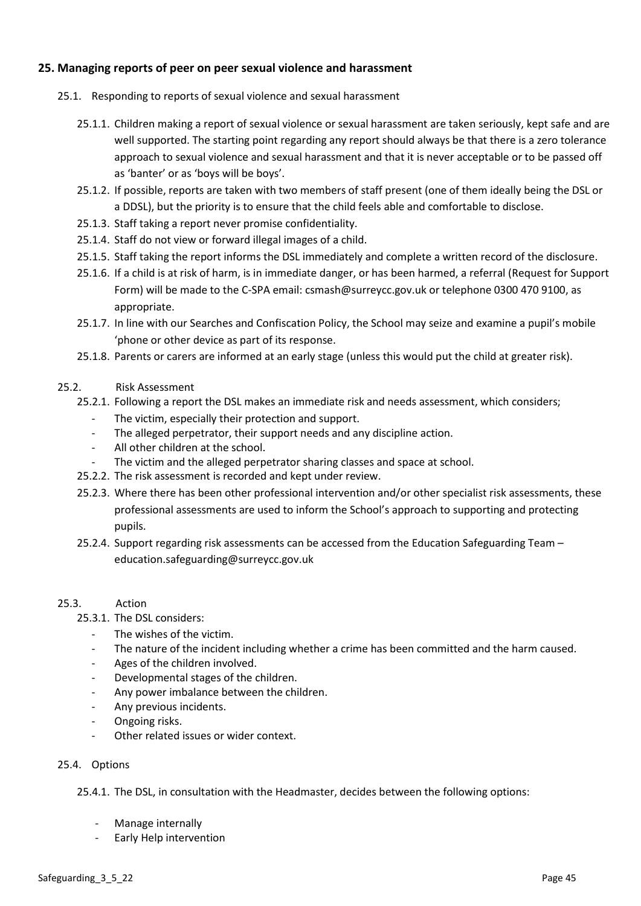## 25. Managing reports of peer on peer sexual violence and harassment

25.1. Responding to reports of sexual violence and sexual harassment

25.1.1. Children making a report of sexual violence or sexual harassment are taken seriously, kept safe and are well supported. The starting point regarding any report should always be that there is a zero tolerance approach to sexual violence and sexual harassment and that it is never acceptable or to be passed off as 'banter' or as 'boys will be boys'.

25.1.2. If possible, reports are taken with two members of staff present (one of them ideally being the DSL or a DDSL), but the priority is to ensure that the child feels able and comfortable to disclose.

25.1.3. Staff taking a report never promise confidentiality.

25.1.4. Staff do not view or forward illegal images of a child.

25.1.5. Staff taking the report informs the DSL immediately and complete a written record of the disclosure.

25.1.6. If a child is at risk of harm, is in immediate danger, or has been harmed, a referral (Request for Support Form) will be made to the C-SPA email: csmash@surreycc.gov.uk or telephone 0300 470 9100, as appropriate.

25.1.7. In line with our Searches and Confiscation Policy, the School may seize and examine a pupil's mobile 'phone or other device as part of its response.

25.1.8. Parents or carers are informed at an early stage (unless this would put the child at greater risk).

25.2. Risk Assessment

25.2.1. Following a report the DSL makes an immediate risk and needs assessment, which considers;

- The victim, especially their protection and support.
- The alleged perpetrator, their support needs and any discipline action.
- All other children at the school.
- The victim and the alleged perpetrator sharing classes and space at school.

25.2.2. The risk assessment is recorded and kept under review.

25.2.3. Where there has been other professional intervention and/or other specialist risk assessments, these professional assessments are used to inform the School's approach to supporting and protecting pupils.

25.2.4. Support regarding risk assessments can be accessed from the Education Safeguarding Team – education.safeguarding@surreycc.gov.uk

25.3. Action

25.3.1. The DSL considers:

- The wishes of the victim.
- The nature of the incident including whether a crime has been committed and the harm caused.
- Ages of the children involved.
- Developmental stages of the children.
- Any power imbalance between the children.
- Any previous incidents.
- Ongoing risks.
- Other related issues or wider context.

25.4. Options

25.4.1. The DSL, in consultation with the Headmaster, decides between the following options:

- Manage internally
- Early Help intervention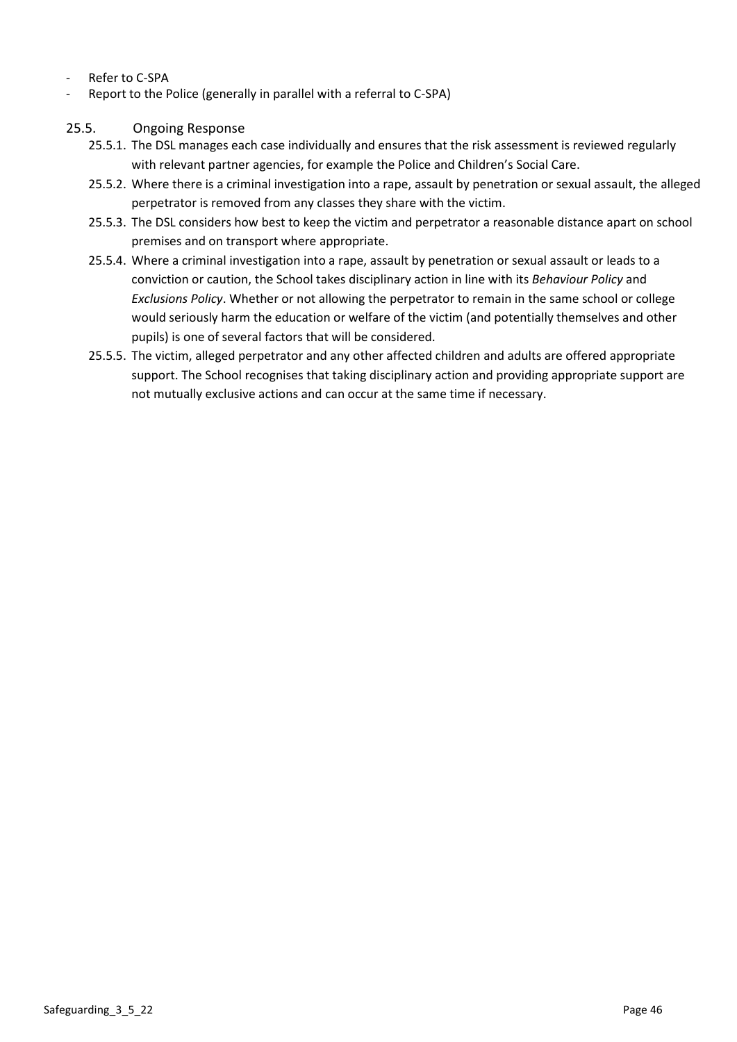- Refer to C-SPA
- Report to the Police (generally in parallel with a referral to C-SPA)

### 25.5. Ongoing Response

25.5.1. The DSL manages each case individually and ensures that the risk assessment is reviewed regularly with relevant partner agencies, for example the Police and Children's Social Care.

25.5.2. Where there is a criminal investigation into a rape, assault by penetration or sexual assault, the alleged perpetrator is removed from any classes they share with the victim.

25.5.3. The DSL considers how best to keep the victim and perpetrator a reasonable distance apart on school premises and on transport where appropriate.

25.5.4. Where a criminal investigation into a rape, assault by penetration or sexual assault or leads to a conviction or caution, the School takes disciplinary action in line with its *Behaviour Policy* and *Exclusions Policy*. Whether or not allowing the perpetrator to remain in the same school or college would seriously harm the education or welfare of the victim (and potentially themselves and other pupils) is one of several factors that will be considered.

25.5.5. The victim, alleged perpetrator and any other affected children and adults are offered appropriate support. The School recognises that taking disciplinary action and providing appropriate support are not mutually exclusive actions and can occur at the same time if necessary.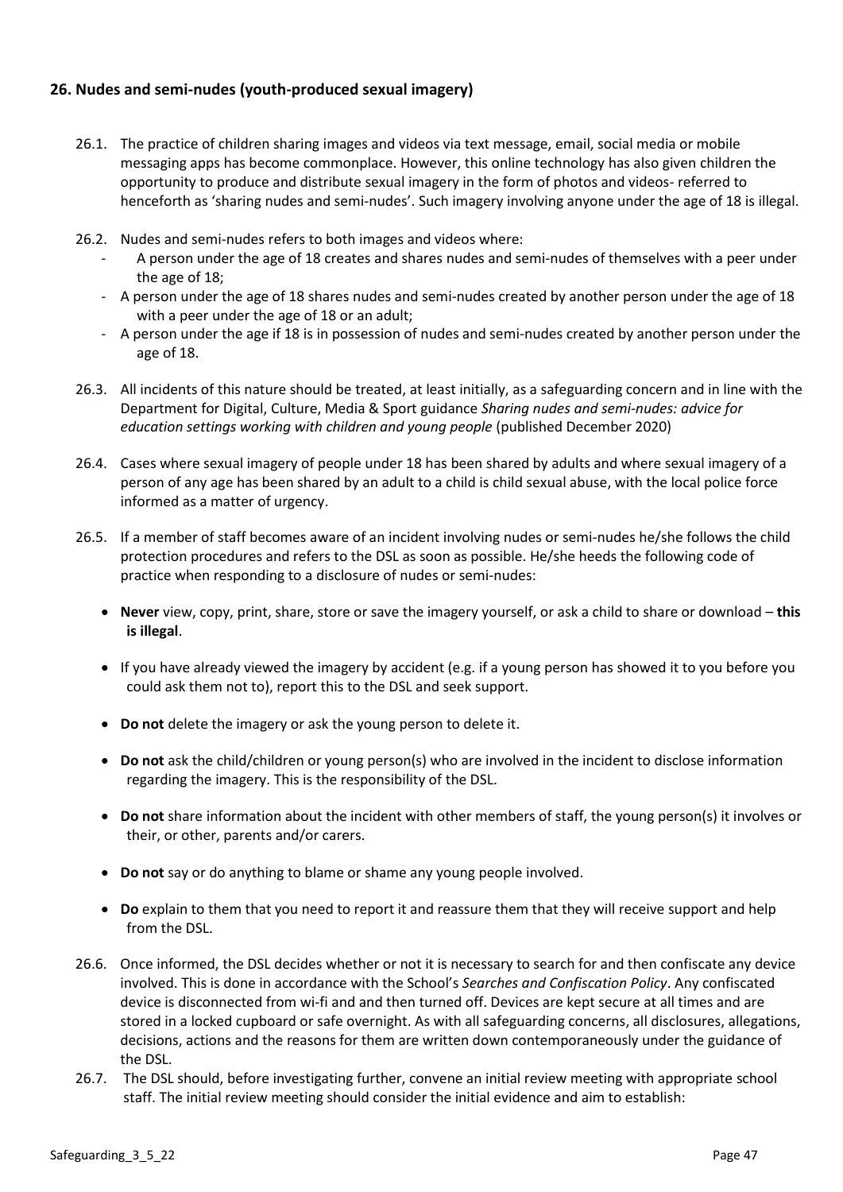## 26. Nudes and semi-nudes (youth-produced sexual imagery)

26.1. The practice of children sharing images and videos via text message, email, social media or mobile messaging apps has become commonplace. However, this online technology has also given children the opportunity to produce and distribute sexual imagery in the form of photos and videos- referred to henceforth as 'sharing nudes and semi-nudes'. Such imagery involving anyone under the age of 18 is illegal.

26.2. Nudes and semi-nudes refers to both images and videos where:

- A person under the age of 18 creates and shares nudes and semi-nudes of themselves with a peer under the age of 18;
- A person under the age of 18 shares nudes and semi-nudes created by another person under the age of 18 with a peer under the age of 18 or an adult;
- A person under the age if 18 is in possession of nudes and semi-nudes created by another person under the age of 18.

26.3. All incidents of this nature should be treated, at least initially, as a safeguarding concern and in line with the Department for Digital, Culture, Media & Sport guidance *Sharing nudes and semi-nudes: advice for education settings working with children and young people* (published December 2020)

26.4. Cases where sexual imagery of people under 18 has been shared by adults and where sexual imagery of a person of any age has been shared by an adult to a child is child sexual abuse, with the local police force informed as a matter of urgency.

26.5. If a member of staff becomes aware of an incident involving nudes or semi-nudes he/she follows the child protection procedures and refers to the DSL as soon as possible. He/she heeds the following code of practice when responding to a disclosure of nudes or semi-nudes:

- **Never** view, copy, print, share, store or save the imagery yourself, or ask a child to share or download – **this is illegal**.
- If you have already viewed the imagery by accident (e.g. if a young person has showed it to you before you could ask them not to), report this to the DSL and seek support.
- **Do not** delete the imagery or ask the young person to delete it.
- **Do not** ask the child/children or young person(s) who are involved in the incident to disclose information regarding the imagery. This is the responsibility of the DSL.
- **Do not** share information about the incident with other members of staff, the young person(s) it involves or their, or other, parents and/or carers.
- **Do not** say or do anything to blame or shame any young people involved.
- **Do** explain to them that you need to report it and reassure them that they will receive support and help from the DSL.

26.6. Once informed, the DSL decides whether or not it is necessary to search for and then confiscate any device involved. This is done in accordance with the School's *Searches and Confiscation Policy*. Any confiscated device is disconnected from wi-fi and and then turned off. Devices are kept secure at all times and are stored in a locked cupboard or safe overnight. As with all safeguarding concerns, all disclosures, allegations, decisions, actions and the reasons for them are written down contemporaneously under the guidance of the DSL.

26.7. The DSL should, before investigating further, convene an initial review meeting with appropriate school staff. The initial review meeting should consider the initial evidence and aim to establish: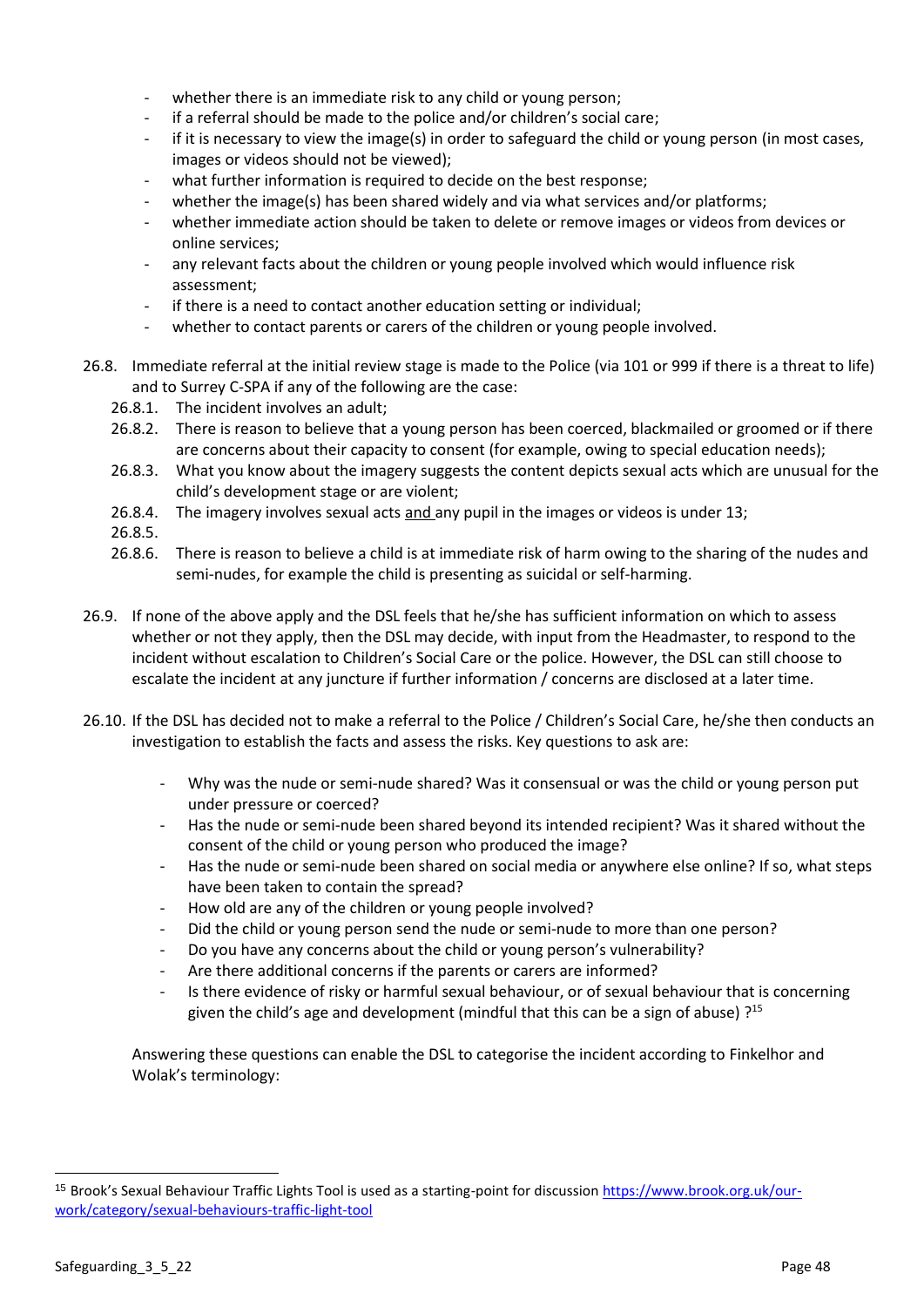- whether there is an immediate risk to any child or young person;
- if a referral should be made to the police and/or children's social care;
- if it is necessary to view the image(s) in order to safeguard the child or young person (in most cases, images or videos should not be viewed);
- what further information is required to decide on the best response;
- whether the image(s) has been shared widely and via what services and/or platforms;
- whether immediate action should be taken to delete or remove images or videos from devices or online services;
- any relevant facts about the children or young people involved which would influence risk assessment;
- if there is a need to contact another education setting or individual;
- whether to contact parents or carers of the children or young people involved.

26.8. Immediate referral at the initial review stage is made to the Police (via 101 or 999 if there is a threat to life) and to Surrey C-SPA if any of the following are the case:

26.8.1. The incident involves an adult;

26.8.2. There is reason to believe that a young person has been coerced, blackmailed or groomed or if there are concerns about their capacity to consent (for example, owing to special education needs);

26.8.3. What you know about the imagery suggests the content depicts sexual acts which are unusual for the child's development stage or are violent;

26.8.4. The imagery involves sexual acts <u>and</u> any pupil in the images or videos is under 13;

26.8.5.

26.8.6. There is reason to believe a child is at immediate risk of harm owing to the sharing of the nudes and semi-nudes, for example the child is presenting as suicidal or self-harming.

26.9. If none of the above apply and the DSL feels that he/she has sufficient information on which to assess whether or not they apply, then the DSL may decide, with input from the Headmaster, to respond to the incident without escalation to Children's Social Care or the police. However, the DSL can still choose to escalate the incident at any juncture if further information / concerns are disclosed at a later time.

26.10. If the DSL has decided not to make a referral to the Police / Children's Social Care, he/she then conducts an investigation to establish the facts and assess the risks. Key questions to ask are:

- Why was the nude or semi-nude shared? Was it consensual or was the child or young person put under pressure or coerced?
- Has the nude or semi-nude been shared beyond its intended recipient? Was it shared without the consent of the child or young person who produced the image?
- Has the nude or semi-nude been shared on social media or anywhere else online? If so, what steps have been taken to contain the spread?
- How old are any of the children or young people involved?
- Did the child or young person send the nude or semi-nude to more than one person?
- Do you have any concerns about the child or young person's vulnerability?
- Are there additional concerns if the parents or carers are informed?
- Is there evidence of risky or harmful sexual behaviour, or of sexual behaviour that is concerning given the child's age and development (mindful that this can be a sign of abuse) ?[15]

Answering these questions can enable the DSL to categorise the incident according to Finkelhor and Wolak's terminology:

---

[15] Brook's Sexual Behaviour Traffic Lights Tool is used as a starting-point for discussion [https://www.brook.org.uk/our-work/category/sexual-behaviours-traffic-light-tool](https://www.brook.org.uk/our-work/category/sexual-behaviours-traffic-light-tool)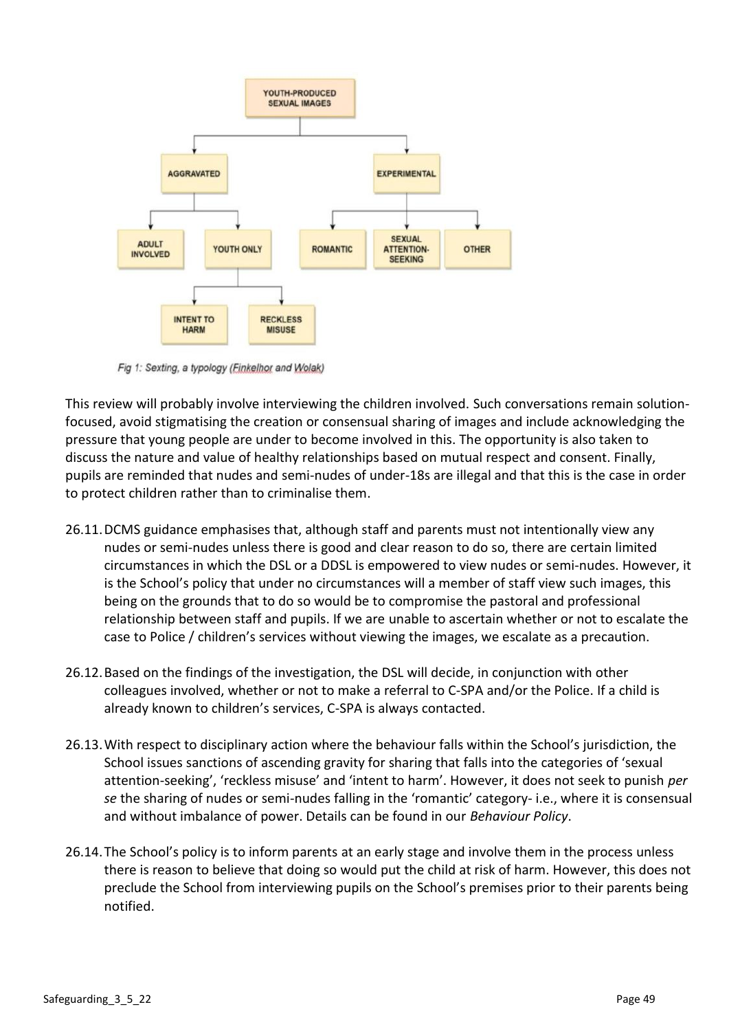- YOUTH-PRODUCED SEXUAL IMAGES
  - AGGRAVATED
    - ADULT INVOLVED
    - YOUTH ONLY
      - INTENT TO HARM
      - RECKLESS MISUSE
  - EXPERIMENTAL
    - ROMANTIC
    - SEXUAL ATTENTION-SEEKING
    - OTHER

*Fig 1: Sexting, a typology (Finkelhor and Wolak)*

This review will probably involve interviewing the children involved. Such conversations remain solution-focused, avoid stigmatising the creation or consensual sharing of images and include acknowledging the pressure that young people are under to become involved in this. The opportunity is also taken to discuss the nature and value of healthy relationships based on mutual respect and consent. Finally, pupils are reminded that nudes and semi-nudes of under-18s are illegal and that this is the case in order to protect children rather than to criminalise them.

26.11. DCMS guidance emphasises that, although staff and parents must not intentionally view any nudes or semi-nudes unless there is good and clear reason to do so, there are certain limited circumstances in which the DSL or a DDSL is empowered to view nudes or semi-nudes. However, it is the School's policy that under no circumstances will a member of staff view such images, this being on the grounds that to do so would be to compromise the pastoral and professional relationship between staff and pupils. If we are unable to ascertain whether or not to escalate the case to Police / children's services without viewing the images, we escalate as a precaution.

26.12. Based on the findings of the investigation, the DSL will decide, in conjunction with other colleagues involved, whether or not to make a referral to C-SPA and/or the Police. If a child is already known to children's services, C-SPA is always contacted.

26.13. With respect to disciplinary action where the behaviour falls within the School's jurisdiction, the School issues sanctions of ascending gravity for sharing that falls into the categories of 'sexual attention-seeking', 'reckless misuse' and 'intent to harm'. However, it does not seek to punish *per se* the sharing of nudes or semi-nudes falling in the 'romantic' category- i.e., where it is consensual and without imbalance of power. Details can be found in our *Behaviour Policy*.

26.14. The School's policy is to inform parents at an early stage and involve them in the process unless there is reason to believe that doing so would put the child at risk of harm. However, this does not preclude the School from interviewing pupils on the School's premises prior to their parents being notified.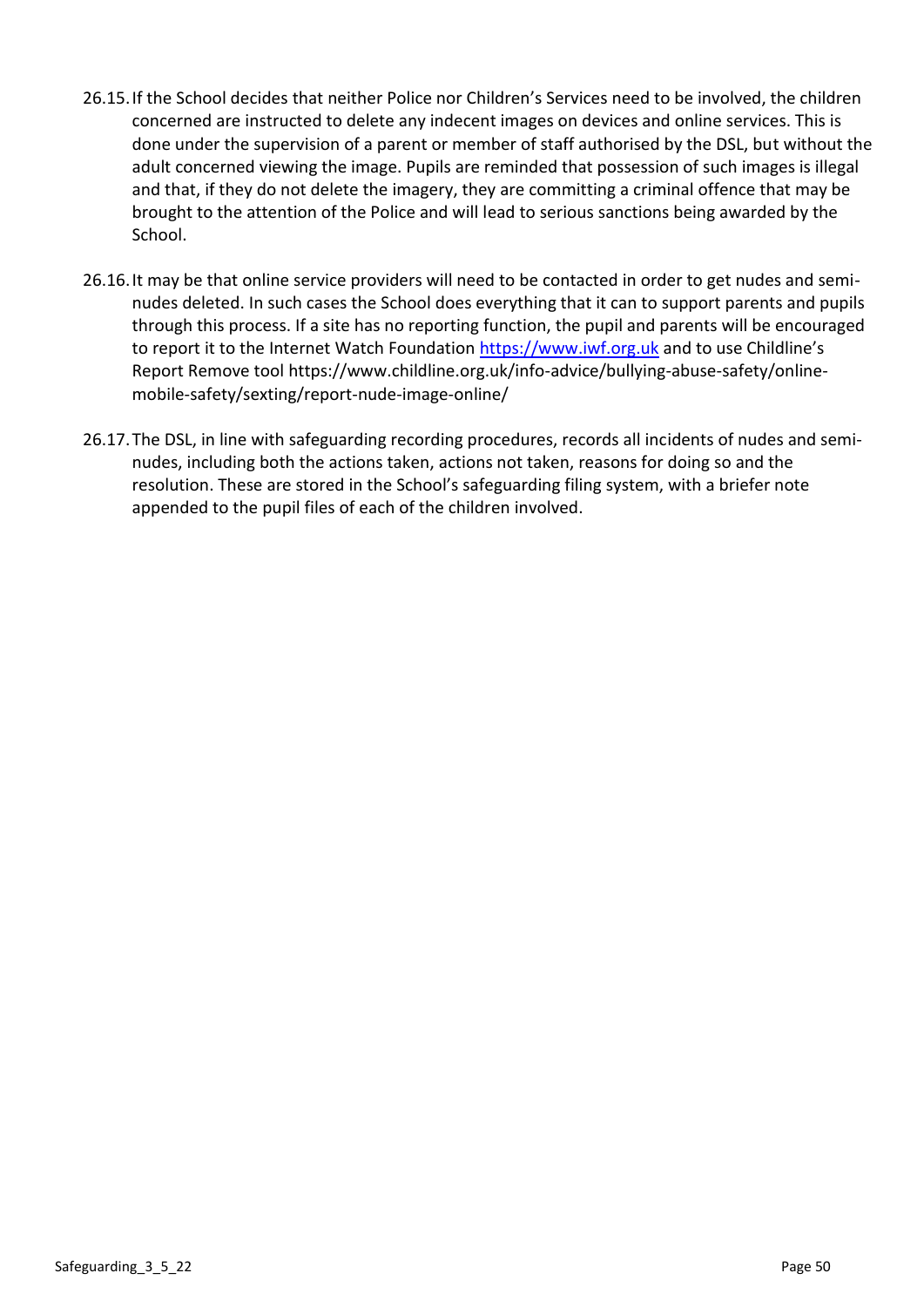26.15. If the School decides that neither Police nor Children's Services need to be involved, the children concerned are instructed to delete any indecent images on devices and online services. This is done under the supervision of a parent or member of staff authorised by the DSL, but without the adult concerned viewing the image. Pupils are reminded that possession of such images is illegal and that, if they do not delete the imagery, they are committing a criminal offence that may be brought to the attention of the Police and will lead to serious sanctions being awarded by the School.

26.16. It may be that online service providers will need to be contacted in order to get nudes and semi-nudes deleted. In such cases the School does everything that it can to support parents and pupils through this process. If a site has no reporting function, the pupil and parents will be encouraged to report it to the Internet Watch Foundation [https://www.iwf.org.uk](https://www.iwf.org.uk) and to use Childline's Report Remove tool https://www.childline.org.uk/info-advice/bullying-abuse-safety/online-mobile-safety/sexting/report-nude-image-online/

26.17. The DSL, in line with safeguarding recording procedures, records all incidents of nudes and semi-nudes, including both the actions taken, actions not taken, reasons for doing so and the resolution. These are stored in the School's safeguarding filing system, with a briefer note appended to the pupil files of each of the children involved.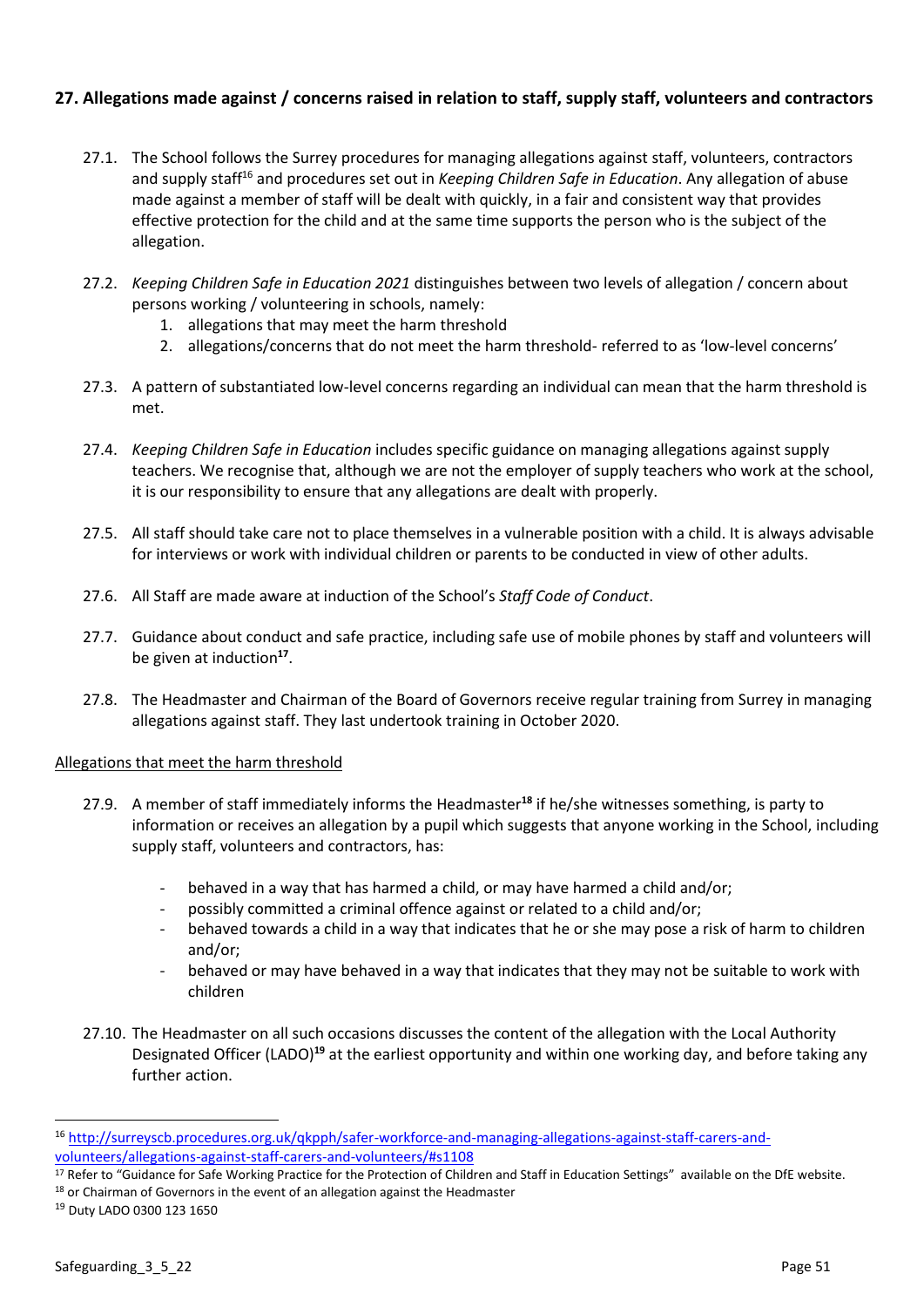## 27. Allegations made against / concerns raised in relation to staff, supply staff, volunteers and contractors

27.1. The School follows the Surrey procedures for managing allegations against staff, volunteers, contractors and supply staff[16] and procedures set out in *Keeping Children Safe in Education*. Any allegation of abuse made against a member of staff will be dealt with quickly, in a fair and consistent way that provides effective protection for the child and at the same time supports the person who is the subject of the allegation.

27.2. *Keeping Children Safe in Education 2021* distinguishes between two levels of allegation / concern about persons working / volunteering in schools, namely:

1. allegations that may meet the harm threshold
2. allegations/concerns that do not meet the harm threshold- referred to as 'low-level concerns'

27.3. A pattern of substantiated low-level concerns regarding an individual can mean that the harm threshold is met.

27.4. *Keeping Children Safe in Education* includes specific guidance on managing allegations against supply teachers. We recognise that, although we are not the employer of supply teachers who work at the school, it is our responsibility to ensure that any allegations are dealt with properly.

27.5. All staff should take care not to place themselves in a vulnerable position with a child. It is always advisable for interviews or work with individual children or parents to be conducted in view of other adults.

27.6. All Staff are made aware at induction of the School's *Staff Code of Conduct*.

27.7. Guidance about conduct and safe practice, including safe use of mobile phones by staff and volunteers will be given at induction[17].

27.8. The Headmaster and Chairman of the Board of Governors receive regular training from Surrey in managing allegations against staff. They last undertook training in October 2020.

<u>Allegations that meet the harm threshold</u>

27.9. A member of staff immediately informs the Headmaster[18] if he/she witnesses something, is party to information or receives an allegation by a pupil which suggests that anyone working in the School, including supply staff, volunteers and contractors, has:

- behaved in a way that has harmed a child, or may have harmed a child and/or;
- possibly committed a criminal offence against or related to a child and/or;
- behaved towards a child in a way that indicates that he or she may pose a risk of harm to children and/or;
- behaved or may have behaved in a way that indicates that they may not be suitable to work with children

27.10. The Headmaster on all such occasions discusses the content of the allegation with the Local Authority Designated Officer (LADO)[19] at the earliest opportunity and within one working day, and before taking any further action.

---

[16] http://surreyscb.procedures.org.uk/qkpph/safer-workforce-and-managing-allegations-against-staff-carers-and-volunteers/allegations-against-staff-carers-and-volunteers/#s1108

[17] Refer to "Guidance for Safe Working Practice for the Protection of Children and Staff in Education Settings" available on the DfE website.

[18] or Chairman of Governors in the event of an allegation against the Headmaster

[19] Duty LADO 0300 123 1650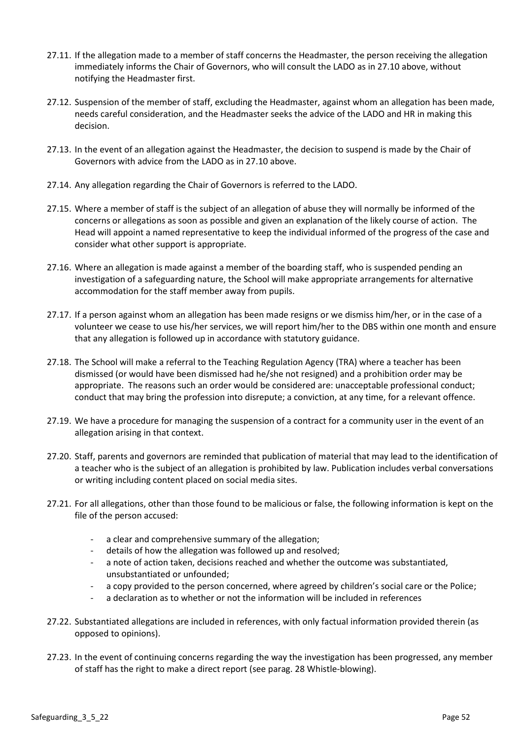27.11. If the allegation made to a member of staff concerns the Headmaster, the person receiving the allegation immediately informs the Chair of Governors, who will consult the LADO as in 27.10 above, without notifying the Headmaster first.

27.12. Suspension of the member of staff, excluding the Headmaster, against whom an allegation has been made, needs careful consideration, and the Headmaster seeks the advice of the LADO and HR in making this decision.

27.13. In the event of an allegation against the Headmaster, the decision to suspend is made by the Chair of Governors with advice from the LADO as in 27.10 above.

27.14. Any allegation regarding the Chair of Governors is referred to the LADO.

27.15. Where a member of staff is the subject of an allegation of abuse they will normally be informed of the concerns or allegations as soon as possible and given an explanation of the likely course of action. The Head will appoint a named representative to keep the individual informed of the progress of the case and consider what other support is appropriate.

27.16. Where an allegation is made against a member of the boarding staff, who is suspended pending an investigation of a safeguarding nature, the School will make appropriate arrangements for alternative accommodation for the staff member away from pupils.

27.17. If a person against whom an allegation has been made resigns or we dismiss him/her, or in the case of a volunteer we cease to use his/her services, we will report him/her to the DBS within one month and ensure that any allegation is followed up in accordance with statutory guidance.

27.18. The School will make a referral to the Teaching Regulation Agency (TRA) where a teacher has been dismissed (or would have been dismissed had he/she not resigned) and a prohibition order may be appropriate. The reasons such an order would be considered are: unacceptable professional conduct; conduct that may bring the profession into disrepute; a conviction, at any time, for a relevant offence.

27.19. We have a procedure for managing the suspension of a contract for a community user in the event of an allegation arising in that context.

27.20. Staff, parents and governors are reminded that publication of material that may lead to the identification of a teacher who is the subject of an allegation is prohibited by law. Publication includes verbal conversations or writing including content placed on social media sites.

27.21. For all allegations, other than those found to be malicious or false, the following information is kept on the file of the person accused:

- a clear and comprehensive summary of the allegation;
- details of how the allegation was followed up and resolved;
- a note of action taken, decisions reached and whether the outcome was substantiated, unsubstantiated or unfounded;
- a copy provided to the person concerned, where agreed by children's social care or the Police;
- a declaration as to whether or not the information will be included in references

27.22. Substantiated allegations are included in references, with only factual information provided therein (as opposed to opinions).

27.23. In the event of continuing concerns regarding the way the investigation has been progressed, any member of staff has the right to make a direct report (see parag. 28 Whistle-blowing).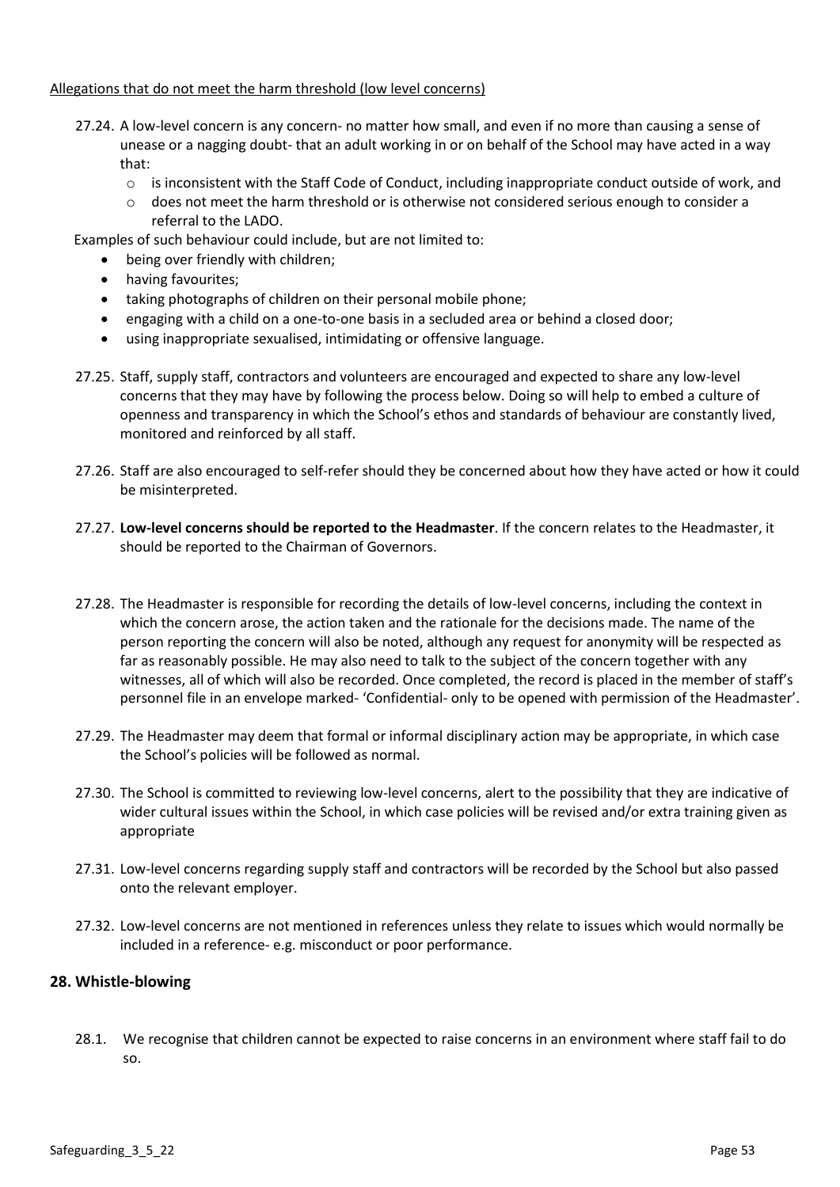Allegations that do not meet the harm threshold (low level concerns)

27.24. A low-level concern is any concern- no matter how small, and even if no more than causing a sense of unease or a nagging doubt- that an adult working in or on behalf of the School may have acted in a way that:

- is inconsistent with the Staff Code of Conduct, including inappropriate conduct outside of work, and
- does not meet the harm threshold or is otherwise not considered serious enough to consider a referral to the LADO.

Examples of such behaviour could include, but are not limited to:

- being over friendly with children;
- having favourites;
- taking photographs of children on their personal mobile phone;
- engaging with a child on a one-to-one basis in a secluded area or behind a closed door;
- using inappropriate sexualised, intimidating or offensive language.

27.25. Staff, supply staff, contractors and volunteers are encouraged and expected to share any low-level concerns that they may have by following the process below. Doing so will help to embed a culture of openness and transparency in which the School's ethos and standards of behaviour are constantly lived, monitored and reinforced by all staff.

27.26. Staff are also encouraged to self-refer should they be concerned about how they have acted or how it could be misinterpreted.

27.27. **Low-level concerns should be reported to the Headmaster**. If the concern relates to the Headmaster, it should be reported to the Chairman of Governors.

27.28. The Headmaster is responsible for recording the details of low-level concerns, including the context in which the concern arose, the action taken and the rationale for the decisions made. The name of the person reporting the concern will also be noted, although any request for anonymity will be respected as far as reasonably possible. He may also need to talk to the subject of the concern together with any witnesses, all of which will also be recorded. Once completed, the record is placed in the member of staff's personnel file in an envelope marked- 'Confidential- only to be opened with permission of the Headmaster'.

27.29. The Headmaster may deem that formal or informal disciplinary action may be appropriate, in which case the School's policies will be followed as normal.

27.30. The School is committed to reviewing low-level concerns, alert to the possibility that they are indicative of wider cultural issues within the School, in which case policies will be revised and/or extra training given as appropriate

27.31. Low-level concerns regarding supply staff and contractors will be recorded by the School but also passed onto the relevant employer.

27.32. Low-level concerns are not mentioned in references unless they relate to issues which would normally be included in a reference- e.g. misconduct or poor performance.

## 28. Whistle-blowing

28.1. We recognise that children cannot be expected to raise concerns in an environment where staff fail to do so.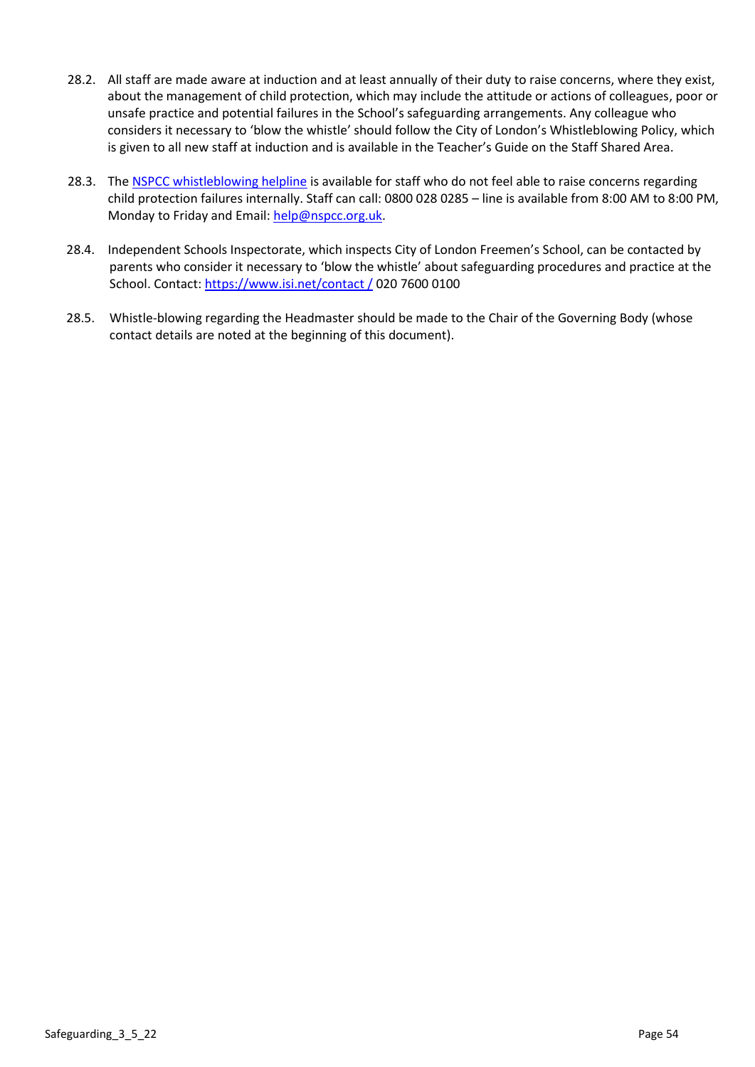28.2. All staff are made aware at induction and at least annually of their duty to raise concerns, where they exist, about the management of child protection, which may include the attitude or actions of colleagues, poor or unsafe practice and potential failures in the School's safeguarding arrangements. Any colleague who considers it necessary to 'blow the whistle' should follow the City of London's Whistleblowing Policy, which is given to all new staff at induction and is available in the Teacher's Guide on the Staff Shared Area.

28.3. The NSPCC whistleblowing helpline is available for staff who do not feel able to raise concerns regarding child protection failures internally. Staff can call: 0800 028 0285 – line is available from 8:00 AM to 8:00 PM, Monday to Friday and Email: help@nspcc.org.uk.

28.4. Independent Schools Inspectorate, which inspects City of London Freemen's School, can be contacted by parents who consider it necessary to 'blow the whistle' about safeguarding procedures and practice at the School. Contact: https://www.isi.net/contact / 020 7600 0100

28.5. Whistle-blowing regarding the Headmaster should be made to the Chair of the Governing Body (whose contact details are noted at the beginning of this document).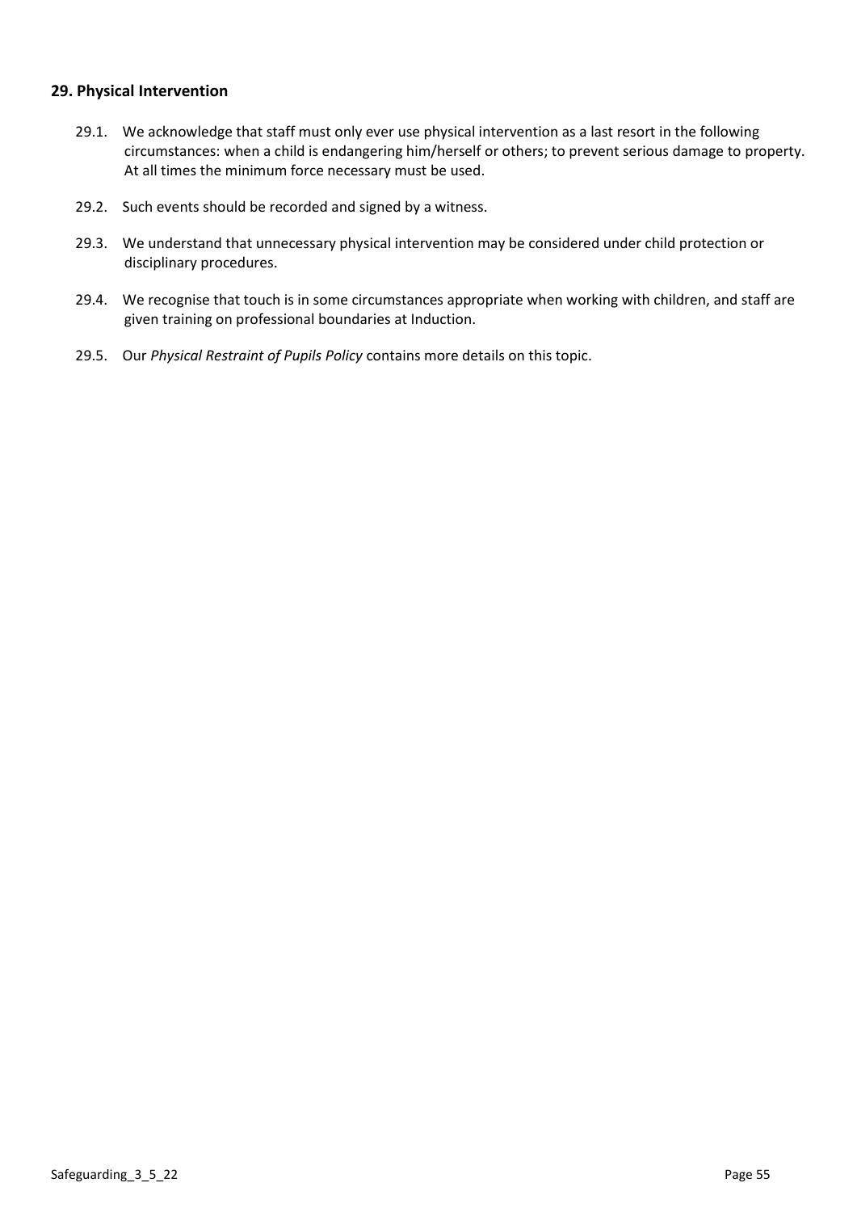## 29. Physical Intervention

29.1. We acknowledge that staff must only ever use physical intervention as a last resort in the following circumstances: when a child is endangering him/herself or others; to prevent serious damage to property. At all times the minimum force necessary must be used.

29.2. Such events should be recorded and signed by a witness.

29.3. We understand that unnecessary physical intervention may be considered under child protection or disciplinary procedures.

29.4. We recognise that touch is in some circumstances appropriate when working with children, and staff are given training on professional boundaries at Induction.

29.5. Our *Physical Restraint of Pupils Policy* contains more details on this topic.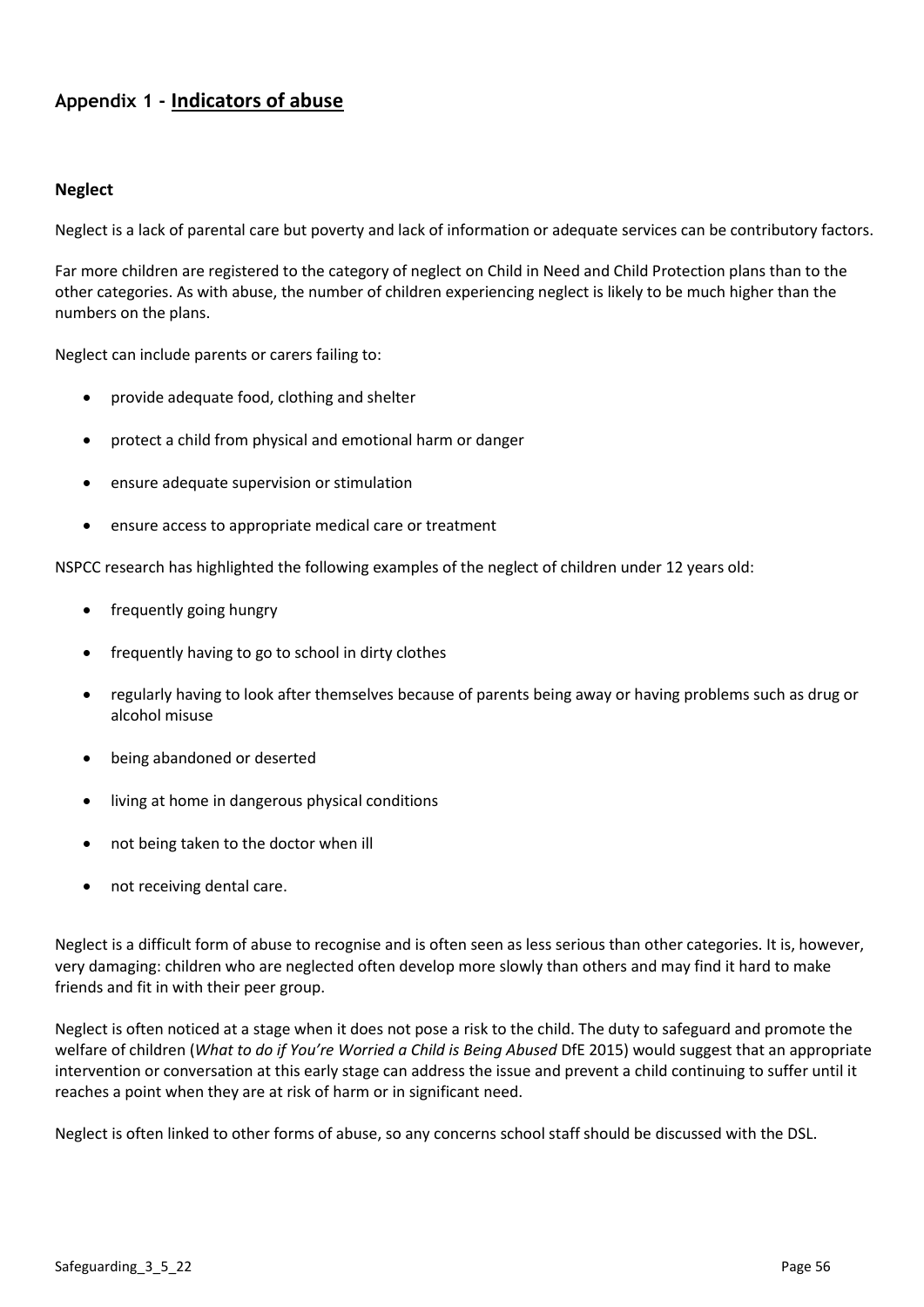## Appendix 1 - Indicators of abuse

### Neglect

Neglect is a lack of parental care but poverty and lack of information or adequate services can be contributory factors.

Far more children are registered to the category of neglect on Child in Need and Child Protection plans than to the other categories. As with abuse, the number of children experiencing neglect is likely to be much higher than the numbers on the plans.

Neglect can include parents or carers failing to:

- provide adequate food, clothing and shelter
- protect a child from physical and emotional harm or danger
- ensure adequate supervision or stimulation
- ensure access to appropriate medical care or treatment

NSPCC research has highlighted the following examples of the neglect of children under 12 years old:

- frequently going hungry
- frequently having to go to school in dirty clothes
- regularly having to look after themselves because of parents being away or having problems such as drug or alcohol misuse
- being abandoned or deserted
- living at home in dangerous physical conditions
- not being taken to the doctor when ill
- not receiving dental care.

Neglect is a difficult form of abuse to recognise and is often seen as less serious than other categories. It is, however, very damaging: children who are neglected often develop more slowly than others and may find it hard to make friends and fit in with their peer group.

Neglect is often noticed at a stage when it does not pose a risk to the child. The duty to safeguard and promote the welfare of children (*What to do if You're Worried a Child is Being Abused* DfE 2015) would suggest that an appropriate intervention or conversation at this early stage can address the issue and prevent a child continuing to suffer until it reaches a point when they are at risk of harm or in significant need.

Neglect is often linked to other forms of abuse, so any concerns school staff should be discussed with the DSL.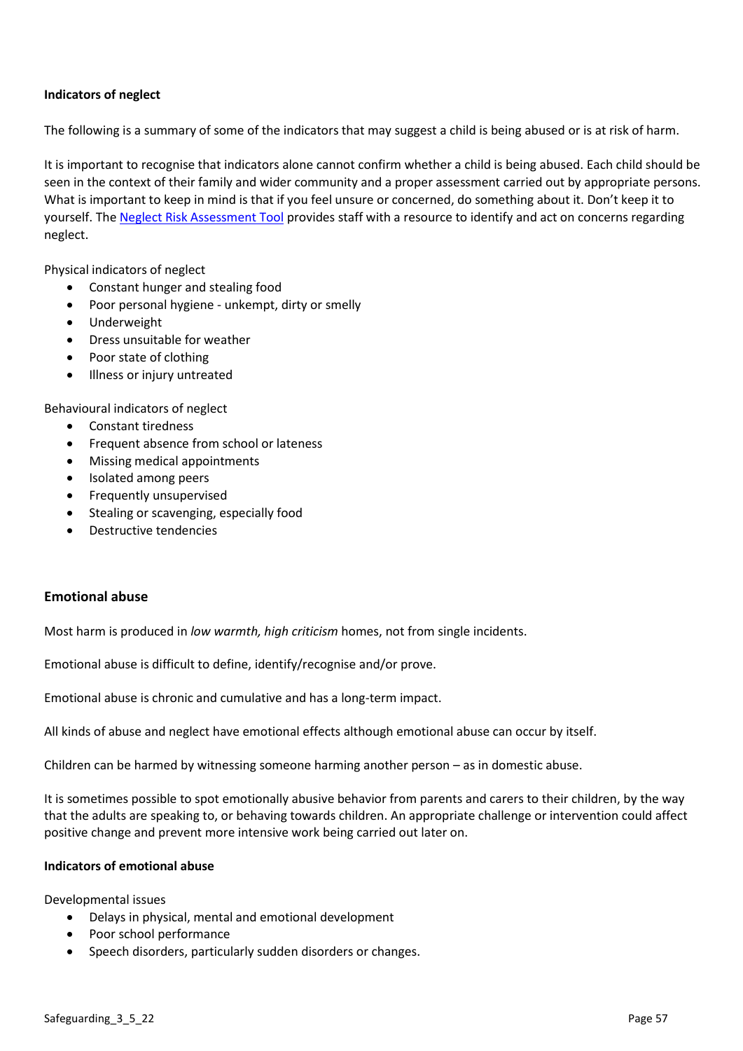**Indicators of neglect**

The following is a summary of some of the indicators that may suggest a child is being abused or is at risk of harm.

It is important to recognise that indicators alone cannot confirm whether a child is being abused. Each child should be seen in the context of their family and wider community and a proper assessment carried out by appropriate persons. What is important to keep in mind is that if you feel unsure or concerned, do something about it. Don't keep it to yourself. The Neglect Risk Assessment Tool provides staff with a resource to identify and act on concerns regarding neglect.

Physical indicators of neglect

- Constant hunger and stealing food
- Poor personal hygiene - unkempt, dirty or smelly
- Underweight
- Dress unsuitable for weather
- Poor state of clothing
- Illness or injury untreated

Behavioural indicators of neglect

- Constant tiredness
- Frequent absence from school or lateness
- Missing medical appointments
- Isolated among peers
- Frequently unsupervised
- Stealing or scavenging, especially food
- Destructive tendencies

## Emotional abuse

Most harm is produced in *low warmth, high criticism* homes, not from single incidents.

Emotional abuse is difficult to define, identify/recognise and/or prove.

Emotional abuse is chronic and cumulative and has a long-term impact.

All kinds of abuse and neglect have emotional effects although emotional abuse can occur by itself.

Children can be harmed by witnessing someone harming another person – as in domestic abuse.

It is sometimes possible to spot emotionally abusive behavior from parents and carers to their children, by the way that the adults are speaking to, or behaving towards children. An appropriate challenge or intervention could affect positive change and prevent more intensive work being carried out later on.

**Indicators of emotional abuse**

Developmental issues

- Delays in physical, mental and emotional development
- Poor school performance
- Speech disorders, particularly sudden disorders or changes.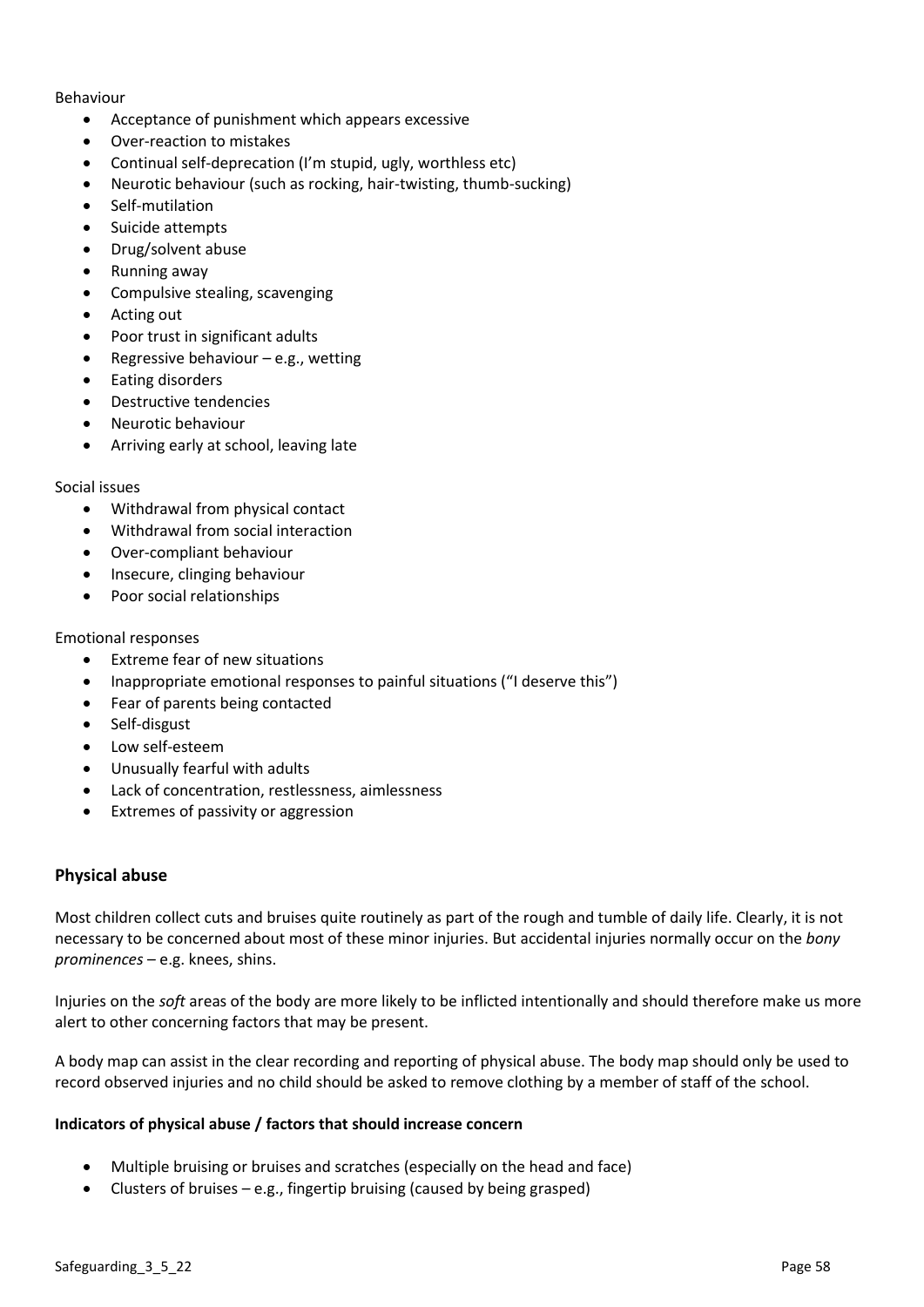Behaviour

- Acceptance of punishment which appears excessive
- Over-reaction to mistakes
- Continual self-deprecation (I'm stupid, ugly, worthless etc)
- Neurotic behaviour (such as rocking, hair-twisting, thumb-sucking)
- Self-mutilation
- Suicide attempts
- Drug/solvent abuse
- Running away
- Compulsive stealing, scavenging
- Acting out
- Poor trust in significant adults
- Regressive behaviour – e.g., wetting
- Eating disorders
- Destructive tendencies
- Neurotic behaviour
- Arriving early at school, leaving late

Social issues

- Withdrawal from physical contact
- Withdrawal from social interaction
- Over-compliant behaviour
- Insecure, clinging behaviour
- Poor social relationships

Emotional responses

- Extreme fear of new situations
- Inappropriate emotional responses to painful situations ("I deserve this")
- Fear of parents being contacted
- Self-disgust
- Low self-esteem
- Unusually fearful with adults
- Lack of concentration, restlessness, aimlessness
- Extremes of passivity or aggression

## Physical abuse

Most children collect cuts and bruises quite routinely as part of the rough and tumble of daily life. Clearly, it is not necessary to be concerned about most of these minor injuries. But accidental injuries normally occur on the *bony prominences* – e.g. knees, shins.

Injuries on the *soft* areas of the body are more likely to be inflicted intentionally and should therefore make us more alert to other concerning factors that may be present.

A body map can assist in the clear recording and reporting of physical abuse. The body map should only be used to record observed injuries and no child should be asked to remove clothing by a member of staff of the school.

**Indicators of physical abuse / factors that should increase concern**

- Multiple bruising or bruises and scratches (especially on the head and face)
- Clusters of bruises – e.g., fingertip bruising (caused by being grasped)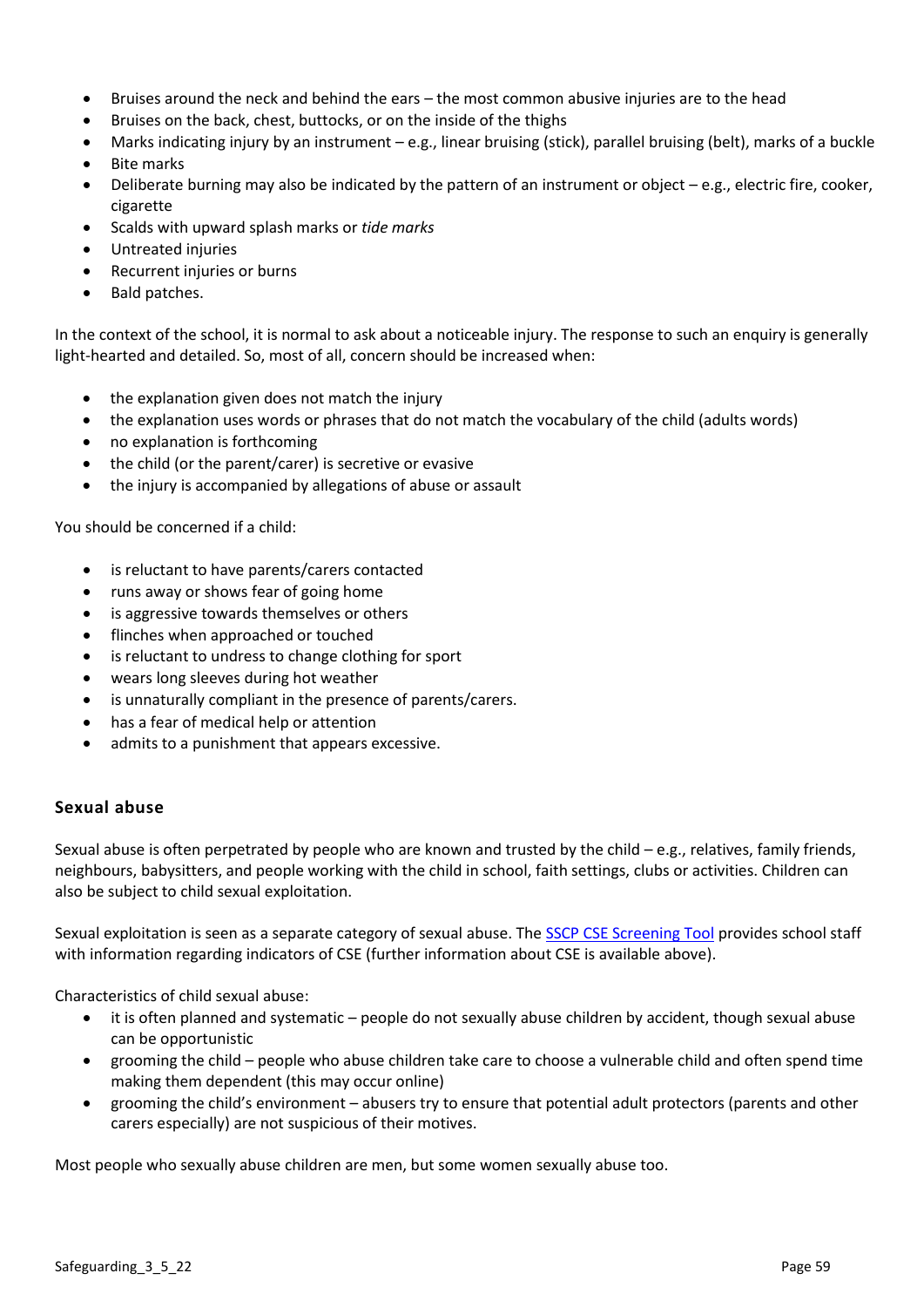- Bruises around the neck and behind the ears – the most common abusive injuries are to the head
- Bruises on the back, chest, buttocks, or on the inside of the thighs
- Marks indicating injury by an instrument – e.g., linear bruising (stick), parallel bruising (belt), marks of a buckle
- Bite marks
- Deliberate burning may also be indicated by the pattern of an instrument or object – e.g., electric fire, cooker, cigarette
- Scalds with upward splash marks or *tide marks*
- Untreated injuries
- Recurrent injuries or burns
- Bald patches.

In the context of the school, it is normal to ask about a noticeable injury. The response to such an enquiry is generally light-hearted and detailed. So, most of all, concern should be increased when:

- the explanation given does not match the injury
- the explanation uses words or phrases that do not match the vocabulary of the child (adults words)
- no explanation is forthcoming
- the child (or the parent/carer) is secretive or evasive
- the injury is accompanied by allegations of abuse or assault

You should be concerned if a child:

- is reluctant to have parents/carers contacted
- runs away or shows fear of going home
- is aggressive towards themselves or others
- flinches when approached or touched
- is reluctant to undress to change clothing for sport
- wears long sleeves during hot weather
- is unnaturally compliant in the presence of parents/carers.
- has a fear of medical help or attention
- admits to a punishment that appears excessive.

### Sexual abuse

Sexual abuse is often perpetrated by people who are known and trusted by the child – e.g., relatives, family friends, neighbours, babysitters, and people working with the child in school, faith settings, clubs or activities. Children can also be subject to child sexual exploitation.

Sexual exploitation is seen as a separate category of sexual abuse. The SSCP CSE Screening Tool provides school staff with information regarding indicators of CSE (further information about CSE is available above).

Characteristics of child sexual abuse:

- it is often planned and systematic – people do not sexually abuse children by accident, though sexual abuse can be opportunistic
- grooming the child – people who abuse children take care to choose a vulnerable child and often spend time making them dependent (this may occur online)
- grooming the child's environment – abusers try to ensure that potential adult protectors (parents and other carers especially) are not suspicious of their motives.

Most people who sexually abuse children are men, but some women sexually abuse too.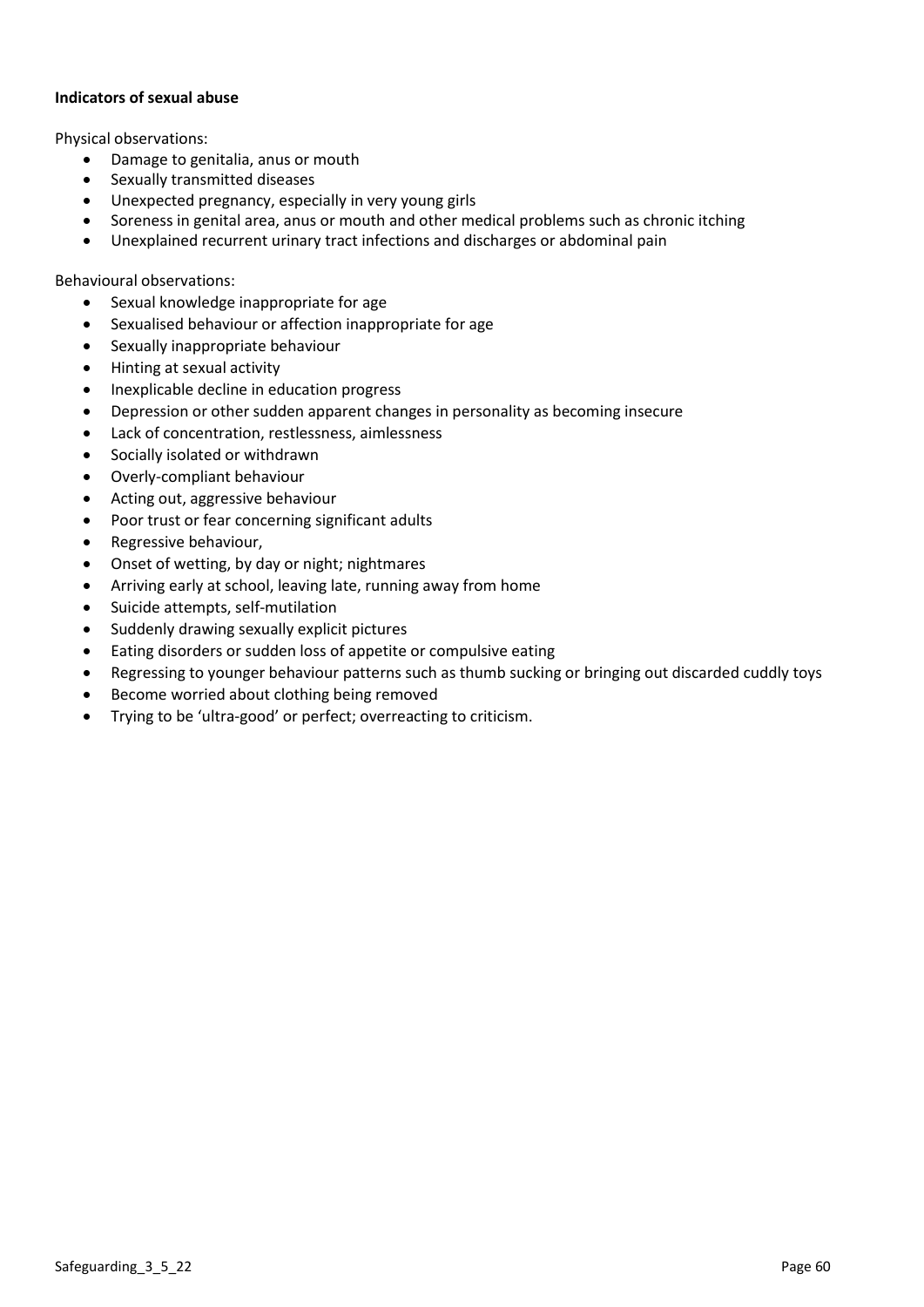**Indicators of sexual abuse**

Physical observations:

- Damage to genitalia, anus or mouth
- Sexually transmitted diseases
- Unexpected pregnancy, especially in very young girls
- Soreness in genital area, anus or mouth and other medical problems such as chronic itching
- Unexplained recurrent urinary tract infections and discharges or abdominal pain

Behavioural observations:

- Sexual knowledge inappropriate for age
- Sexualised behaviour or affection inappropriate for age
- Sexually inappropriate behaviour
- Hinting at sexual activity
- Inexplicable decline in education progress
- Depression or other sudden apparent changes in personality as becoming insecure
- Lack of concentration, restlessness, aimlessness
- Socially isolated or withdrawn
- Overly-compliant behaviour
- Acting out, aggressive behaviour
- Poor trust or fear concerning significant adults
- Regressive behaviour,
- Onset of wetting, by day or night; nightmares
- Arriving early at school, leaving late, running away from home
- Suicide attempts, self-mutilation
- Suddenly drawing sexually explicit pictures
- Eating disorders or sudden loss of appetite or compulsive eating
- Regressing to younger behaviour patterns such as thumb sucking or bringing out discarded cuddly toys
- Become worried about clothing being removed
- Trying to be 'ultra-good' or perfect; overreacting to criticism.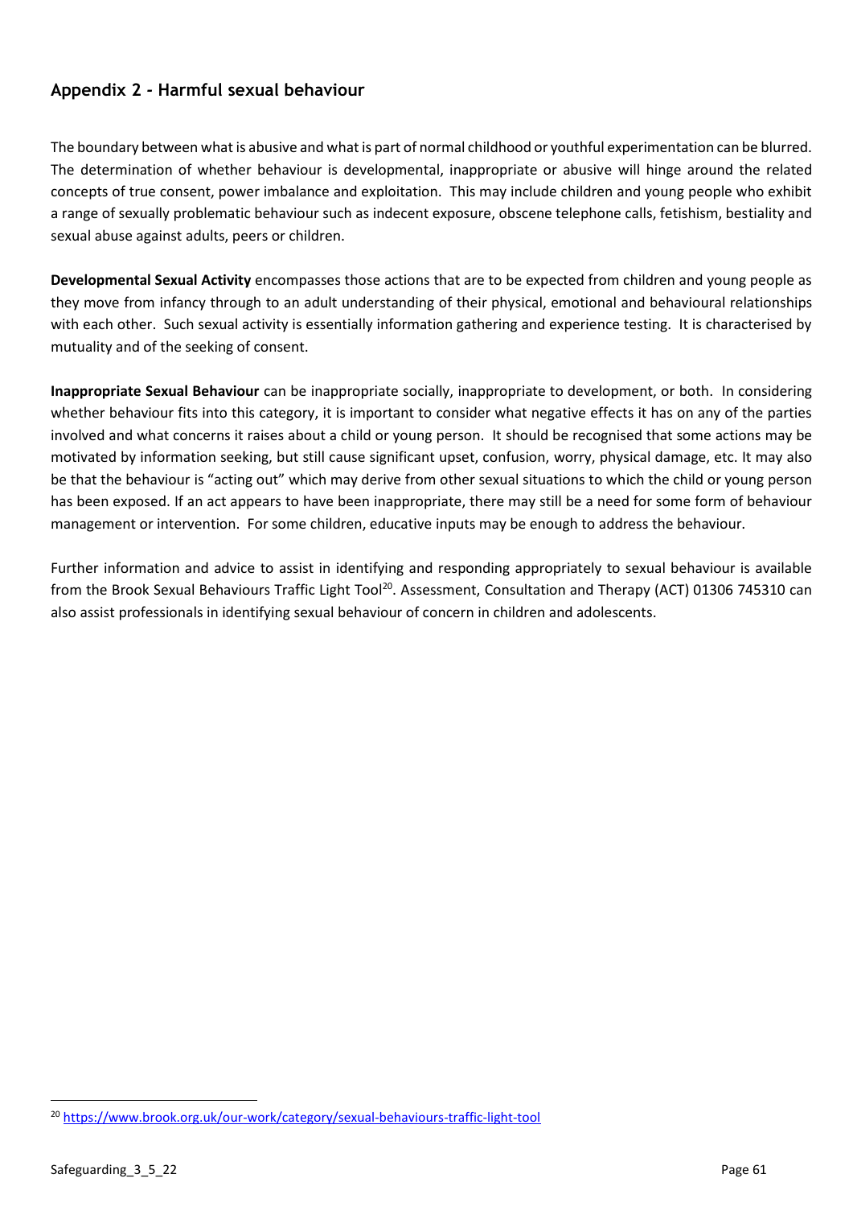## Appendix 2 - Harmful sexual behaviour

The boundary between what is abusive and what is part of normal childhood or youthful experimentation can be blurred. The determination of whether behaviour is developmental, inappropriate or abusive will hinge around the related concepts of true consent, power imbalance and exploitation. This may include children and young people who exhibit a range of sexually problematic behaviour such as indecent exposure, obscene telephone calls, fetishism, bestiality and sexual abuse against adults, peers or children.

**Developmental Sexual Activity** encompasses those actions that are to be expected from children and young people as they move from infancy through to an adult understanding of their physical, emotional and behavioural relationships with each other. Such sexual activity is essentially information gathering and experience testing. It is characterised by mutuality and of the seeking of consent.

**Inappropriate Sexual Behaviour** can be inappropriate socially, inappropriate to development, or both. In considering whether behaviour fits into this category, it is important to consider what negative effects it has on any of the parties involved and what concerns it raises about a child or young person. It should be recognised that some actions may be motivated by information seeking, but still cause significant upset, confusion, worry, physical damage, etc. It may also be that the behaviour is "acting out" which may derive from other sexual situations to which the child or young person has been exposed. If an act appears to have been inappropriate, there may still be a need for some form of behaviour management or intervention. For some children, educative inputs may be enough to address the behaviour.

Further information and advice to assist in identifying and responding appropriately to sexual behaviour is available from the Brook Sexual Behaviours Traffic Light Tool[20]. Assessment, Consultation and Therapy (ACT) 01306 745310 can also assist professionals in identifying sexual behaviour of concern in children and adolescents.

---

[20] https://www.brook.org.uk/our-work/category/sexual-behaviours-traffic-light-tool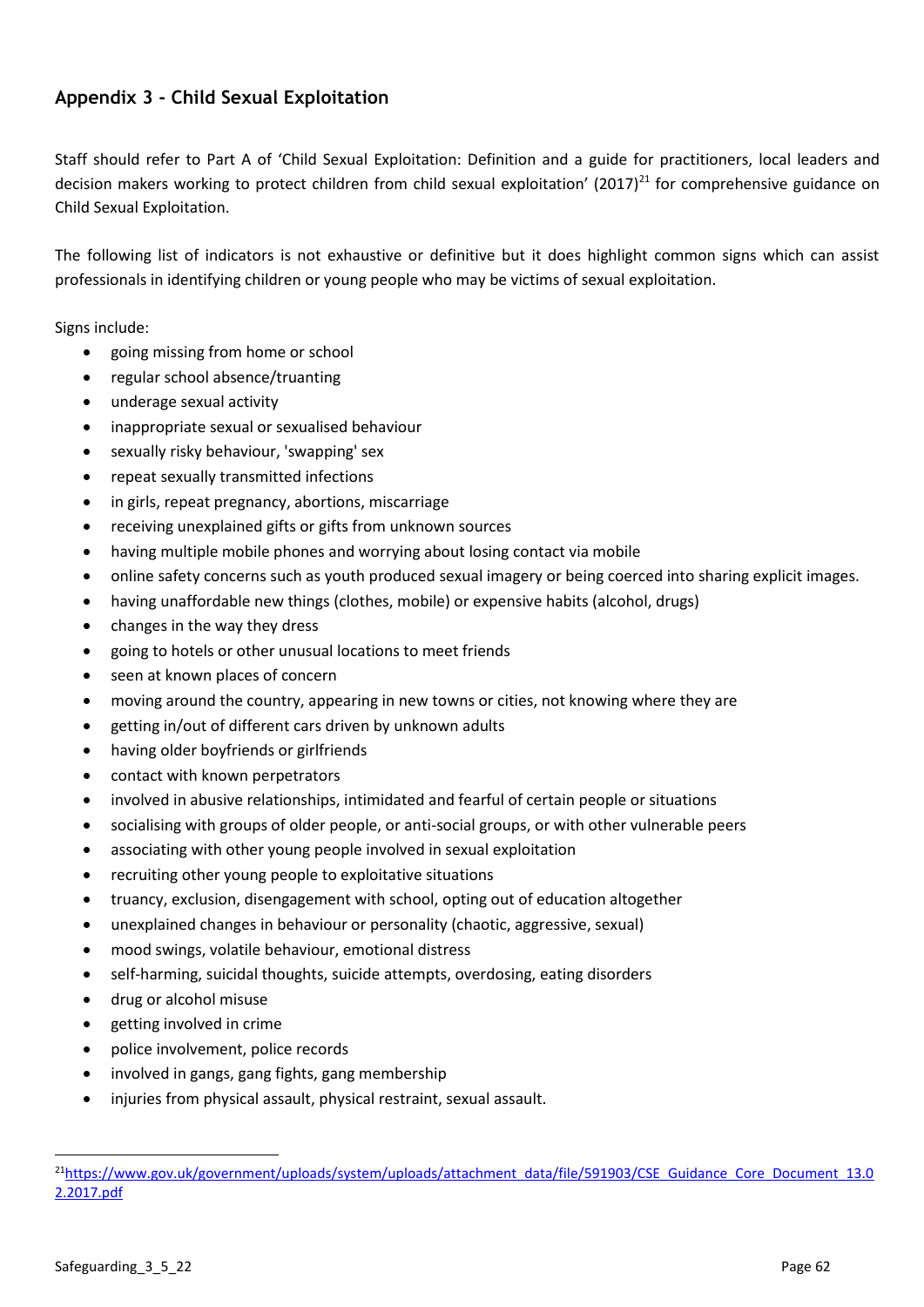## Appendix 3 - Child Sexual Exploitation

Staff should refer to Part A of 'Child Sexual Exploitation: Definition and a guide for practitioners, local leaders and decision makers working to protect children from child sexual exploitation' (2017)[21] for comprehensive guidance on Child Sexual Exploitation.

The following list of indicators is not exhaustive or definitive but it does highlight common signs which can assist professionals in identifying children or young people who may be victims of sexual exploitation.

Signs include:

- going missing from home or school
- regular school absence/truanting
- underage sexual activity
- inappropriate sexual or sexualised behaviour
- sexually risky behaviour, 'swapping' sex
- repeat sexually transmitted infections
- in girls, repeat pregnancy, abortions, miscarriage
- receiving unexplained gifts or gifts from unknown sources
- having multiple mobile phones and worrying about losing contact via mobile
- online safety concerns such as youth produced sexual imagery or being coerced into sharing explicit images.
- having unaffordable new things (clothes, mobile) or expensive habits (alcohol, drugs)
- changes in the way they dress
- going to hotels or other unusual locations to meet friends
- seen at known places of concern
- moving around the country, appearing in new towns or cities, not knowing where they are
- getting in/out of different cars driven by unknown adults
- having older boyfriends or girlfriends
- contact with known perpetrators
- involved in abusive relationships, intimidated and fearful of certain people or situations
- socialising with groups of older people, or anti-social groups, or with other vulnerable peers
- associating with other young people involved in sexual exploitation
- recruiting other young people to exploitative situations
- truancy, exclusion, disengagement with school, opting out of education altogether
- unexplained changes in behaviour or personality (chaotic, aggressive, sexual)
- mood swings, volatile behaviour, emotional distress
- self-harming, suicidal thoughts, suicide attempts, overdosing, eating disorders
- drug or alcohol misuse
- getting involved in crime
- police involvement, police records
- involved in gangs, gang fights, gang membership
- injuries from physical assault, physical restraint, sexual assault.

---

[21] https://www.gov.uk/government/uploads/system/uploads/attachment_data/file/591903/CSE_Guidance_Core_Document_13.02.2017.pdf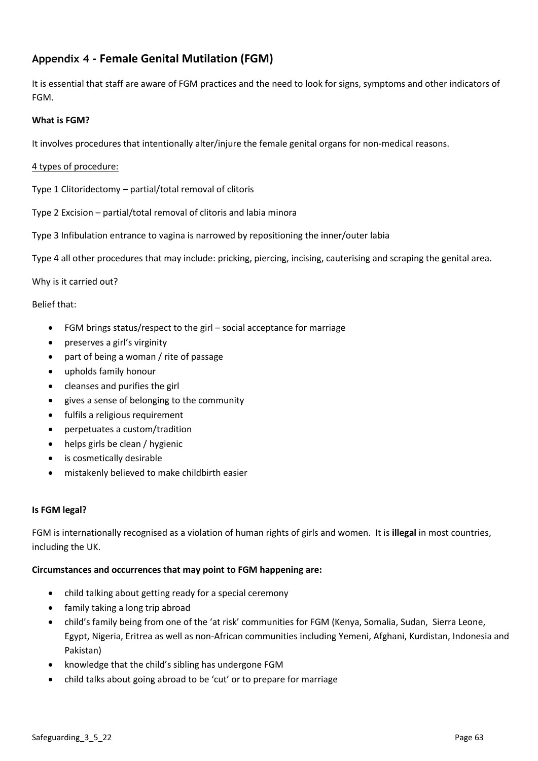## Appendix 4 - Female Genital Mutilation (FGM)

It is essential that staff are aware of FGM practices and the need to look for signs, symptoms and other indicators of FGM.

**What is FGM?**

It involves procedures that intentionally alter/injure the female genital organs for non-medical reasons.

4 types of procedure:

Type 1 Clitoridectomy – partial/total removal of clitoris

Type 2 Excision – partial/total removal of clitoris and labia minora

Type 3 Infibulation entrance to vagina is narrowed by repositioning the inner/outer labia

Type 4 all other procedures that may include: pricking, piercing, incising, cauterising and scraping the genital area.

Why is it carried out?

Belief that:

- FGM brings status/respect to the girl – social acceptance for marriage
- preserves a girl's virginity
- part of being a woman / rite of passage
- upholds family honour
- cleanses and purifies the girl
- gives a sense of belonging to the community
- fulfils a religious requirement
- perpetuates a custom/tradition
- helps girls be clean / hygienic
- is cosmetically desirable
- mistakenly believed to make childbirth easier

**Is FGM legal?**

FGM is internationally recognised as a violation of human rights of girls and women. It is **illegal** in most countries, including the UK.

**Circumstances and occurrences that may point to FGM happening are:**

- child talking about getting ready for a special ceremony
- family taking a long trip abroad
- child's family being from one of the 'at risk' communities for FGM (Kenya, Somalia, Sudan, Sierra Leone, Egypt, Nigeria, Eritrea as well as non-African communities including Yemeni, Afghani, Kurdistan, Indonesia and Pakistan)
- knowledge that the child's sibling has undergone FGM
- child talks about going abroad to be 'cut' or to prepare for marriage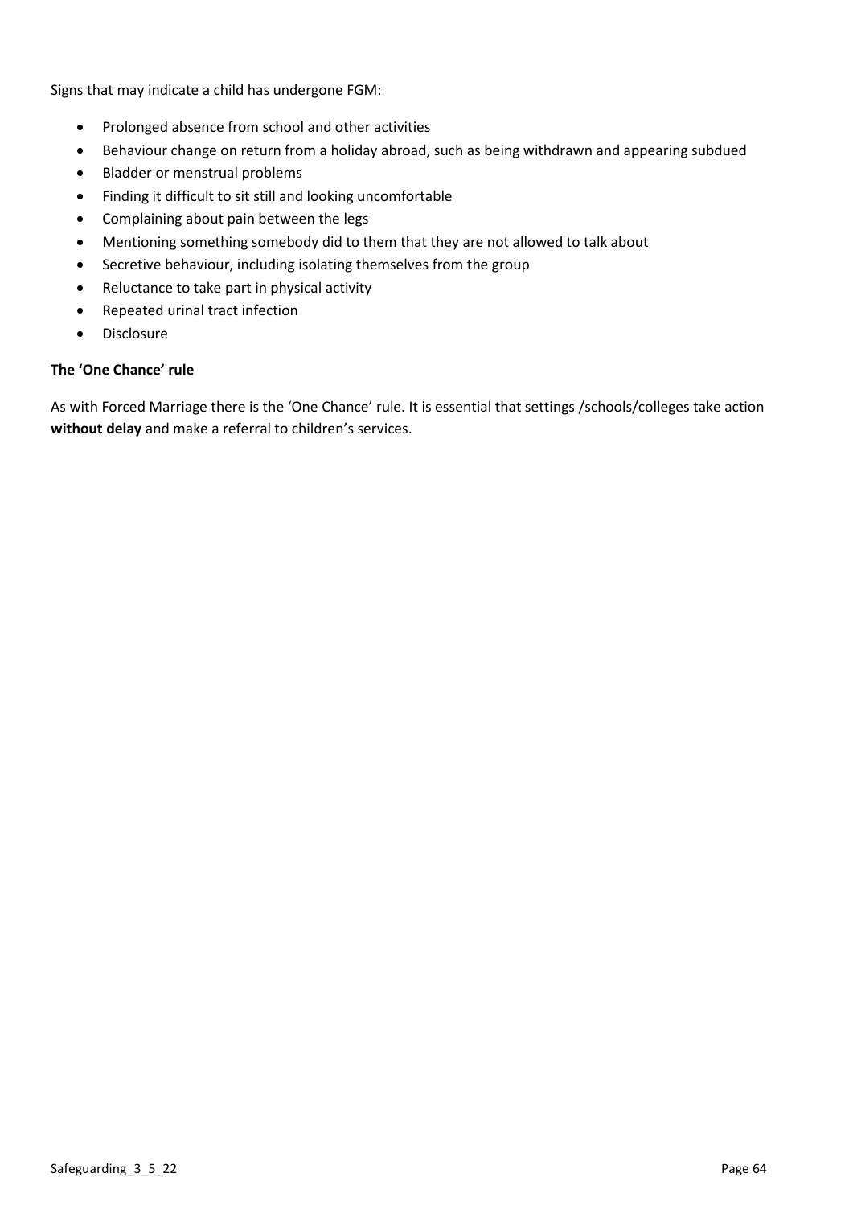Signs that may indicate a child has undergone FGM:

- Prolonged absence from school and other activities
- Behaviour change on return from a holiday abroad, such as being withdrawn and appearing subdued
- Bladder or menstrual problems
- Finding it difficult to sit still and looking uncomfortable
- Complaining about pain between the legs
- Mentioning something somebody did to them that they are not allowed to talk about
- Secretive behaviour, including isolating themselves from the group
- Reluctance to take part in physical activity
- Repeated urinal tract infection
- Disclosure

**The 'One Chance' rule**

As with Forced Marriage there is the 'One Chance' rule. It is essential that settings /schools/colleges take action **without delay** and make a referral to children's services.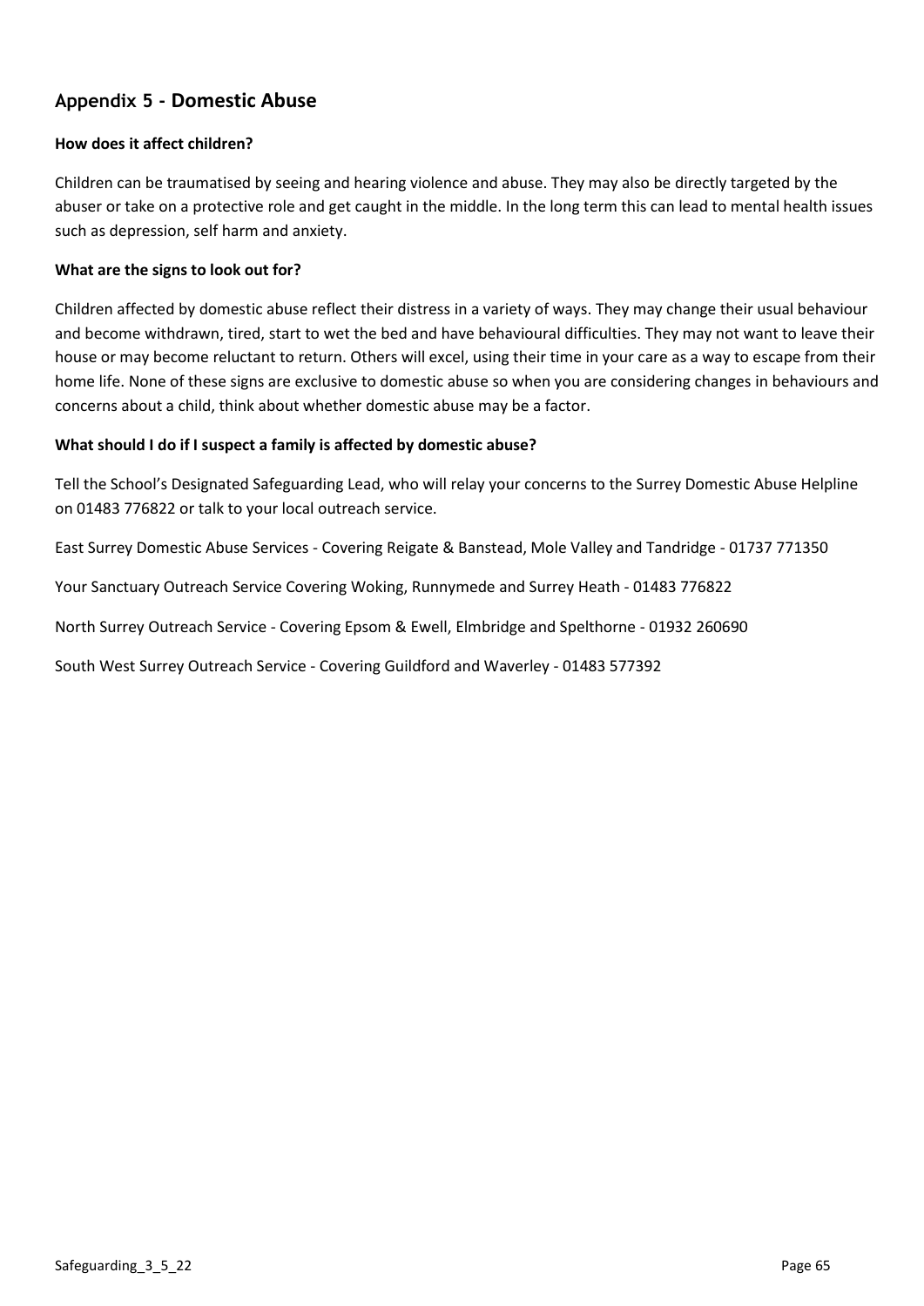## Appendix 5 - Domestic Abuse

**How does it affect children?**

Children can be traumatised by seeing and hearing violence and abuse. They may also be directly targeted by the abuser or take on a protective role and get caught in the middle. In the long term this can lead to mental health issues such as depression, self harm and anxiety.

**What are the signs to look out for?**

Children affected by domestic abuse reflect their distress in a variety of ways. They may change their usual behaviour and become withdrawn, tired, start to wet the bed and have behavioural difficulties. They may not want to leave their house or may become reluctant to return. Others will excel, using their time in your care as a way to escape from their home life. None of these signs are exclusive to domestic abuse so when you are considering changes in behaviours and concerns about a child, think about whether domestic abuse may be a factor.

**What should I do if I suspect a family is affected by domestic abuse?**

Tell the School's Designated Safeguarding Lead, who will relay your concerns to the Surrey Domestic Abuse Helpline on 01483 776822 or talk to your local outreach service.

East Surrey Domestic Abuse Services - Covering Reigate & Banstead, Mole Valley and Tandridge - 01737 771350

Your Sanctuary Outreach Service Covering Woking, Runnymede and Surrey Heath - 01483 776822

North Surrey Outreach Service - Covering Epsom & Ewell, Elmbridge and Spelthorne - 01932 260690

South West Surrey Outreach Service - Covering Guildford and Waverley - 01483 577392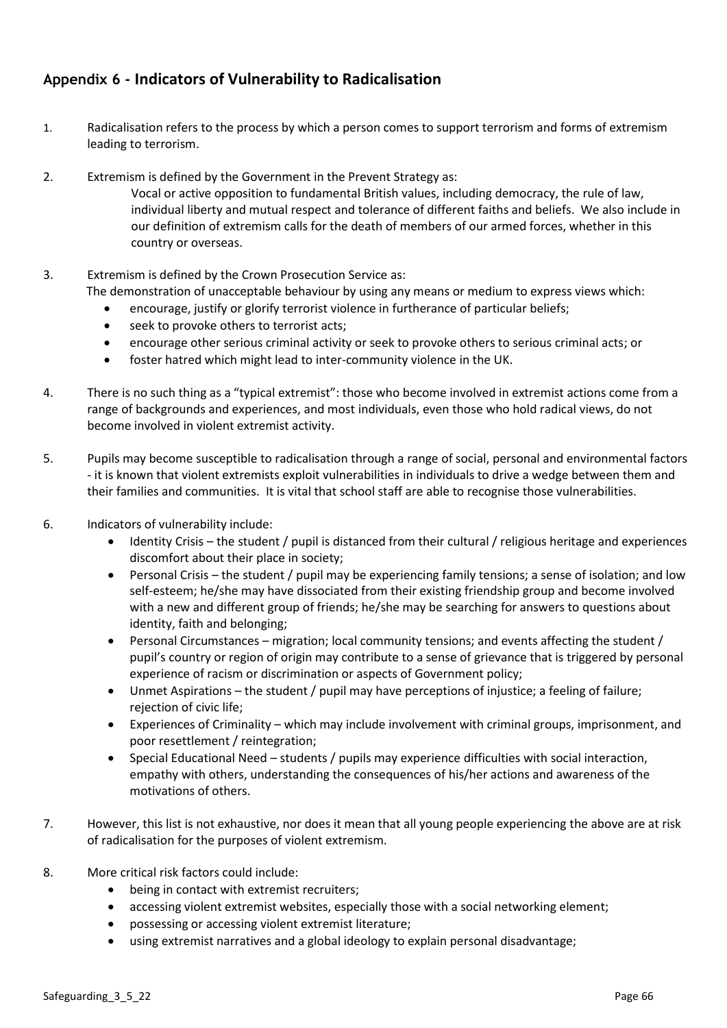## Appendix 6 - Indicators of Vulnerability to Radicalisation

1. Radicalisation refers to the process by which a person comes to support terrorism and forms of extremism leading to terrorism.

2. Extremism is defined by the Government in the Prevent Strategy as:

   Vocal or active opposition to fundamental British values, including democracy, the rule of law, individual liberty and mutual respect and tolerance of different faiths and beliefs. We also include in our definition of extremism calls for the death of members of our armed forces, whether in this country or overseas.

3. Extremism is defined by the Crown Prosecution Service as:

   The demonstration of unacceptable behaviour by using any means or medium to express views which:
   - encourage, justify or glorify terrorist violence in furtherance of particular beliefs;
   - seek to provoke others to terrorist acts;
   - encourage other serious criminal activity or seek to provoke others to serious criminal acts; or
   - foster hatred which might lead to inter-community violence in the UK.

4. There is no such thing as a "typical extremist": those who become involved in extremist actions come from a range of backgrounds and experiences, and most individuals, even those who hold radical views, do not become involved in violent extremist activity.

5. Pupils may become susceptible to radicalisation through a range of social, personal and environmental factors - it is known that violent extremists exploit vulnerabilities in individuals to drive a wedge between them and their families and communities. It is vital that school staff are able to recognise those vulnerabilities.

6. Indicators of vulnerability include:
   - Identity Crisis – the student / pupil is distanced from their cultural / religious heritage and experiences discomfort about their place in society;
   - Personal Crisis – the student / pupil may be experiencing family tensions; a sense of isolation; and low self-esteem; he/she may have dissociated from their existing friendship group and become involved with a new and different group of friends; he/she may be searching for answers to questions about identity, faith and belonging;
   - Personal Circumstances – migration; local community tensions; and events affecting the student / pupil's country or region of origin may contribute to a sense of grievance that is triggered by personal experience of racism or discrimination or aspects of Government policy;
   - Unmet Aspirations – the student / pupil may have perceptions of injustice; a feeling of failure; rejection of civic life;
   - Experiences of Criminality – which may include involvement with criminal groups, imprisonment, and poor resettlement / reintegration;
   - Special Educational Need – students / pupils may experience difficulties with social interaction, empathy with others, understanding the consequences of his/her actions and awareness of the motivations of others.

7. However, this list is not exhaustive, nor does it mean that all young people experiencing the above are at risk of radicalisation for the purposes of violent extremism.

8. More critical risk factors could include:
   - being in contact with extremist recruiters;
   - accessing violent extremist websites, especially those with a social networking element;
   - possessing or accessing violent extremist literature;
   - using extremist narratives and a global ideology to explain personal disadvantage;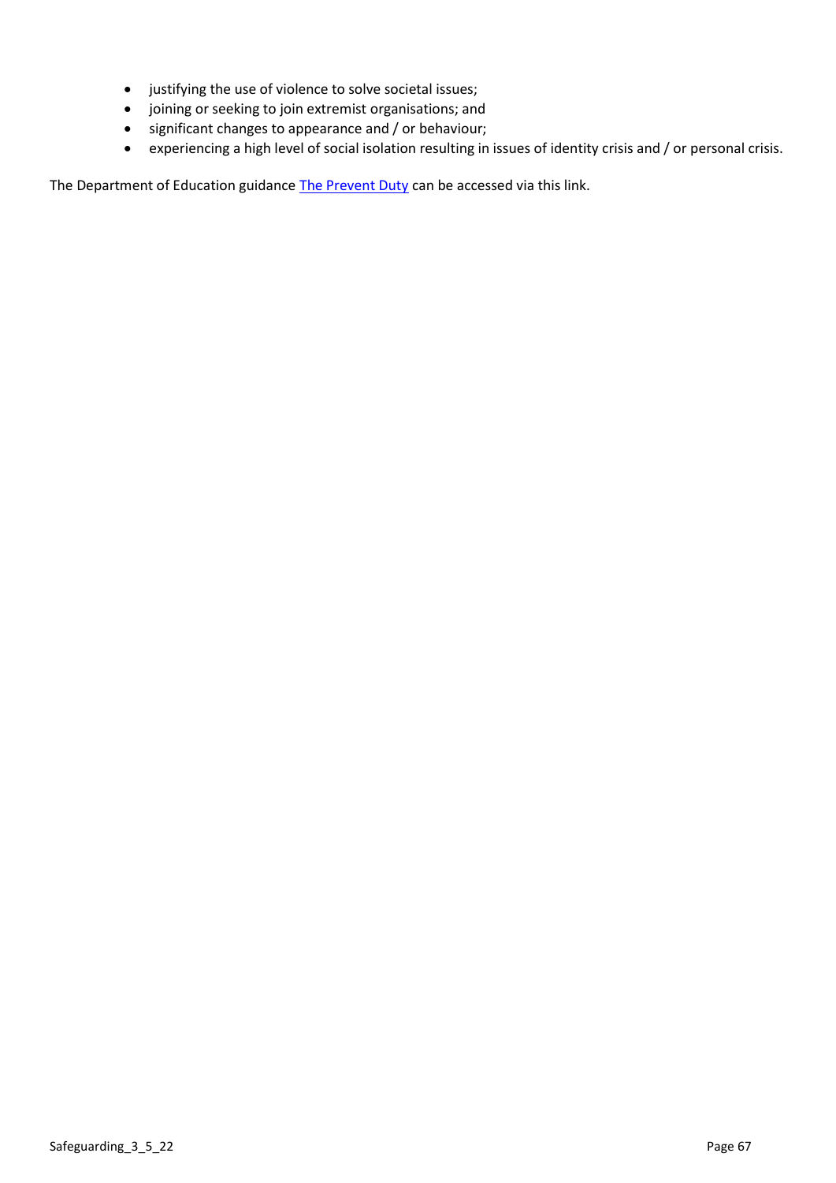- justifying the use of violence to solve societal issues;
- joining or seeking to join extremist organisations; and
- significant changes to appearance and / or behaviour;
- experiencing a high level of social isolation resulting in issues of identity crisis and / or personal crisis.

The Department of Education guidance The Prevent Duty can be accessed via this link.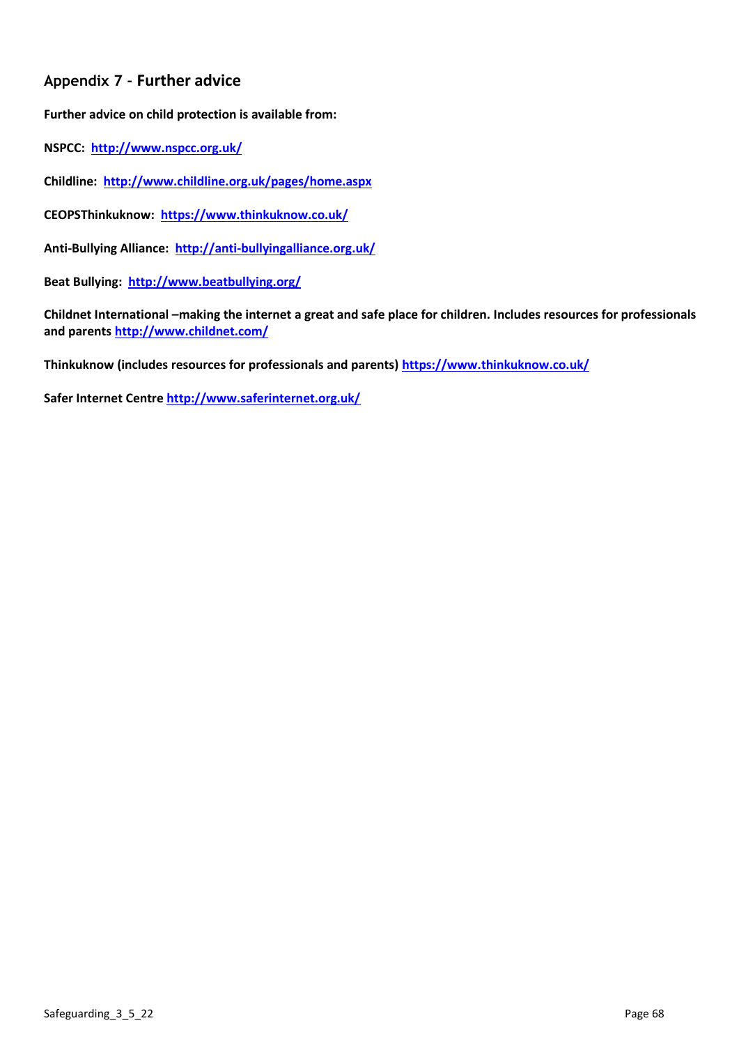## Appendix 7 - Further advice

**Further advice on child protection is available from:**

**NSPCC:** http://www.nspcc.org.uk/

**Childline:** http://www.childline.org.uk/pages/home.aspx

**CEOPSThinkuknow:** https://www.thinkuknow.co.uk/

**Anti-Bullying Alliance:** http://anti-bullyingalliance.org.uk/

**Beat Bullying:** http://www.beatbullying.org/

**Childnet International –making the internet a great and safe place for children. Includes resources for professionals and parents** http://www.childnet.com/

**Thinkuknow (includes resources for professionals and parents)** https://www.thinkuknow.co.uk/

**Safer Internet Centre** http://www.saferinternet.org.uk/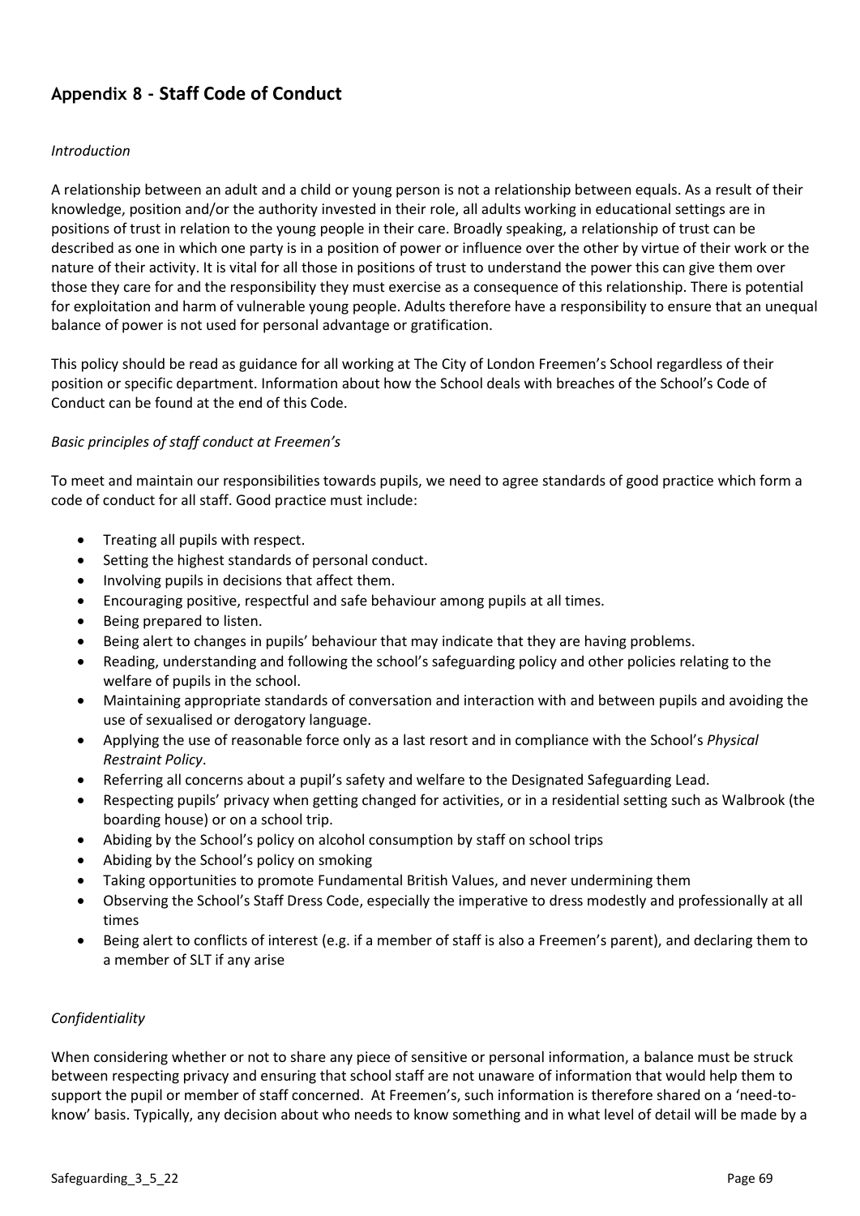## Appendix 8 - Staff Code of Conduct

*Introduction*

A relationship between an adult and a child or young person is not a relationship between equals. As a result of their knowledge, position and/or the authority invested in their role, all adults working in educational settings are in positions of trust in relation to the young people in their care. Broadly speaking, a relationship of trust can be described as one in which one party is in a position of power or influence over the other by virtue of their work or the nature of their activity. It is vital for all those in positions of trust to understand the power this can give them over those they care for and the responsibility they must exercise as a consequence of this relationship. There is potential for exploitation and harm of vulnerable young people. Adults therefore have a responsibility to ensure that an unequal balance of power is not used for personal advantage or gratification.

This policy should be read as guidance for all working at The City of London Freemen's School regardless of their position or specific department. Information about how the School deals with breaches of the School's Code of Conduct can be found at the end of this Code.

*Basic principles of staff conduct at Freemen's*

To meet and maintain our responsibilities towards pupils, we need to agree standards of good practice which form a code of conduct for all staff. Good practice must include:

- Treating all pupils with respect.
- Setting the highest standards of personal conduct.
- Involving pupils in decisions that affect them.
- Encouraging positive, respectful and safe behaviour among pupils at all times.
- Being prepared to listen.
- Being alert to changes in pupils' behaviour that may indicate that they are having problems.
- Reading, understanding and following the school's safeguarding policy and other policies relating to the welfare of pupils in the school.
- Maintaining appropriate standards of conversation and interaction with and between pupils and avoiding the use of sexualised or derogatory language.
- Applying the use of reasonable force only as a last resort and in compliance with the School's *Physical Restraint Policy*.
- Referring all concerns about a pupil's safety and welfare to the Designated Safeguarding Lead.
- Respecting pupils' privacy when getting changed for activities, or in a residential setting such as Walbrook (the boarding house) or on a school trip.
- Abiding by the School's policy on alcohol consumption by staff on school trips
- Abiding by the School's policy on smoking
- Taking opportunities to promote Fundamental British Values, and never undermining them
- Observing the School's Staff Dress Code, especially the imperative to dress modestly and professionally at all times
- Being alert to conflicts of interest (e.g. if a member of staff is also a Freemen's parent), and declaring them to a member of SLT if any arise

*Confidentiality*

When considering whether or not to share any piece of sensitive or personal information, a balance must be struck between respecting privacy and ensuring that school staff are not unaware of information that would help them to support the pupil or member of staff concerned. At Freemen's, such information is therefore shared on a 'need-to-know' basis. Typically, any decision about who needs to know something and in what level of detail will be made by a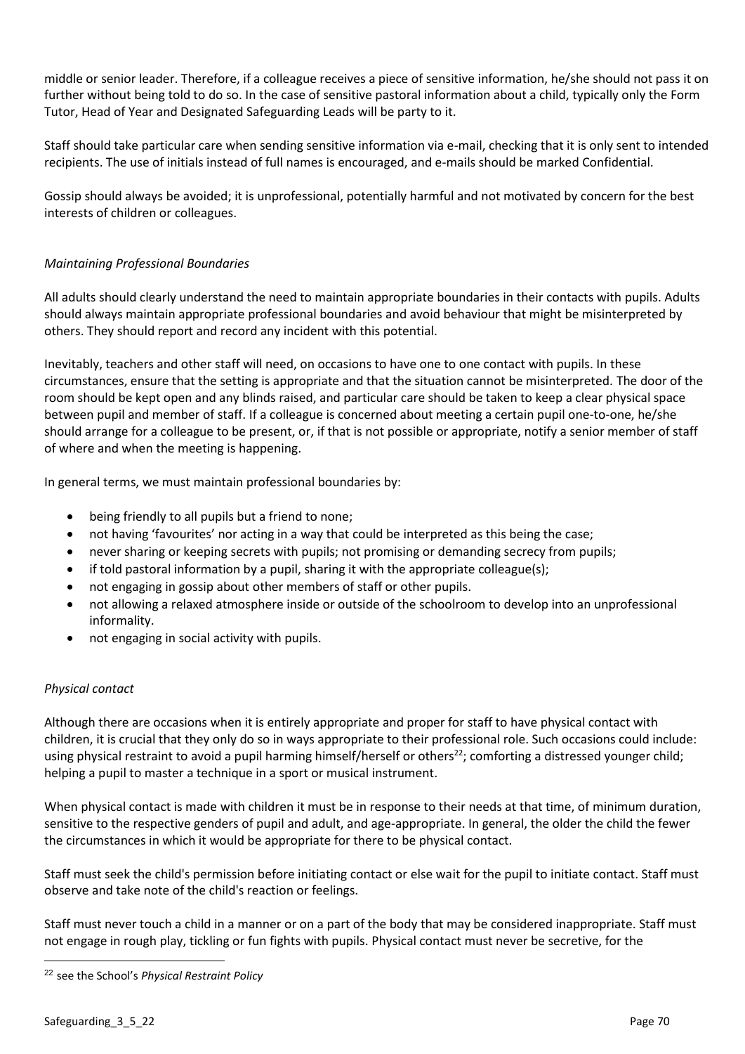middle or senior leader. Therefore, if a colleague receives a piece of sensitive information, he/she should not pass it on further without being told to do so. In the case of sensitive pastoral information about a child, typically only the Form Tutor, Head of Year and Designated Safeguarding Leads will be party to it.

Staff should take particular care when sending sensitive information via e-mail, checking that it is only sent to intended recipients. The use of initials instead of full names is encouraged, and e-mails should be marked Confidential.

Gossip should always be avoided; it is unprofessional, potentially harmful and not motivated by concern for the best interests of children or colleagues.

*Maintaining Professional Boundaries*

All adults should clearly understand the need to maintain appropriate boundaries in their contacts with pupils. Adults should always maintain appropriate professional boundaries and avoid behaviour that might be misinterpreted by others. They should report and record any incident with this potential.

Inevitably, teachers and other staff will need, on occasions to have one to one contact with pupils. In these circumstances, ensure that the setting is appropriate and that the situation cannot be misinterpreted. The door of the room should be kept open and any blinds raised, and particular care should be taken to keep a clear physical space between pupil and member of staff. If a colleague is concerned about meeting a certain pupil one-to-one, he/she should arrange for a colleague to be present, or, if that is not possible or appropriate, notify a senior member of staff of where and when the meeting is happening.

In general terms, we must maintain professional boundaries by:

- being friendly to all pupils but a friend to none;
- not having 'favourites' nor acting in a way that could be interpreted as this being the case;
- never sharing or keeping secrets with pupils; not promising or demanding secrecy from pupils;
- if told pastoral information by a pupil, sharing it with the appropriate colleague(s);
- not engaging in gossip about other members of staff or other pupils.
- not allowing a relaxed atmosphere inside or outside of the schoolroom to develop into an unprofessional informality.
- not engaging in social activity with pupils.

*Physical contact*

Although there are occasions when it is entirely appropriate and proper for staff to have physical contact with children, it is crucial that they only do so in ways appropriate to their professional role. Such occasions could include: using physical restraint to avoid a pupil harming himself/herself or others[22]; comforting a distressed younger child; helping a pupil to master a technique in a sport or musical instrument.

When physical contact is made with children it must be in response to their needs at that time, of minimum duration, sensitive to the respective genders of pupil and adult, and age-appropriate. In general, the older the child the fewer the circumstances in which it would be appropriate for there to be physical contact.

Staff must seek the child's permission before initiating contact or else wait for the pupil to initiate contact. Staff must observe and take note of the child's reaction or feelings.

Staff must never touch a child in a manner or on a part of the body that may be considered inappropriate. Staff must not engage in rough play, tickling or fun fights with pupils. Physical contact must never be secretive, for the

[22] see the School's *Physical Restraint Policy*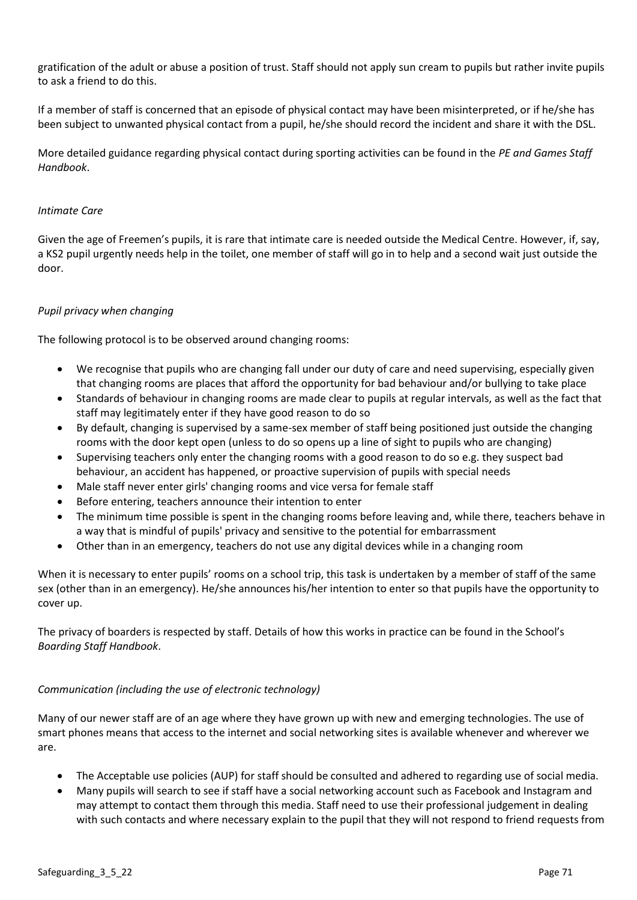gratification of the adult or abuse a position of trust. Staff should not apply sun cream to pupils but rather invite pupils to ask a friend to do this.

If a member of staff is concerned that an episode of physical contact may have been misinterpreted, or if he/she has been subject to unwanted physical contact from a pupil, he/she should record the incident and share it with the DSL.

More detailed guidance regarding physical contact during sporting activities can be found in the *PE and Games Staff Handbook*.

*Intimate Care*

Given the age of Freemen's pupils, it is rare that intimate care is needed outside the Medical Centre. However, if, say, a KS2 pupil urgently needs help in the toilet, one member of staff will go in to help and a second wait just outside the door.

*Pupil privacy when changing*

The following protocol is to be observed around changing rooms:

- We recognise that pupils who are changing fall under our duty of care and need supervising, especially given that changing rooms are places that afford the opportunity for bad behaviour and/or bullying to take place
- Standards of behaviour in changing rooms are made clear to pupils at regular intervals, as well as the fact that staff may legitimately enter if they have good reason to do so
- By default, changing is supervised by a same-sex member of staff being positioned just outside the changing rooms with the door kept open (unless to do so opens up a line of sight to pupils who are changing)
- Supervising teachers only enter the changing rooms with a good reason to do so e.g. they suspect bad behaviour, an accident has happened, or proactive supervision of pupils with special needs
- Male staff never enter girls' changing rooms and vice versa for female staff
- Before entering, teachers announce their intention to enter
- The minimum time possible is spent in the changing rooms before leaving and, while there, teachers behave in a way that is mindful of pupils' privacy and sensitive to the potential for embarrassment
- Other than in an emergency, teachers do not use any digital devices while in a changing room

When it is necessary to enter pupils' rooms on a school trip, this task is undertaken by a member of staff of the same sex (other than in an emergency). He/she announces his/her intention to enter so that pupils have the opportunity to cover up.

The privacy of boarders is respected by staff. Details of how this works in practice can be found in the School's *Boarding Staff Handbook*.

*Communication (including the use of electronic technology)*

Many of our newer staff are of an age where they have grown up with new and emerging technologies. The use of smart phones means that access to the internet and social networking sites is available whenever and wherever we are.

- The Acceptable use policies (AUP) for staff should be consulted and adhered to regarding use of social media.
- Many pupils will search to see if staff have a social networking account such as Facebook and Instagram and may attempt to contact them through this media. Staff need to use their professional judgement in dealing with such contacts and where necessary explain to the pupil that they will not respond to friend requests from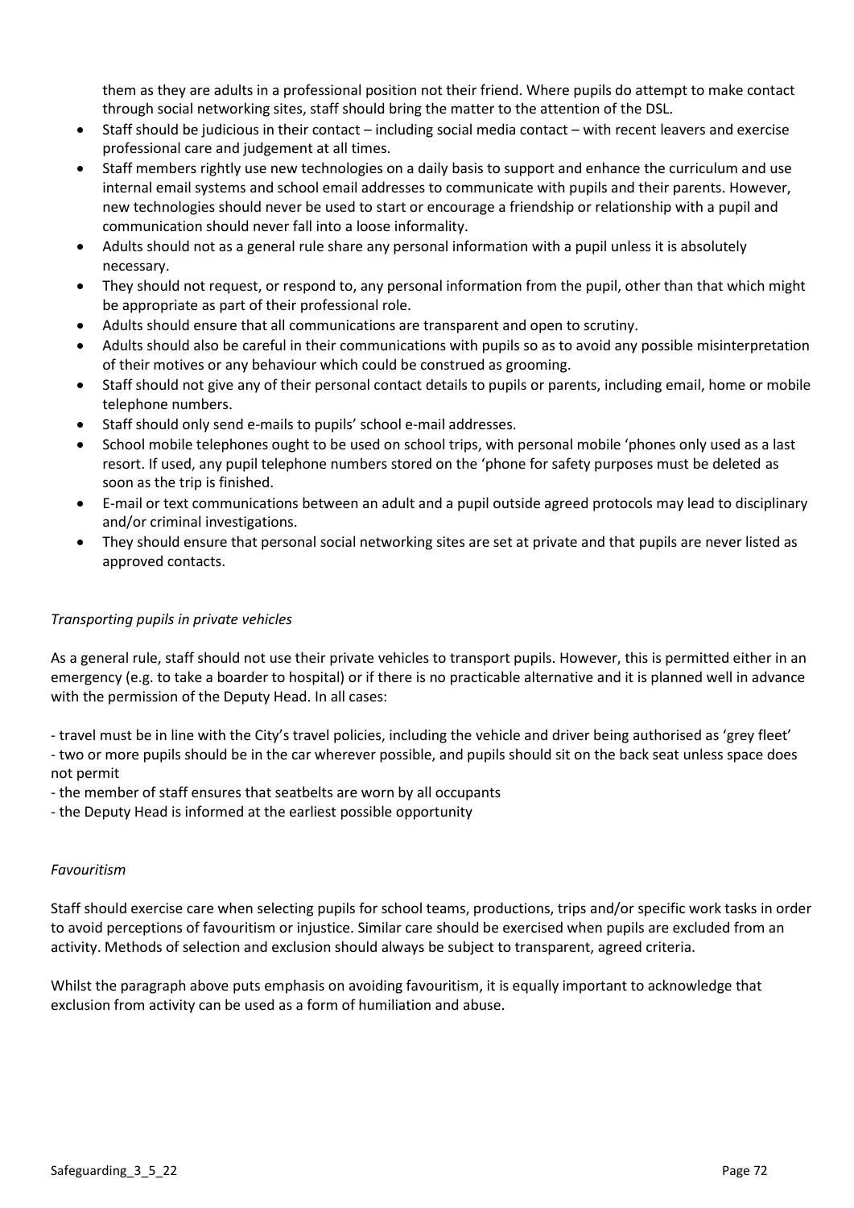them as they are adults in a professional position not their friend. Where pupils do attempt to make contact through social networking sites, staff should bring the matter to the attention of the DSL.

- Staff should be judicious in their contact – including social media contact – with recent leavers and exercise professional care and judgement at all times.
- Staff members rightly use new technologies on a daily basis to support and enhance the curriculum and use internal email systems and school email addresses to communicate with pupils and their parents. However, new technologies should never be used to start or encourage a friendship or relationship with a pupil and communication should never fall into a loose informality.
- Adults should not as a general rule share any personal information with a pupil unless it is absolutely necessary.
- They should not request, or respond to, any personal information from the pupil, other than that which might be appropriate as part of their professional role.
- Adults should ensure that all communications are transparent and open to scrutiny.
- Adults should also be careful in their communications with pupils so as to avoid any possible misinterpretation of their motives or any behaviour which could be construed as grooming.
- Staff should not give any of their personal contact details to pupils or parents, including email, home or mobile telephone numbers.
- Staff should only send e-mails to pupils' school e-mail addresses.
- School mobile telephones ought to be used on school trips, with personal mobile 'phones only used as a last resort. If used, any pupil telephone numbers stored on the 'phone for safety purposes must be deleted as soon as the trip is finished.
- E-mail or text communications between an adult and a pupil outside agreed protocols may lead to disciplinary and/or criminal investigations.
- They should ensure that personal social networking sites are set at private and that pupils are never listed as approved contacts.

*Transporting pupils in private vehicles*

As a general rule, staff should not use their private vehicles to transport pupils. However, this is permitted either in an emergency (e.g. to take a boarder to hospital) or if there is no practicable alternative and it is planned well in advance with the permission of the Deputy Head. In all cases:

- travel must be in line with the City's travel policies, including the vehicle and driver being authorised as 'grey fleet'
- two or more pupils should be in the car wherever possible, and pupils should sit on the back seat unless space does not permit
- the member of staff ensures that seatbelts are worn by all occupants
- the Deputy Head is informed at the earliest possible opportunity

*Favouritism*

Staff should exercise care when selecting pupils for school teams, productions, trips and/or specific work tasks in order to avoid perceptions of favouritism or injustice. Similar care should be exercised when pupils are excluded from an activity. Methods of selection and exclusion should always be subject to transparent, agreed criteria.

Whilst the paragraph above puts emphasis on avoiding favouritism, it is equally important to acknowledge that exclusion from activity can be used as a form of humiliation and abuse.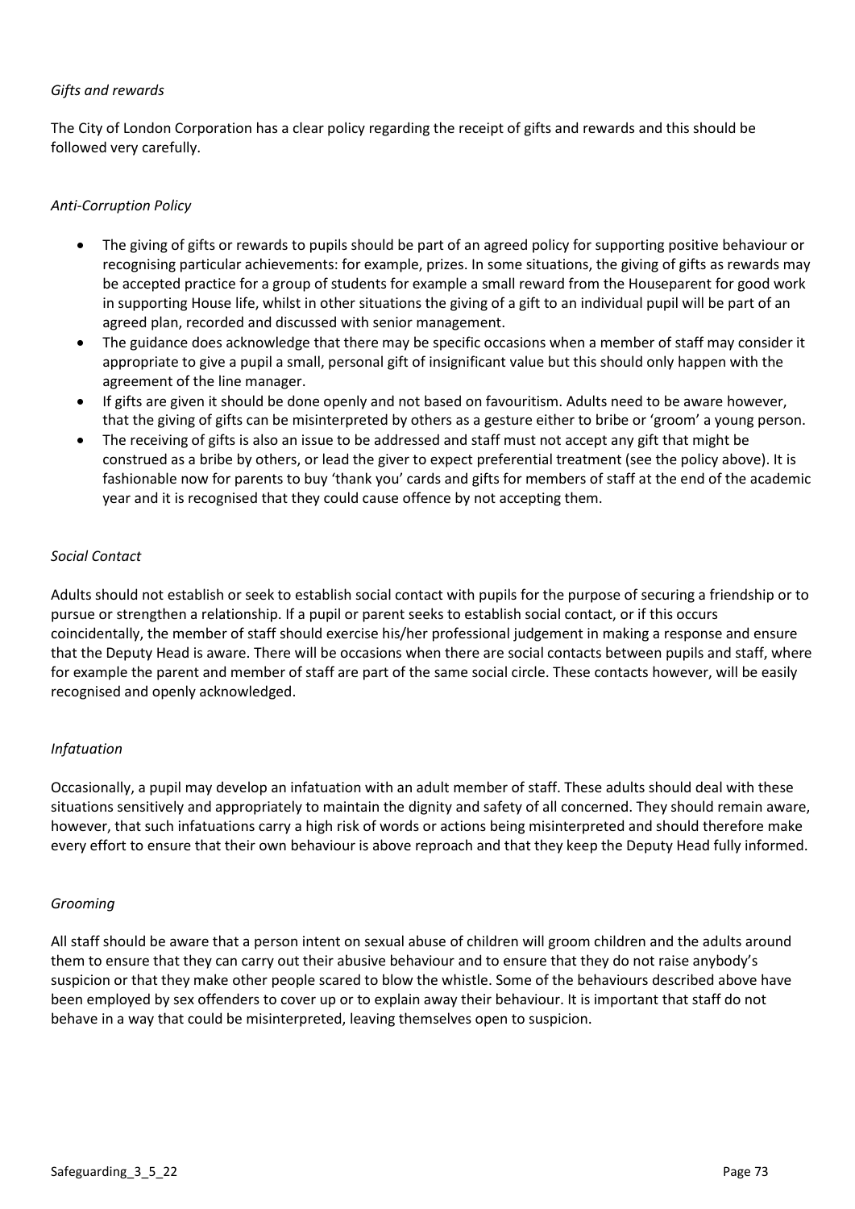*Gifts and rewards*

The City of London Corporation has a clear policy regarding the receipt of gifts and rewards and this should be followed very carefully.

*Anti-Corruption Policy*

- The giving of gifts or rewards to pupils should be part of an agreed policy for supporting positive behaviour or recognising particular achievements: for example, prizes. In some situations, the giving of gifts as rewards may be accepted practice for a group of students for example a small reward from the Houseparent for good work in supporting House life, whilst in other situations the giving of a gift to an individual pupil will be part of an agreed plan, recorded and discussed with senior management.
- The guidance does acknowledge that there may be specific occasions when a member of staff may consider it appropriate to give a pupil a small, personal gift of insignificant value but this should only happen with the agreement of the line manager.
- If gifts are given it should be done openly and not based on favouritism. Adults need to be aware however, that the giving of gifts can be misinterpreted by others as a gesture either to bribe or 'groom' a young person.
- The receiving of gifts is also an issue to be addressed and staff must not accept any gift that might be construed as a bribe by others, or lead the giver to expect preferential treatment (see the policy above). It is fashionable now for parents to buy 'thank you' cards and gifts for members of staff at the end of the academic year and it is recognised that they could cause offence by not accepting them.

*Social Contact*

Adults should not establish or seek to establish social contact with pupils for the purpose of securing a friendship or to pursue or strengthen a relationship. If a pupil or parent seeks to establish social contact, or if this occurs coincidentally, the member of staff should exercise his/her professional judgement in making a response and ensure that the Deputy Head is aware. There will be occasions when there are social contacts between pupils and staff, where for example the parent and member of staff are part of the same social circle. These contacts however, will be easily recognised and openly acknowledged.

*Infatuation*

Occasionally, a pupil may develop an infatuation with an adult member of staff. These adults should deal with these situations sensitively and appropriately to maintain the dignity and safety of all concerned. They should remain aware, however, that such infatuations carry a high risk of words or actions being misinterpreted and should therefore make every effort to ensure that their own behaviour is above reproach and that they keep the Deputy Head fully informed.

*Grooming*

All staff should be aware that a person intent on sexual abuse of children will groom children and the adults around them to ensure that they can carry out their abusive behaviour and to ensure that they do not raise anybody's suspicion or that they make other people scared to blow the whistle. Some of the behaviours described above have been employed by sex offenders to cover up or to explain away their behaviour. It is important that staff do not behave in a way that could be misinterpreted, leaving themselves open to suspicion.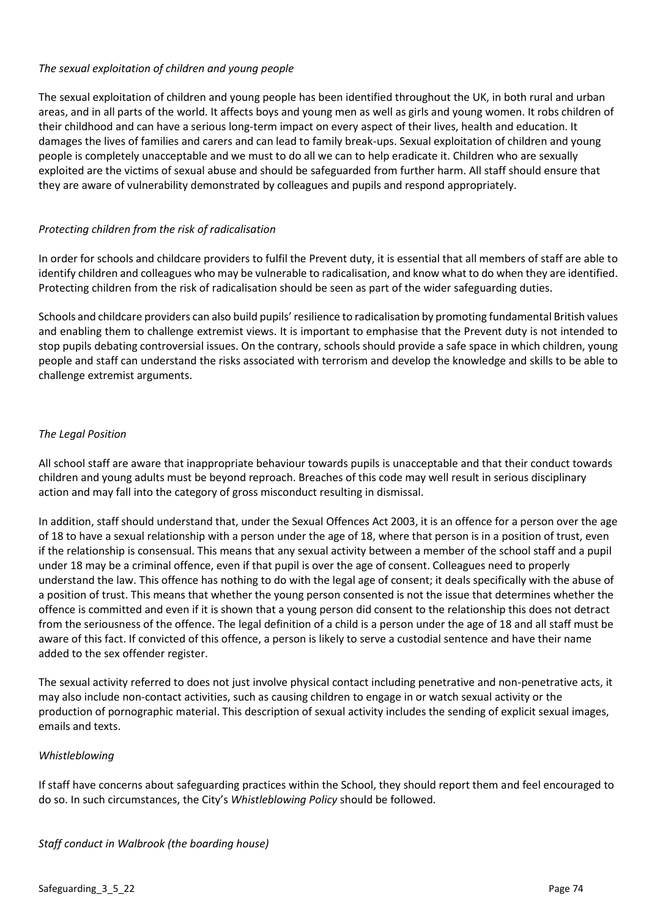*The sexual exploitation of children and young people*

The sexual exploitation of children and young people has been identified throughout the UK, in both rural and urban areas, and in all parts of the world. It affects boys and young men as well as girls and young women. It robs children of their childhood and can have a serious long-term impact on every aspect of their lives, health and education. It damages the lives of families and carers and can lead to family break-ups. Sexual exploitation of children and young people is completely unacceptable and we must to do all we can to help eradicate it. Children who are sexually exploited are the victims of sexual abuse and should be safeguarded from further harm. All staff should ensure that they are aware of vulnerability demonstrated by colleagues and pupils and respond appropriately.

*Protecting children from the risk of radicalisation*

In order for schools and childcare providers to fulfil the Prevent duty, it is essential that all members of staff are able to identify children and colleagues who may be vulnerable to radicalisation, and know what to do when they are identified. Protecting children from the risk of radicalisation should be seen as part of the wider safeguarding duties.

Schools and childcare providers can also build pupils' resilience to radicalisation by promoting fundamental British values and enabling them to challenge extremist views. It is important to emphasise that the Prevent duty is not intended to stop pupils debating controversial issues. On the contrary, schools should provide a safe space in which children, young people and staff can understand the risks associated with terrorism and develop the knowledge and skills to be able to challenge extremist arguments.

*The Legal Position*

All school staff are aware that inappropriate behaviour towards pupils is unacceptable and that their conduct towards children and young adults must be beyond reproach. Breaches of this code may well result in serious disciplinary action and may fall into the category of gross misconduct resulting in dismissal.

In addition, staff should understand that, under the Sexual Offences Act 2003, it is an offence for a person over the age of 18 to have a sexual relationship with a person under the age of 18, where that person is in a position of trust, even if the relationship is consensual. This means that any sexual activity between a member of the school staff and a pupil under 18 may be a criminal offence, even if that pupil is over the age of consent. Colleagues need to properly understand the law. This offence has nothing to do with the legal age of consent; it deals specifically with the abuse of a position of trust. This means that whether the young person consented is not the issue that determines whether the offence is committed and even if it is shown that a young person did consent to the relationship this does not detract from the seriousness of the offence. The legal definition of a child is a person under the age of 18 and all staff must be aware of this fact. If convicted of this offence, a person is likely to serve a custodial sentence and have their name added to the sex offender register.

The sexual activity referred to does not just involve physical contact including penetrative and non-penetrative acts, it may also include non-contact activities, such as causing children to engage in or watch sexual activity or the production of pornographic material. This description of sexual activity includes the sending of explicit sexual images, emails and texts.

*Whistleblowing*

If staff have concerns about safeguarding practices within the School, they should report them and feel encouraged to do so. In such circumstances, the City's *Whistleblowing Policy* should be followed.

*Staff conduct in Walbrook (the boarding house)*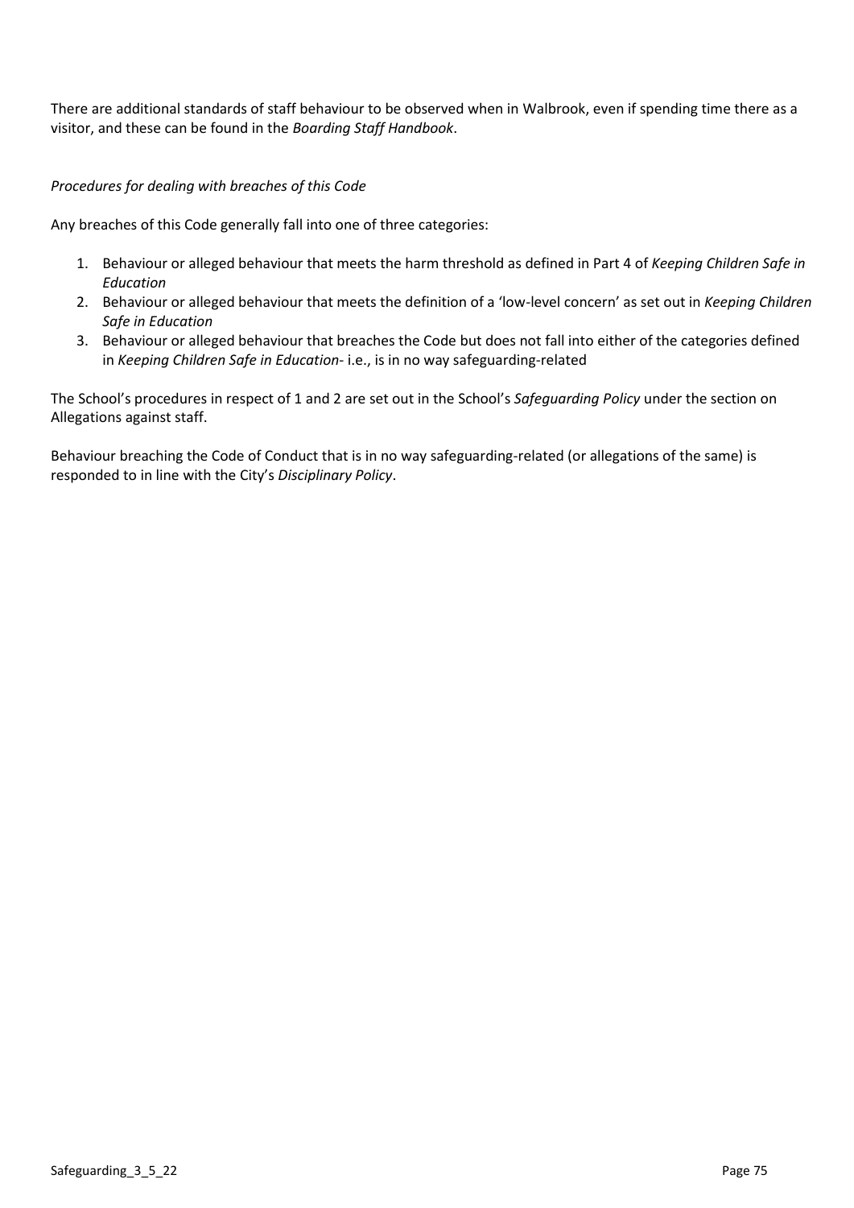There are additional standards of staff behaviour to be observed when in Walbrook, even if spending time there as a visitor, and these can be found in the *Boarding Staff Handbook*.

*Procedures for dealing with breaches of this Code*

Any breaches of this Code generally fall into one of three categories:

1. Behaviour or alleged behaviour that meets the harm threshold as defined in Part 4 of *Keeping Children Safe in Education*
2. Behaviour or alleged behaviour that meets the definition of a 'low-level concern' as set out in *Keeping Children Safe in Education*
3. Behaviour or alleged behaviour that breaches the Code but does not fall into either of the categories defined in *Keeping Children Safe in Education*- i.e., is in no way safeguarding-related

The School's procedures in respect of 1 and 2 are set out in the School's *Safeguarding Policy* under the section on Allegations against staff.

Behaviour breaching the Code of Conduct that is in no way safeguarding-related (or allegations of the same) is responded to in line with the City's *Disciplinary Policy*.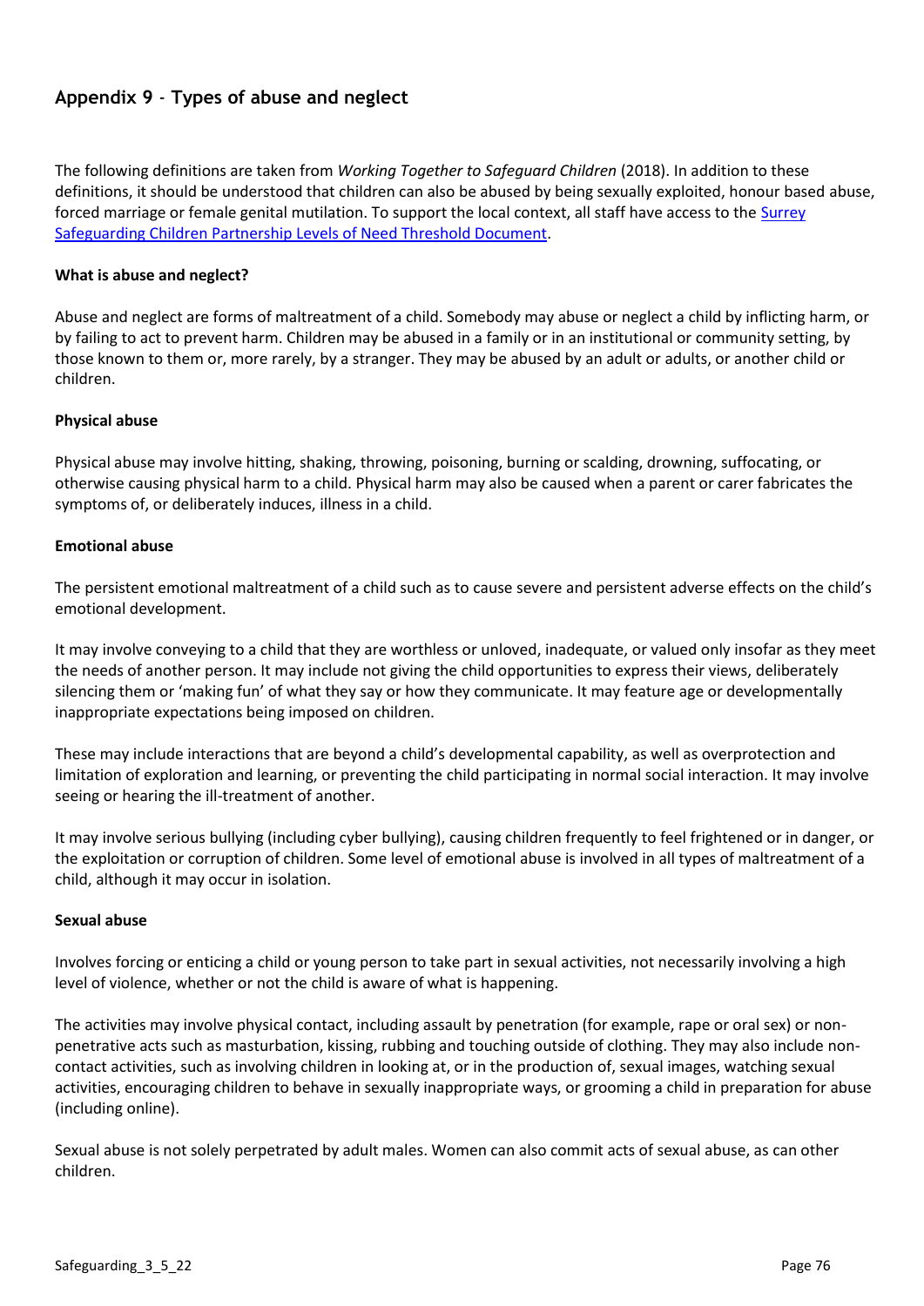## Appendix 9 - Types of abuse and neglect

The following definitions are taken from *Working Together to Safeguard Children* (2018). In addition to these definitions, it should be understood that children can also be abused by being sexually exploited, honour based abuse, forced marriage or female genital mutilation. To support the local context, all staff have access to the [Surrey Safeguarding Children Partnership Levels of Need Threshold Document](#).

**What is abuse and neglect?**

Abuse and neglect are forms of maltreatment of a child. Somebody may abuse or neglect a child by inflicting harm, or by failing to act to prevent harm. Children may be abused in a family or in an institutional or community setting, by those known to them or, more rarely, by a stranger. They may be abused by an adult or adults, or another child or children.

**Physical abuse**

Physical abuse may involve hitting, shaking, throwing, poisoning, burning or scalding, drowning, suffocating, or otherwise causing physical harm to a child. Physical harm may also be caused when a parent or carer fabricates the symptoms of, or deliberately induces, illness in a child.

**Emotional abuse**

The persistent emotional maltreatment of a child such as to cause severe and persistent adverse effects on the child's emotional development.

It may involve conveying to a child that they are worthless or unloved, inadequate, or valued only insofar as they meet the needs of another person. It may include not giving the child opportunities to express their views, deliberately silencing them or 'making fun' of what they say or how they communicate. It may feature age or developmentally inappropriate expectations being imposed on children.

These may include interactions that are beyond a child's developmental capability, as well as overprotection and limitation of exploration and learning, or preventing the child participating in normal social interaction. It may involve seeing or hearing the ill-treatment of another.

It may involve serious bullying (including cyber bullying), causing children frequently to feel frightened or in danger, or the exploitation or corruption of children. Some level of emotional abuse is involved in all types of maltreatment of a child, although it may occur in isolation.

**Sexual abuse**

Involves forcing or enticing a child or young person to take part in sexual activities, not necessarily involving a high level of violence, whether or not the child is aware of what is happening.

The activities may involve physical contact, including assault by penetration (for example, rape or oral sex) or non-penetrative acts such as masturbation, kissing, rubbing and touching outside of clothing. They may also include non-contact activities, such as involving children in looking at, or in the production of, sexual images, watching sexual activities, encouraging children to behave in sexually inappropriate ways, or grooming a child in preparation for abuse (including online).

Sexual abuse is not solely perpetrated by adult males. Women can also commit acts of sexual abuse, as can other children.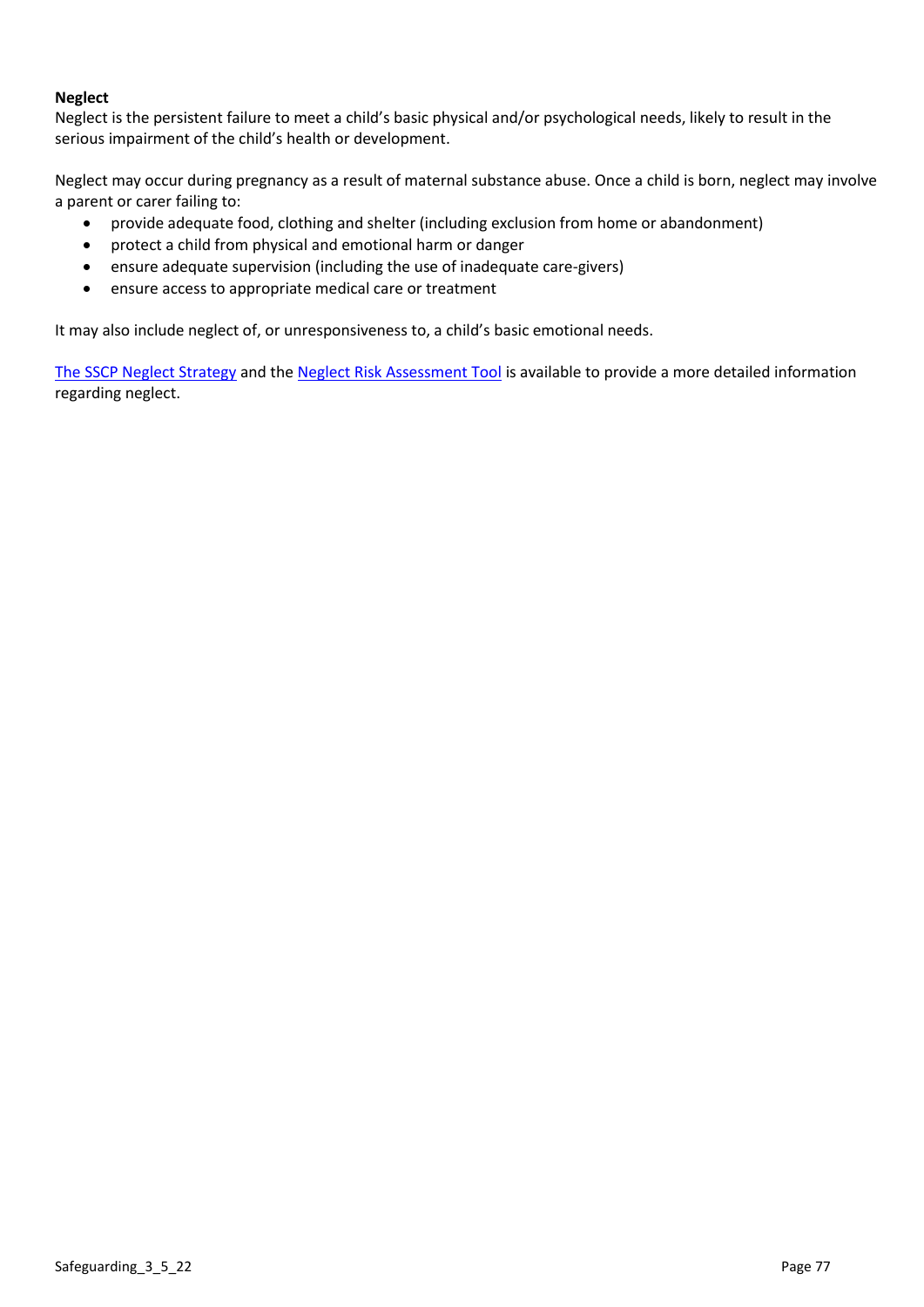**Neglect**

Neglect is the persistent failure to meet a child's basic physical and/or psychological needs, likely to result in the serious impairment of the child's health or development.

Neglect may occur during pregnancy as a result of maternal substance abuse. Once a child is born, neglect may involve a parent or carer failing to:

- provide adequate food, clothing and shelter (including exclusion from home or abandonment)
- protect a child from physical and emotional harm or danger
- ensure adequate supervision (including the use of inadequate care-givers)
- ensure access to appropriate medical care or treatment

It may also include neglect of, or unresponsiveness to, a child's basic emotional needs.

The SSCP Neglect Strategy and the Neglect Risk Assessment Tool is available to provide a more detailed information regarding neglect.